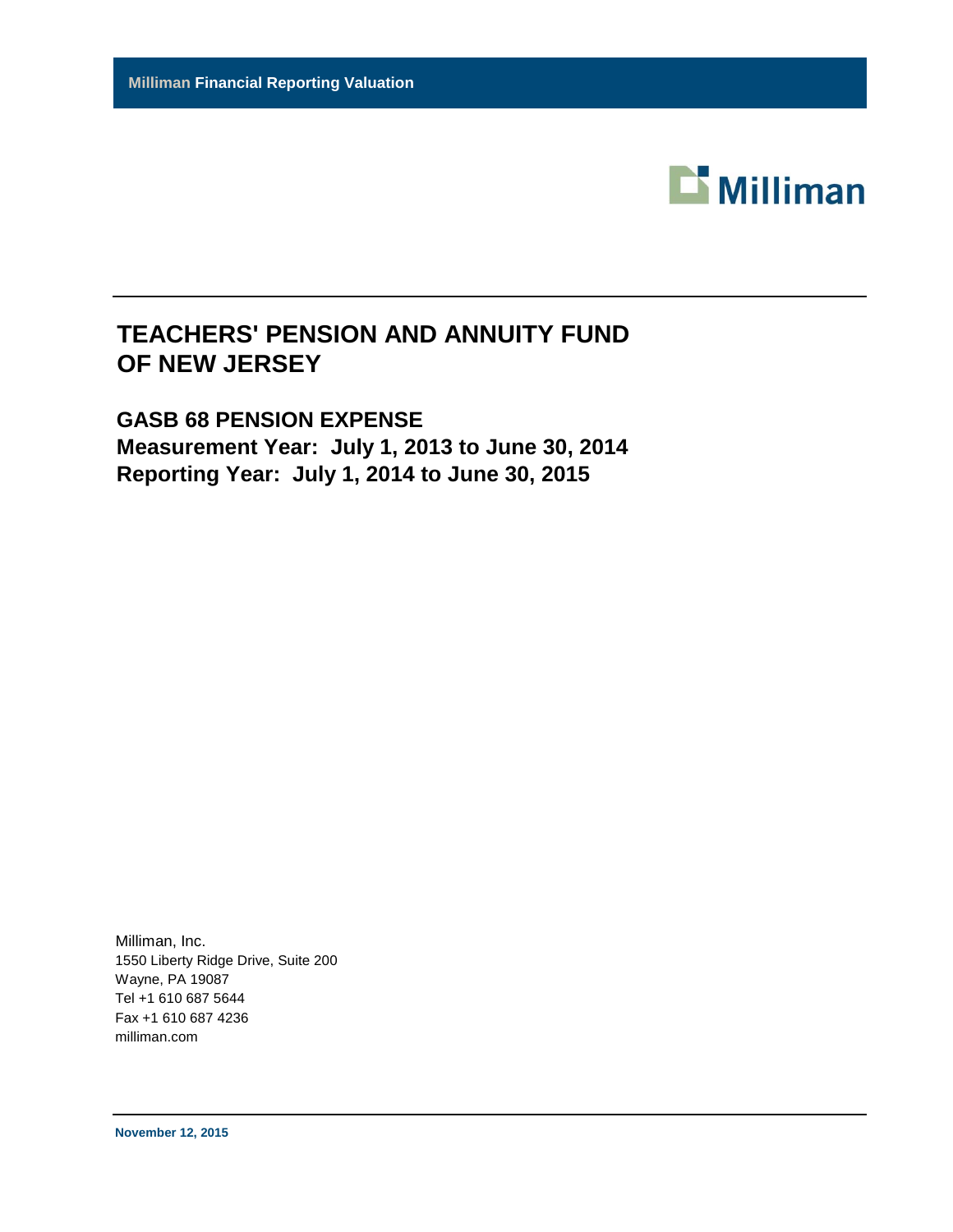**Milliman Financial Reporting Valuation**

Milliman

# TEACHERS' PENSION AND ANNUITY FUND OF NEW JERSEY

## GASB 68 PENSION EXPENSE
## Measurement Year: July 1, 2013 to June 30, 2014
## Reporting Year: July 1, 2014 to June 30, 2015

Milliman, Inc.
1550 Liberty Ridge Drive, Suite 200
Wayne, PA 19087
Tel +1 610 687 5644
Fax +1 610 687 4236
milliman.com

**November 12, 2015**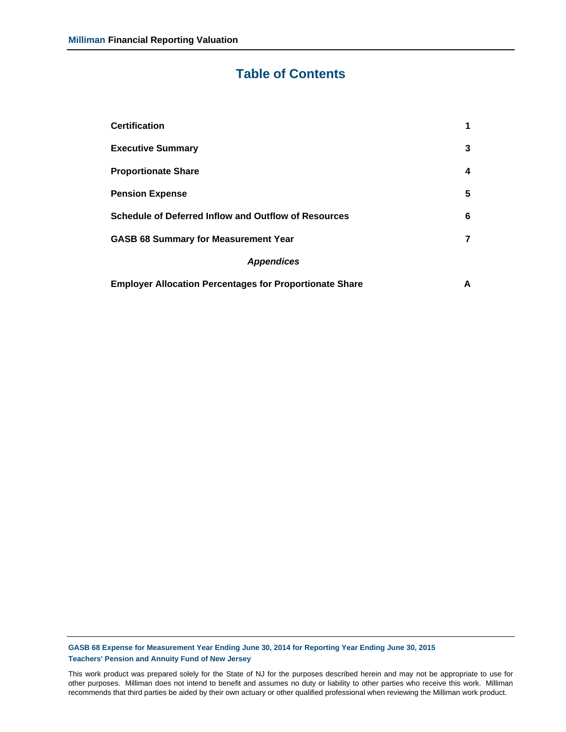# Table of Contents

| | |
|---|---|
| **Certification** | **1** |
| **Executive Summary** | **3** |
| **Proportionate Share** | **4** |
| **Pension Expense** | **5** |
| **Schedule of Deferred Inflow and Outflow of Resources** | **6** |
| **GASB 68 Summary for Measurement Year** | **7** |
| ***Appendices*** | |
| **Employer Allocation Percentages for Proportionate Share** | **A** |

**GASB 68 Expense for Measurement Year Ending June 30, 2014 for Reporting Year Ending June 30, 2015**
**Teachers' Pension and Annuity Fund of New Jersey**

This work product was prepared solely for the State of NJ for the purposes described herein and may not be appropriate to use for other purposes. Milliman does not intend to benefit and assumes no duty or liability to other parties who receive this work. Milliman recommends that third parties be aided by their own actuary or other qualified professional when reviewing the Milliman work product.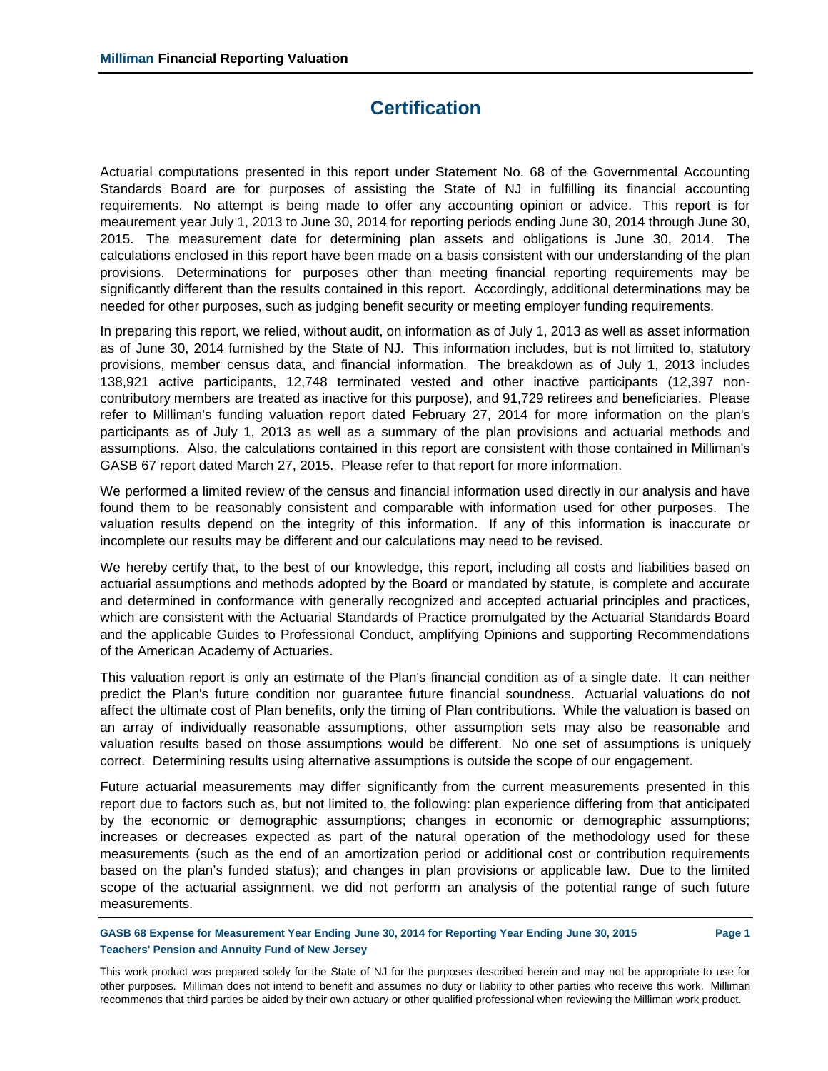# Certification

Actuarial computations presented in this report under Statement No. 68 of the Governmental Accounting Standards Board are for purposes of assisting the State of NJ in fulfilling its financial accounting requirements. No attempt is being made to offer any accounting opinion or advice. This report is for meaurement year July 1, 2013 to June 30, 2014 for reporting periods ending June 30, 2014 through June 30, 2015. The measurement date for determining plan assets and obligations is June 30, 2014. The calculations enclosed in this report have been made on a basis consistent with our understanding of the plan provisions. Determinations for purposes other than meeting financial reporting requirements may be significantly different than the results contained in this report. Accordingly, additional determinations may be needed for other purposes, such as judging benefit security or meeting employer funding requirements.

In preparing this report, we relied, without audit, on information as of July 1, 2013 as well as asset information as of June 30, 2014 furnished by the State of NJ. This information includes, but is not limited to, statutory provisions, member census data, and financial information. The breakdown as of July 1, 2013 includes 138,921 active participants, 12,748 terminated vested and other inactive participants (12,397 non-contributory members are treated as inactive for this purpose), and 91,729 retirees and beneficiaries. Please refer to Milliman's funding valuation report dated February 27, 2014 for more information on the plan's participants as of July 1, 2013 as well as a summary of the plan provisions and actuarial methods and assumptions. Also, the calculations contained in this report are consistent with those contained in Milliman's GASB 67 report dated March 27, 2015. Please refer to that report for more information.

We performed a limited review of the census and financial information used directly in our analysis and have found them to be reasonably consistent and comparable with information used for other purposes. The valuation results depend on the integrity of this information. If any of this information is inaccurate or incomplete our results may be different and our calculations may need to be revised.

We hereby certify that, to the best of our knowledge, this report, including all costs and liabilities based on actuarial assumptions and methods adopted by the Board or mandated by statute, is complete and accurate and determined in conformance with generally recognized and accepted actuarial principles and practices, which are consistent with the Actuarial Standards of Practice promulgated by the Actuarial Standards Board and the applicable Guides to Professional Conduct, amplifying Opinions and supporting Recommendations of the American Academy of Actuaries.

This valuation report is only an estimate of the Plan's financial condition as of a single date. It can neither predict the Plan's future condition nor guarantee future financial soundness. Actuarial valuations do not affect the ultimate cost of Plan benefits, only the timing of Plan contributions. While the valuation is based on an array of individually reasonable assumptions, other assumption sets may also be reasonable and valuation results based on those assumptions would be different. No one set of assumptions is uniquely correct. Determining results using alternative assumptions is outside the scope of our engagement.

Future actuarial measurements may differ significantly from the current measurements presented in this report due to factors such as, but not limited to, the following: plan experience differing from that anticipated by the economic or demographic assumptions; changes in economic or demographic assumptions; increases or decreases expected as part of the natural operation of the methodology used for these measurements (such as the end of an amortization period or additional cost or contribution requirements based on the plan's funded status); and changes in plan provisions or applicable law. Due to the limited scope of the actuarial assignment, we did not perform an analysis of the potential range of such future measurements.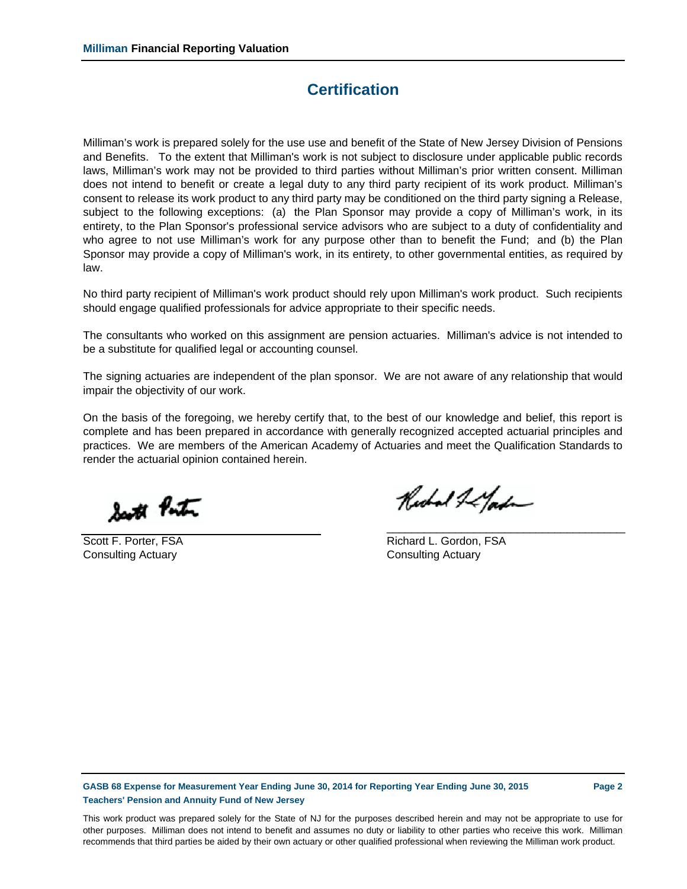# Certification

Milliman's work is prepared solely for the use use and benefit of the State of New Jersey Division of Pensions and Benefits. To the extent that Milliman's work is not subject to disclosure under applicable public records laws, Milliman's work may not be provided to third parties without Milliman's prior written consent. Milliman does not intend to benefit or create a legal duty to any third party recipient of its work product. Milliman's consent to release its work product to any third party may be conditioned on the third party signing a Release, subject to the following exceptions: (a) the Plan Sponsor may provide a copy of Milliman's work, in its entirety, to the Plan Sponsor's professional service advisors who are subject to a duty of confidentiality and who agree to not use Milliman's work for any purpose other than to benefit the Fund; and (b) the Plan Sponsor may provide a copy of Milliman's work, in its entirety, to other governmental entities, as required by law.

No third party recipient of Milliman's work product should rely upon Milliman's work product. Such recipients should engage qualified professionals for advice appropriate to their specific needs.

The consultants who worked on this assignment are pension actuaries. Milliman's advice is not intended to be a substitute for qualified legal or accounting counsel.

The signing actuaries are independent of the plan sponsor. We are not aware of any relationship that would impair the objectivity of our work.

On the basis of the foregoing, we hereby certify that, to the best of our knowledge and belief, this report is complete and has been prepared in accordance with generally recognized accepted actuarial principles and practices. We are members of the American Academy of Actuaries and meet the Qualification Standards to render the actuarial opinion contained herein.

Scott F. Porter, FSA
Consulting Actuary

Richard L. Gordon, FSA
Consulting Actuary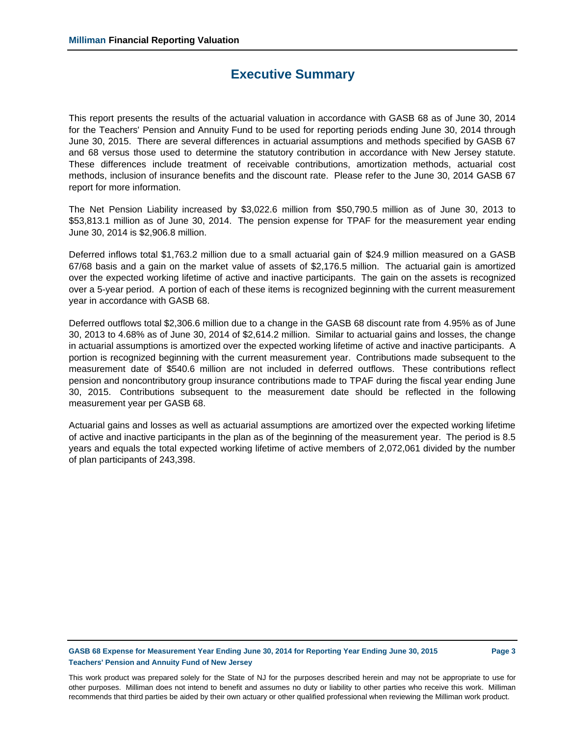# Executive Summary

This report presents the results of the actuarial valuation in accordance with GASB 68 as of June 30, 2014 for the Teachers' Pension and Annuity Fund to be used for reporting periods ending June 30, 2014 through June 30, 2015. There are several differences in actuarial assumptions and methods specified by GASB 67 and 68 versus those used to determine the statutory contribution in accordance with New Jersey statute. These differences include treatment of receivable contributions, amortization methods, actuarial cost methods, inclusion of insurance benefits and the discount rate. Please refer to the June 30, 2014 GASB 67 report for more information.

The Net Pension Liability increased by $3,022.6 million from $50,790.5 million as of June 30, 2013 to $53,813.1 million as of June 30, 2014. The pension expense for TPAF for the measurement year ending June 30, 2014 is $2,906.8 million.

Deferred inflows total $1,763.2 million due to a small actuarial gain of $24.9 million measured on a GASB 67/68 basis and a gain on the market value of assets of $2,176.5 million. The actuarial gain is amortized over the expected working lifetime of active and inactive participants. The gain on the assets is recognized over a 5-year period. A portion of each of these items is recognized beginning with the current measurement year in accordance with GASB 68.

Deferred outflows total $2,306.6 million due to a change in the GASB 68 discount rate from 4.95% as of June 30, 2013 to 4.68% as of June 30, 2014 of $2,614.2 million. Similar to actuarial gains and losses, the change in actuarial assumptions is amortized over the expected working lifetime of active and inactive participants. A portion is recognized beginning with the current measurement year. Contributions made subsequent to the measurement date of $540.6 million are not included in deferred outflows. These contributions reflect pension and noncontributory group insurance contributions made to TPAF during the fiscal year ending June 30, 2015. Contributions subsequent to the measurement date should be reflected in the following measurement year per GASB 68.

Actuarial gains and losses as well as actuarial assumptions are amortized over the expected working lifetime of active and inactive participants in the plan as of the beginning of the measurement year. The period is 8.5 years and equals the total expected working lifetime of active members of 2,072,061 divided by the number of plan participants of 243,398.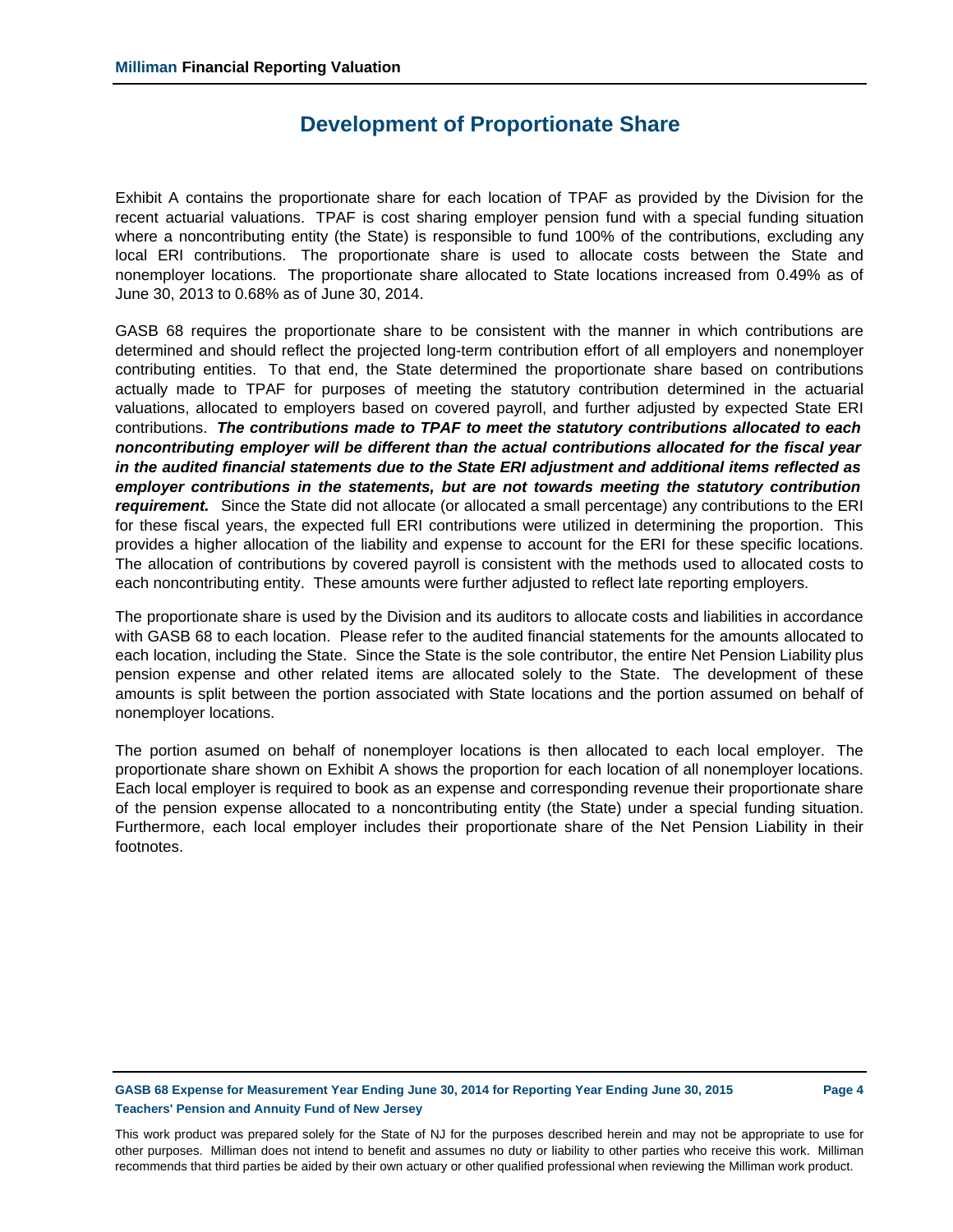# Development of Proportionate Share

Exhibit A contains the proportionate share for each location of TPAF as provided by the Division for the recent actuarial valuations. TPAF is cost sharing employer pension fund with a special funding situation where a noncontributing entity (the State) is responsible to fund 100% of the contributions, excluding any local ERI contributions. The proportionate share is used to allocate costs between the State and nonemployer locations. The proportionate share allocated to State locations increased from 0.49% as of June 30, 2013 to 0.68% as of June 30, 2014.

GASB 68 requires the proportionate share to be consistent with the manner in which contributions are determined and should reflect the projected long-term contribution effort of all employers and nonemployer contributing entities. To that end, the State determined the proportionate share based on contributions actually made to TPAF for purposes of meeting the statutory contribution determined in the actuarial valuations, allocated to employers based on covered payroll, and further adjusted by expected State ERI contributions. ***The contributions made to TPAF to meet the statutory contributions allocated to each noncontributing employer will be different than the actual contributions allocated for the fiscal year in the audited financial statements due to the State ERI adjustment and additional items reflected as employer contributions in the statements, but are not towards meeting the statutory contribution requirement.*** Since the State did not allocate (or allocated a small percentage) any contributions to the ERI for these fiscal years, the expected full ERI contributions were utilized in determining the proportion. This provides a higher allocation of the liability and expense to account for the ERI for these specific locations. The allocation of contributions by covered payroll is consistent with the methods used to allocated costs to each noncontributing entity. These amounts were further adjusted to reflect late reporting employers.

The proportionate share is used by the Division and its auditors to allocate costs and liabilities in accordance with GASB 68 to each location. Please refer to the audited financial statements for the amounts allocated to each location, including the State. Since the State is the sole contributor, the entire Net Pension Liability plus pension expense and other related items are allocated solely to the State. The development of these amounts is split between the portion associated with State locations and the portion assumed on behalf of nonemployer locations.

The portion asumed on behalf of nonemployer locations is then allocated to each local employer. The proportionate share shown on Exhibit A shows the proportion for each location of all nonemployer locations. Each local employer is required to book as an expense and corresponding revenue their proportionate share of the pension expense allocated to a noncontributing entity (the State) under a special funding situation. Furthermore, each local employer includes their proportionate share of the Net Pension Liability in their footnotes.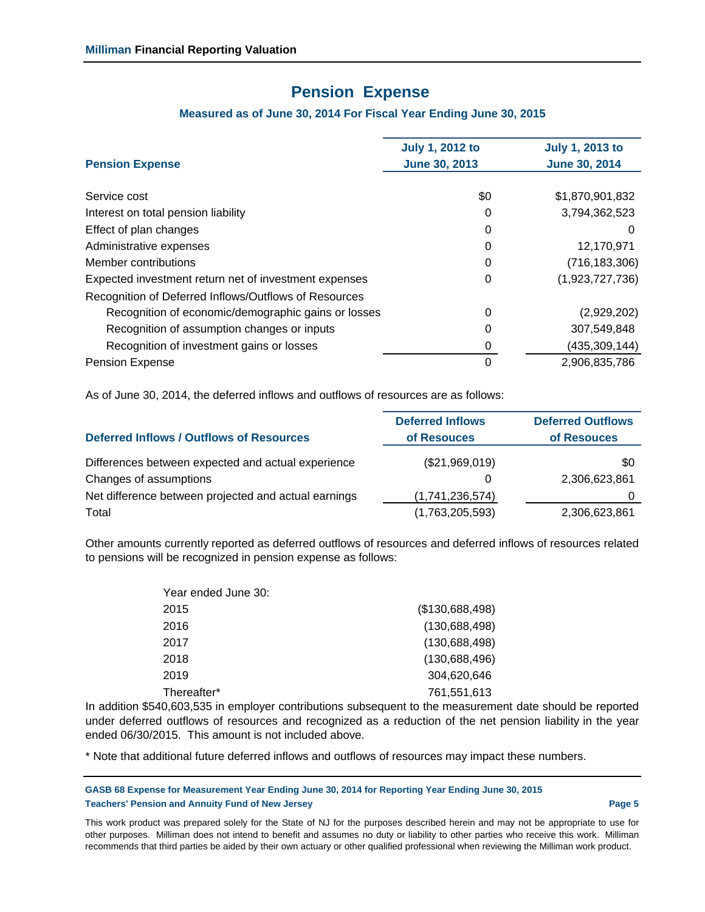# Pension Expense

### Measured as of June 30, 2014 For Fiscal Year Ending June 30, 2015

| Pension Expense | July 1, 2012 to June 30, 2013 | July 1, 2013 to June 30, 2014 |
|---|---|---|
| Service cost | $0 | $1,870,901,832 |
| Interest on total pension liability | 0 | 3,794,362,523 |
| Effect of plan changes | 0 | 0 |
| Administrative expenses | 0 | 12,170,971 |
| Member contributions | 0 | (716,183,306) |
| Expected investment return net of investment expenses | 0 | (1,923,727,736) |
| Recognition of Deferred Inflows/Outflows of Resources | | |
| Recognition of economic/demographic gains or losses | 0 | (2,929,202) |
| Recognition of assumption changes or inputs | 0 | 307,549,848 |
| Recognition of investment gains or losses | 0 | (435,309,144) |
| Pension Expense | 0 | 2,906,835,786 |

As of June 30, 2014, the deferred inflows and outflows of resources are as follows:

| Deferred Inflows / Outflows of Resources | Deferred Inflows of Resouces | Deferred Outflows of Resouces |
|---|---|---|
| Differences between expected and actual experience | ($21,969,019) | $0 |
| Changes of assumptions | 0 | 2,306,623,861 |
| Net difference between projected and actual earnings | (1,741,236,574) | 0 |
| Total | (1,763,205,593) | 2,306,623,861 |

Other amounts currently reported as deferred outflows of resources and deferred inflows of resources related to pensions will be recognized in pension expense as follows:

| Year ended June 30: | |
|---|---|
| 2015 | ($130,688,498) |
| 2016 | (130,688,498) |
| 2017 | (130,688,498) |
| 2018 | (130,688,496) |
| 2019 | 304,620,646 |
| Thereafter* | 761,551,613 |

In addition $540,603,535 in employer contributions subsequent to the measurement date should be reported under deferred outflows of resources and recognized as a reduction of the net pension liability in the year ended 06/30/2015. This amount is not included above.

* Note that additional future deferred inflows and outflows of resources may impact these numbers.

This work product was prepared solely for the State of NJ for the purposes described herein and may not be appropriate to use for other purposes. Milliman does not intend to benefit and assumes no duty or liability to other parties who receive this work. Milliman recommends that third parties be aided by their own actuary or other qualified professional when reviewing the Milliman work product.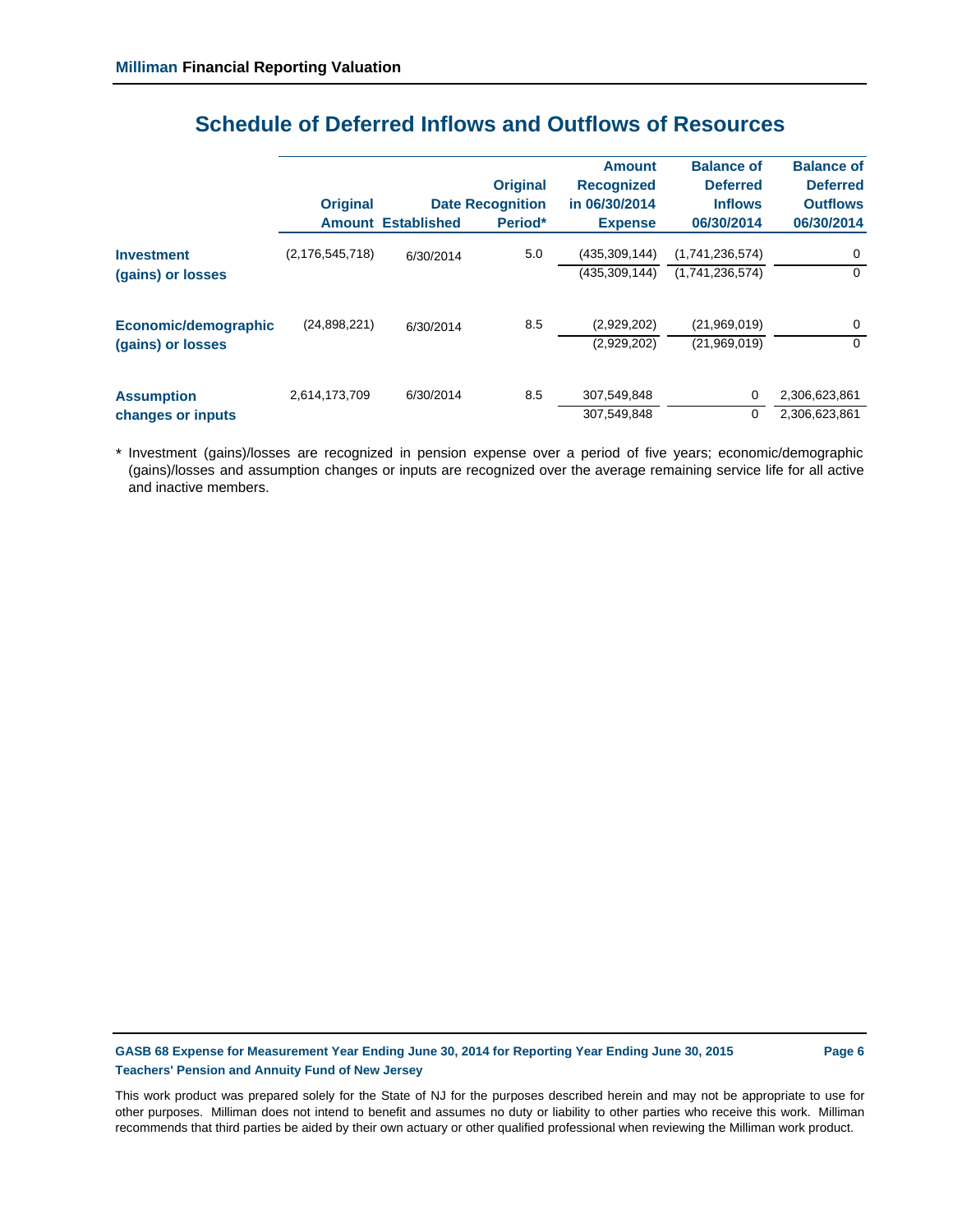## Schedule of Deferred Inflows and Outflows of Resources

| | Original Amount | Established | Original Date Recognition Period* | Amount Recognized in 06/30/2014 Expense | Balance of Deferred Inflows 06/30/2014 | Balance of Deferred Outflows 06/30/2014 |
|---|---|---|---|---|---|---|
| **Investment (gains) or losses** | (2,176,545,718) | 6/30/2014 | 5.0 | (435,309,144) | (1,741,236,574) | 0 |
| | | | | (435,309,144) | (1,741,236,574) | 0 |
| **Economic/demographic (gains) or losses** | (24,898,221) | 6/30/2014 | 8.5 | (2,929,202) | (21,969,019) | 0 |
| | | | | (2,929,202) | (21,969,019) | 0 |
| **Assumption changes or inputs** | 2,614,173,709 | 6/30/2014 | 8.5 | 307,549,848 | 0 | 2,306,623,861 |
| | | | | 307,549,848 | 0 | 2,306,623,861 |

* Investment (gains)/losses are recognized in pension expense over a period of five years; economic/demographic (gains)/losses and assumption changes or inputs are recognized over the average remaining service life for all active and inactive members.

This work product was prepared solely for the State of NJ for the purposes described herein and may not be appropriate to use for other purposes. Milliman does not intend to benefit and assumes no duty or liability to other parties who receive this work. Milliman recommends that third parties be aided by their own actuary or other qualified professional when reviewing the Milliman work product.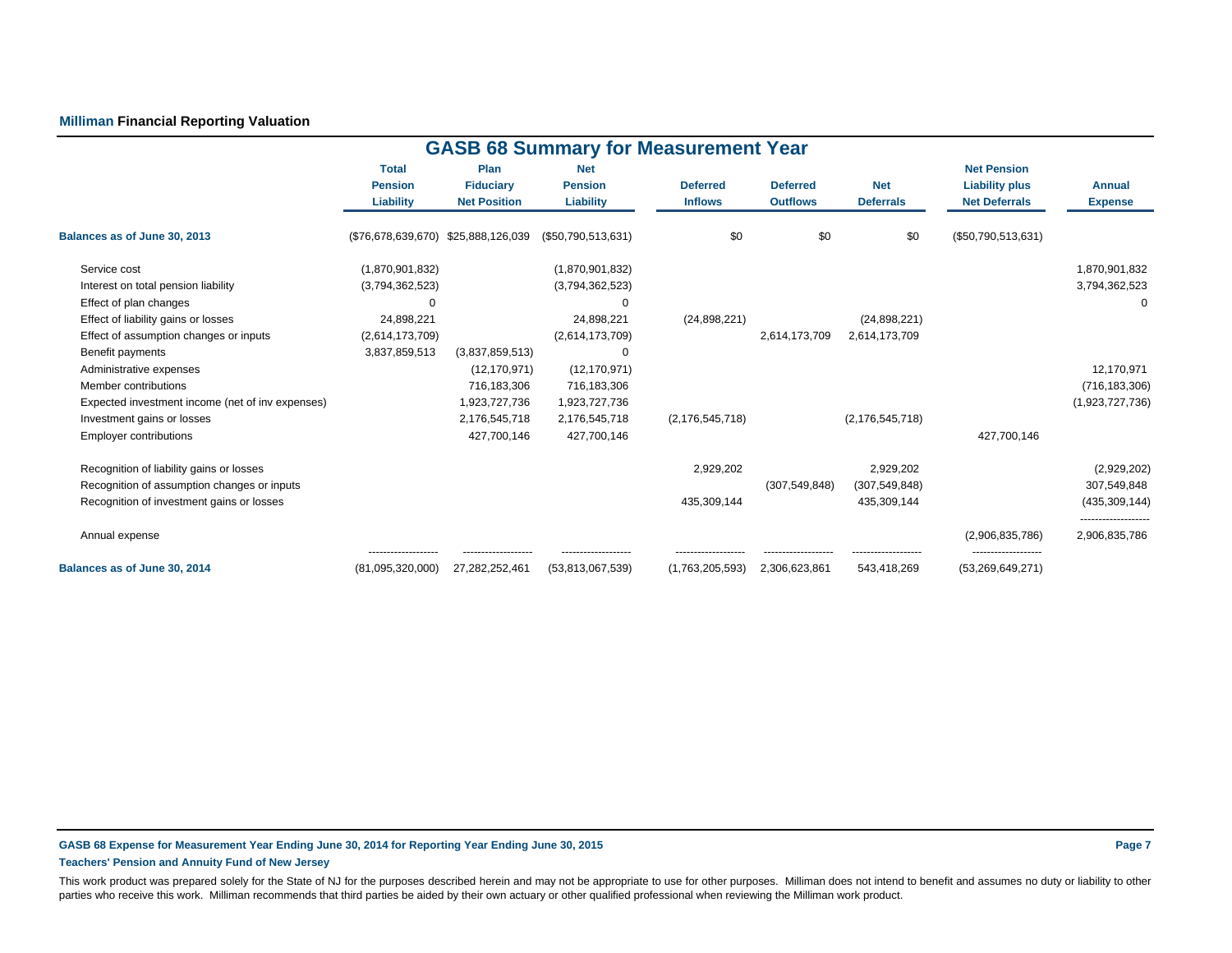**Milliman Financial Reporting Valuation**

## GASB 68 Summary for Measurement Year

| | Total Pension Liability | Plan Fiduciary Net Position | Net Pension Liability | Deferred Inflows | Deferred Outflows | Net Deferrals | Net Pension Liability plus Net Deferrals | Annual Expense |
|---|---|---|---|---|---|---|---|---|
| **Balances as of June 30, 2013** | ($76,678,639,670) | $25,888,126,039 | ($50,790,513,631) | $0 | $0 | $0 | ($50,790,513,631) | |
| Service cost | (1,870,901,832) | | (1,870,901,832) | | | | | 1,870,901,832 |
| Interest on total pension liability | (3,794,362,523) | | (3,794,362,523) | | | | | 3,794,362,523 |
| Effect of plan changes | 0 | | 0 | | | | | 0 |
| Effect of liability gains or losses | 24,898,221 | | 24,898,221 | (24,898,221) | | (24,898,221) | | |
| Effect of assumption changes or inputs | (2,614,173,709) | | (2,614,173,709) | | 2,614,173,709 | 2,614,173,709 | | |
| Benefit payments | 3,837,859,513 | (3,837,859,513) | 0 | | | | | |
| Administrative expenses | | (12,170,971) | (12,170,971) | | | | | 12,170,971 |
| Member contributions | | 716,183,306 | 716,183,306 | | | | | (716,183,306) |
| Expected investment income (net of inv expenses) | | 1,923,727,736 | 1,923,727,736 | | | | | (1,923,727,736) |
| Investment gains or losses | | 2,176,545,718 | 2,176,545,718 | (2,176,545,718) | | (2,176,545,718) | | |
| Employer contributions | | 427,700,146 | 427,700,146 | | | | 427,700,146 | |
| Recognition of liability gains or losses | | | | 2,929,202 | | 2,929,202 | | (2,929,202) |
| Recognition of assumption changes or inputs | | | | | (307,549,848) | (307,549,848) | | 307,549,848 |
| Recognition of investment gains or losses | | | | 435,309,144 | | 435,309,144 | | (435,309,144) |
| Annual expense | | | | | | | (2,906,835,786) | 2,906,835,786 |
| **Balances as of June 30, 2014** | (81,095,320,000) | 27,282,252,461 | (53,813,067,539) | (1,763,205,593) | 2,306,623,861 | 543,418,269 | (53,269,649,271) | |

**GASB 68 Expense for Measurement Year Ending June 30, 2014 for Reporting Year Ending June 30, 2015**

**Teachers' Pension and Annuity Fund of New Jersey**

This work product was prepared solely for the State of NJ for the purposes described herein and may not be appropriate to use for other purposes. Milliman does not intend to benefit and assumes no duty or liability to other parties who receive this work. Milliman recommends that third parties be aided by their own actuary or other qualified professional when reviewing the Milliman work product.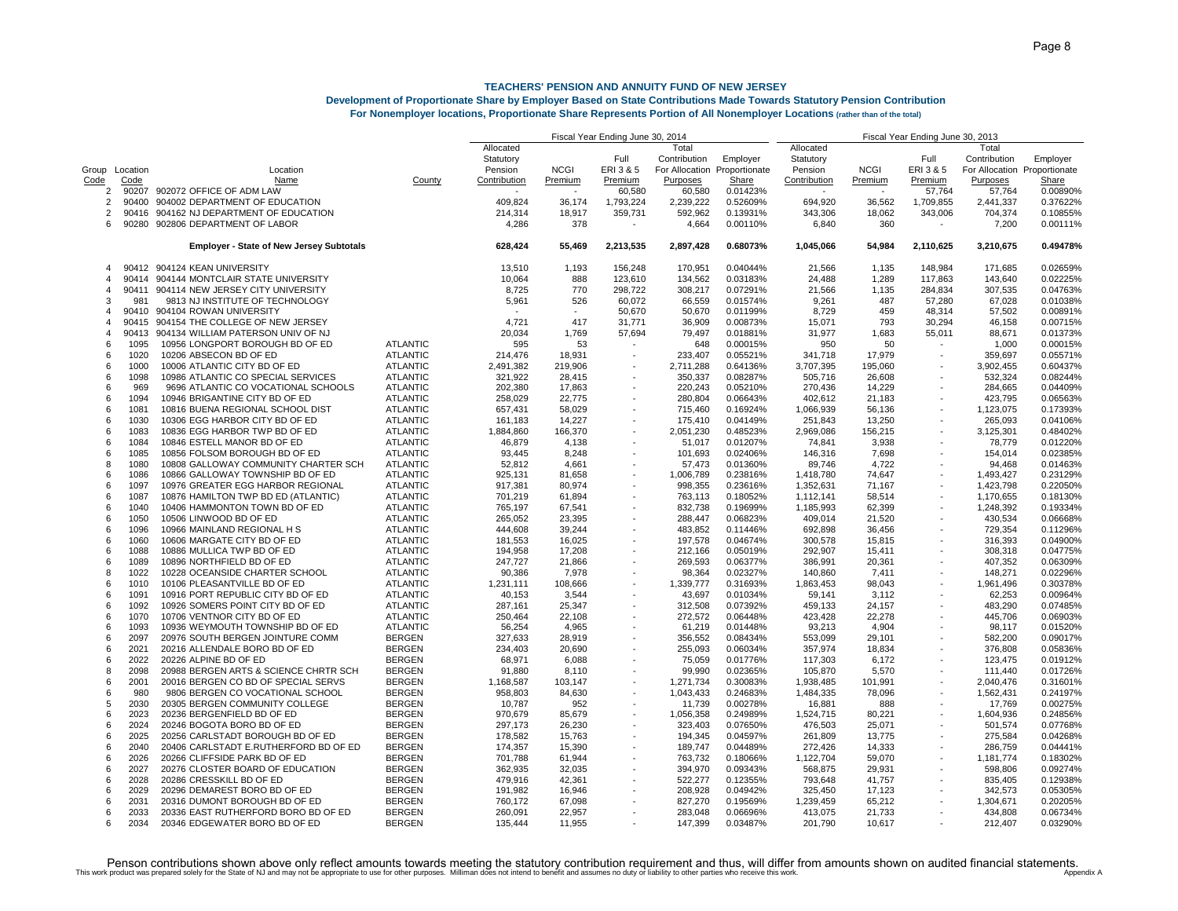# TEACHERS' PENSION AND ANNUITY FUND OF NEW JERSEY

## Development of Proportionate Share by Employer Based on State Contributions Made Towards Statutory Pension Contribution

### For Nonemployer locations, Proportionate Share Represents Portion of All Nonemployer Locations (rather than of the total)

| | | | | Fiscal Year Ending June 30, 2014 | | | | | Fiscal Year Ending June 30, 2013 | | | | |
|---|---|---|---|---|---|---|---|---|---|---|---|---|---|
| Group Code | Location Code | Location Name | County | Allocated Statutory Pension Contribution | NCGI Premium | Full ERI 3 & 5 Premium | Total Contribution For Allocation Purposes | Employer Proportionate Share | Allocated Statutory Pension Contribution | NCGI Premium | Full ERI 3 & 5 Premium | Total Contribution For Allocation Purposes | Employer Proportionate Share |
| 2 | 90207 | 902072 OFFICE OF ADM LAW | | - | - | 60,580 | 60,580 | 0.01423% | - | - | 57,764 | 57,764 | 0.00890% |
| 2 | 90400 | 904002 DEPARTMENT OF EDUCATION | | 409,824 | 36,174 | 1,793,224 | 2,239,222 | 0.52609% | 694,920 | 36,562 | 1,709,855 | 2,441,337 | 0.37622% |
| 2 | 90416 | 904162 NJ DEPARTMENT OF EDUCATION | | 214,314 | 18,917 | 359,731 | 592,962 | 0.13931% | 343,306 | 18,062 | 343,006 | 704,374 | 0.10855% |
| 6 | 90280 | 902806 DEPARTMENT OF LABOR | | 4,286 | 378 | - | 4,664 | 0.00110% | 6,840 | 360 | - | 7,200 | 0.00111% |
| | | **Employer - State of New Jersey Subtotals** | | **628,424** | **55,469** | **2,213,535** | **2,897,428** | **0.68073%** | **1,045,066** | **54,984** | **2,110,625** | **3,210,675** | **0.49478%** |
| 4 | 90412 | 904124 KEAN UNIVERSITY | | 13,510 | 1,193 | 156,248 | 170,951 | 0.04044% | 21,566 | 1,135 | 148,984 | 171,685 | 0.02659% |
| 4 | 90414 | 904144 MONTCLAIR STATE UNIVERSITY | | 10,064 | 888 | 123,610 | 134,562 | 0.03183% | 24,488 | 1,289 | 117,863 | 143,640 | 0.02225% |
| 4 | 90411 | 904114 NEW JERSEY CITY UNIVERSITY | | 8,725 | 770 | 298,722 | 308,217 | 0.07291% | 21,566 | 1,135 | 284,834 | 307,535 | 0.04763% |
| 3 | 981 | 9813 NJ INSTITUTE OF TECHNOLOGY | | 5,961 | 526 | 60,072 | 66,559 | 0.01574% | 9,261 | 487 | 57,280 | 67,028 | 0.01038% |
| 4 | 90410 | 904104 ROWAN UNIVERSITY | | - | - | 50,670 | 50,670 | 0.01199% | 8,729 | 459 | 48,314 | 57,502 | 0.00891% |
| 4 | 90415 | 904154 THE COLLEGE OF NEW JERSEY | | 4,721 | 417 | 31,771 | 36,909 | 0.00873% | 15,071 | 793 | 30,294 | 46,158 | 0.00715% |
| 4 | 90413 | 904134 WILLIAM PATERSON UNIV OF NJ | | 20,034 | 1,769 | 57,694 | 79,497 | 0.01881% | 31,977 | 1,683 | 55,011 | 88,671 | 0.01373% |
| 6 | 1095 | 10956 LONGPORT BOROUGH BD OF ED | ATLANTIC | 595 | 53 | - | 648 | 0.00015% | 950 | 50 | - | 1,000 | 0.00015% |
| 6 | 1020 | 10206 ABSECON BD OF ED | ATLANTIC | 214,476 | 18,931 | - | 233,407 | 0.05521% | 341,718 | 17,979 | - | 359,697 | 0.05571% |
| 6 | 1000 | 10006 ATLANTIC CITY BD OF ED | ATLANTIC | 2,491,382 | 219,906 | - | 2,711,288 | 0.64136% | 3,707,395 | 195,060 | - | 3,902,455 | 0.60437% |
| 6 | 1098 | 10986 ATLANTIC CO SPECIAL SERVICES | ATLANTIC | 321,922 | 28,415 | - | 350,337 | 0.08287% | 505,716 | 26,608 | - | 532,324 | 0.08244% |
| 6 | 969 | 9696 ATLANTIC CO VOCATIONAL SCHOOLS | ATLANTIC | 202,380 | 17,863 | - | 220,243 | 0.05210% | 270,436 | 14,229 | - | 284,665 | 0.04409% |
| 6 | 1094 | 10946 BRIGANTINE CITY BD OF ED | ATLANTIC | 258,029 | 22,775 | - | 280,804 | 0.06643% | 402,612 | 21,183 | - | 423,795 | 0.06563% |
| 6 | 1081 | 10816 BUENA REGIONAL SCHOOL DIST | ATLANTIC | 657,431 | 58,029 | - | 715,460 | 0.16924% | 1,066,939 | 56,136 | - | 1,123,075 | 0.17393% |
| 6 | 1030 | 10306 EGG HARBOR CITY BD OF ED | ATLANTIC | 161,183 | 14,227 | - | 175,410 | 0.04149% | 251,843 | 13,250 | - | 265,093 | 0.04106% |
| 6 | 1083 | 10836 EGG HARBOR TWP BD OF ED | ATLANTIC | 1,884,860 | 166,370 | - | 2,051,230 | 0.48523% | 2,969,086 | 156,215 | - | 3,125,301 | 0.48402% |
| 6 | 1084 | 10846 ESTELL MANOR BD OF ED | ATLANTIC | 46,879 | 4,138 | - | 51,017 | 0.01207% | 74,841 | 3,938 | - | 78,779 | 0.01220% |
| 6 | 1085 | 10856 FOLSOM BOROUGH BD OF ED | ATLANTIC | 93,445 | 8,248 | - | 101,693 | 0.02406% | 146,316 | 7,698 | - | 154,014 | 0.02385% |
| 8 | 1080 | 10808 GALLOWAY COMMUNITY CHARTER SCH | ATLANTIC | 52,812 | 4,661 | - | 57,473 | 0.01360% | 89,746 | 4,722 | - | 94,468 | 0.01463% |
| 6 | 1086 | 10866 GALLOWAY TOWNSHIP BD OF ED | ATLANTIC | 925,131 | 81,658 | - | 1,006,789 | 0.23816% | 1,418,780 | 74,647 | - | 1,493,427 | 0.23129% |
| 6 | 1097 | 10976 GREATER EGG HARBOR REGIONAL | ATLANTIC | 917,381 | 80,974 | - | 998,355 | 0.23616% | 1,352,631 | 71,167 | - | 1,423,798 | 0.22050% |
| 6 | 1087 | 10876 HAMILTON TWP BD ED (ATLANTIC) | ATLANTIC | 701,219 | 61,894 | - | 763,113 | 0.18052% | 1,112,141 | 58,514 | - | 1,170,655 | 0.18130% |
| 6 | 1040 | 10406 HAMMONTON TOWN BD OF ED | ATLANTIC | 765,197 | 67,541 | - | 832,738 | 0.19699% | 1,185,993 | 62,399 | - | 1,248,392 | 0.19334% |
| 6 | 1050 | 10506 LINWOOD BD OF ED | ATLANTIC | 265,052 | 23,395 | - | 288,447 | 0.06823% | 409,014 | 21,520 | - | 430,534 | 0.06668% |
| 6 | 1096 | 10966 MAINLAND REGIONAL H S | ATLANTIC | 444,608 | 39,244 | - | 483,852 | 0.11446% | 692,898 | 36,456 | - | 729,354 | 0.11296% |
| 6 | 1060 | 10606 MARGATE CITY BD OF ED | ATLANTIC | 181,553 | 16,025 | - | 197,578 | 0.04674% | 300,578 | 15,815 | - | 316,393 | 0.04900% |
| 6 | 1088 | 10886 MULLICA TWP BD OF ED | ATLANTIC | 194,958 | 17,208 | - | 212,166 | 0.05019% | 292,907 | 15,411 | - | 308,318 | 0.04775% |
| 6 | 1089 | 10896 NORTHFIELD BD OF ED | ATLANTIC | 247,727 | 21,866 | - | 269,593 | 0.06377% | 386,991 | 20,361 | - | 407,352 | 0.06309% |
| 8 | 1022 | 10228 OCEANSIDE CHARTER SCHOOL | ATLANTIC | 90,386 | 7,978 | - | 98,364 | 0.02327% | 140,860 | 7,411 | - | 148,271 | 0.02296% |
| 6 | 1010 | 10106 PLEASANTVILLE BD OF ED | ATLANTIC | 1,231,111 | 108,666 | - | 1,339,777 | 0.31693% | 1,863,453 | 98,043 | - | 1,961,496 | 0.30378% |
| 6 | 1091 | 10916 PORT REPUBLIC CITY BD OF ED | ATLANTIC | 40,153 | 3,544 | - | 43,697 | 0.01034% | 59,141 | 3,112 | - | 62,253 | 0.00964% |
| 6 | 1092 | 10926 SOMERS POINT CITY BD OF ED | ATLANTIC | 287,161 | 25,347 | - | 312,508 | 0.07392% | 459,133 | 24,157 | - | 483,290 | 0.07485% |
| 6 | 1070 | 10706 VENTNOR CITY BD OF ED | ATLANTIC | 250,464 | 22,108 | - | 272,572 | 0.06448% | 423,428 | 22,278 | - | 445,706 | 0.06903% |
| 6 | 1093 | 10936 WEYMOUTH TOWNSHIP BD OF ED | ATLANTIC | 56,254 | 4,965 | - | 61,219 | 0.01448% | 93,213 | 4,904 | - | 98,117 | 0.01520% |
| 6 | 2097 | 20976 SOUTH BERGEN JOINTURE COMM | BERGEN | 327,633 | 28,919 | - | 356,552 | 0.08434% | 553,099 | 29,101 | - | 582,200 | 0.09017% |
| 6 | 2021 | 20216 ALLENDALE BORO BD OF ED | BERGEN | 234,403 | 20,690 | - | 255,093 | 0.06034% | 357,974 | 18,834 | - | 376,808 | 0.05836% |
| 6 | 2022 | 20226 ALPINE BD OF ED | BERGEN | 68,971 | 6,088 | - | 75,059 | 0.01776% | 117,303 | 6,172 | - | 123,475 | 0.01912% |
| 8 | 2098 | 20988 BERGEN ARTS & SCIENCE CHRTR SCH | BERGEN | 91,880 | 8,110 | - | 99,990 | 0.02365% | 105,870 | 5,570 | - | 111,440 | 0.01726% |
| 6 | 2001 | 20016 BERGEN CO BD OF SPECIAL SERVS | BERGEN | 1,168,587 | 103,147 | - | 1,271,734 | 0.30083% | 1,938,485 | 101,991 | - | 2,040,476 | 0.31601% |
| 6 | 980 | 9806 BERGEN CO VOCATIONAL SCHOOL | BERGEN | 958,803 | 84,630 | - | 1,043,433 | 0.24683% | 1,484,335 | 78,096 | - | 1,562,431 | 0.24197% |
| 5 | 2030 | 20305 BERGEN COMMUNITY COLLEGE | BERGEN | 10,787 | 952 | - | 11,739 | 0.00278% | 16,881 | 888 | - | 17,769 | 0.00275% |
| 6 | 2023 | 20236 BERGENFIELD BD OF ED | BERGEN | 970,679 | 85,679 | - | 1,056,358 | 0.24989% | 1,524,715 | 80,221 | - | 1,604,936 | 0.24856% |
| 6 | 2024 | 20246 BOGOTA BORO BD OF ED | BERGEN | 297,173 | 26,230 | - | 323,403 | 0.07650% | 476,503 | 25,071 | - | 501,574 | 0.07768% |
| 6 | 2025 | 20256 CARLSTADT BOROUGH BD OF ED | BERGEN | 178,582 | 15,763 | - | 194,345 | 0.04597% | 261,809 | 13,775 | - | 275,584 | 0.04268% |
| 6 | 2040 | 20406 CARLSTADT E.RUTHERFORD BD OF ED | BERGEN | 174,357 | 15,390 | - | 189,747 | 0.04489% | 272,426 | 14,333 | - | 286,759 | 0.04441% |
| 6 | 2026 | 20266 CLIFFSIDE PARK BD OF ED | BERGEN | 701,788 | 61,944 | - | 763,732 | 0.18066% | 1,122,704 | 59,070 | - | 1,181,774 | 0.18302% |
| 6 | 2027 | 20276 CLOSTER BOARD OF EDUCATION | BERGEN | 362,935 | 32,035 | - | 394,970 | 0.09343% | 568,875 | 29,931 | - | 598,806 | 0.09274% |
| 6 | 2028 | 20286 CRESSKILL BD OF ED | BERGEN | 479,916 | 42,361 | - | 522,277 | 0.12355% | 793,648 | 41,757 | - | 835,405 | 0.12938% |
| 6 | 2029 | 20296 DEMAREST BORO BD OF ED | BERGEN | 191,982 | 16,946 | - | 208,928 | 0.04942% | 325,450 | 17,123 | - | 342,573 | 0.05305% |
| 6 | 2031 | 20316 DUMONT BOROUGH BD OF ED | BERGEN | 760,172 | 67,098 | - | 827,270 | 0.19569% | 1,239,459 | 65,212 | - | 1,304,671 | 0.20205% |
| 6 | 2033 | 20336 EAST RUTHERFORD BORO BD OF ED | BERGEN | 260,091 | 22,957 | - | 283,048 | 0.06696% | 413,075 | 21,733 | - | 434,808 | 0.06734% |
| 6 | 2034 | 20346 EDGEWATER BORO BD OF ED | BERGEN | 135,444 | 11,955 | - | 147,399 | 0.03487% | 201,790 | 10,617 | - | 212,407 | 0.03290% |

Pension contributions shown above only reflect amounts towards meeting the statutory contribution requirement and thus, will differ from amounts shown on audited financial statements.

This work product was prepared solely for the State of NJ and may not be appropriate to use for other purposes. Milliman does not intend to benefit and assumes no duty or liability to other parties who receive this work.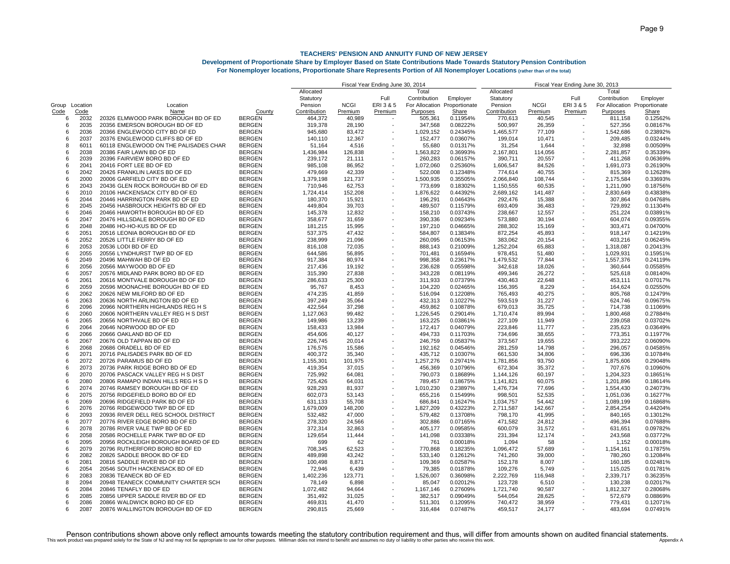# TEACHERS' PENSION AND ANNUITY FUND OF NEW JERSEY

## Development of Proportionate Share by Employer Based on State Contributions Made Towards Statutory Pension Contribution

### For Nonemployer locations, Proportionate Share Represents Portion of All Nonemployer Locations (rather than of the total)

| | | | | Fiscal Year Ending June 30, 2014 | | | | | Fiscal Year Ending June 30, 2013 | | | | |
|---|---|---|---|---|---|---|---|---|---|---|---|---|---|
| Group Code | Location Code | Location Name | County | Allocated Statutory Pension Contribution | NCGI Premium | Full ERI 3 & 5 Premium | Total Contribution For Allocation Purposes | Employer Proportionate Share | Allocated Statutory Pension Contribution | NCGI Premium | Full ERI 3 & 5 Premium | Total Contribution For Allocation Purposes | Employer Proportionate Share |
| 6 | 2032 | 20326 ELMWOOD PARK BOROUGH BD OF ED | BERGEN | 464,372 | 40,989 | - | 505,361 | 0.11954% | 770,613 | 40,545 | - | 811,158 | 0.12562% |
| 6 | 2035 | 20356 EMERSON BOROUGH BD OF ED | BERGEN | 319,378 | 28,190 | - | 347,568 | 0.08222% | 500,997 | 26,359 | - | 527,356 | 0.08167% |
| 6 | 2036 | 20366 ENGLEWOOD CITY BD OF ED | BERGEN | 945,680 | 83,472 | - | 1,029,152 | 0.24345% | 1,465,577 | 77,109 | - | 1,542,686 | 0.23892% |
| 6 | 2037 | 20376 ENGLEWOOD CLIFFS BD OF ED | BERGEN | 140,110 | 12,367 | - | 152,477 | 0.03607% | 199,014 | 10,471 | - | 209,485 | 0.03244% |
| 8 | 6011 | 60118 ENGLEWOOD ON THE PALISADES CHAR | BERGEN | 51,164 | 4,516 | - | 55,680 | 0.01317% | 31,254 | 1,644 | - | 32,898 | 0.00509% |
| 6 | 2038 | 20386 FAIR LAWN BD OF ED | BERGEN | 1,436,984 | 126,838 | - | 1,563,822 | 0.36993% | 2,167,801 | 114,056 | - | 2,281,857 | 0.35339% |
| 6 | 2039 | 20396 FAIRVIEW BORO BD OF ED | BERGEN | 239,172 | 21,111 | - | 260,283 | 0.06157% | 390,711 | 20,557 | - | 411,268 | 0.06369% |
| 6 | 2041 | 20416 FORT LEE BD OF ED | BERGEN | 985,108 | 86,952 | - | 1,072,060 | 0.25360% | 1,606,547 | 84,526 | - | 1,691,073 | 0.26190% |
| 6 | 2042 | 20426 FRANKLIN LAKES BD OF ED | BERGEN | 479,669 | 42,339 | - | 522,008 | 0.12348% | 774,614 | 40,755 | - | 815,369 | 0.12628% |
| 6 | 2000 | 20006 GARFIELD CITY BD OF ED | BERGEN | 1,379,198 | 121,737 | - | 1,500,935 | 0.35505% | 2,066,840 | 108,744 | - | 2,175,584 | 0.33693% |
| 6 | 2043 | 20436 GLEN ROCK BOROUGH BD OF ED | BERGEN | 710,946 | 62,753 | - | 773,699 | 0.18302% | 1,150,555 | 60,535 | - | 1,211,090 | 0.18756% |
| 6 | 2010 | 20106 HACKENSACK CITY BD OF ED | BERGEN | 1,724,414 | 152,208 | - | 1,876,622 | 0.44392% | 2,689,162 | 141,487 | - | 2,830,649 | 0.43838% |
| 6 | 2044 | 20446 HARRINGTON PARK BD OF ED | BERGEN | 180,370 | 15,921 | - | 196,291 | 0.04643% | 292,476 | 15,388 | - | 307,864 | 0.04768% |
| 6 | 2045 | 20456 HASBROUCK HEIGHTS BD OF ED | BERGEN | 449,804 | 39,703 | - | 489,507 | 0.11579% | 693,409 | 36,483 | - | 729,892 | 0.11304% |
| 6 | 2046 | 20466 HAWORTH BOROUGH BD OF ED | BERGEN | 145,378 | 12,832 | - | 158,210 | 0.03743% | 238,667 | 12,557 | - | 251,224 | 0.03891% |
| 6 | 2047 | 20476 HILLSDALE BOROUGH BD OF ED | BERGEN | 358,677 | 31,659 | - | 390,336 | 0.09234% | 573,880 | 30,194 | - | 604,074 | 0.09355% |
| 6 | 2048 | 20486 HO-HO-KUS BD OF ED | BERGEN | 181,215 | 15,995 | - | 197,210 | 0.04665% | 288,302 | 15,169 | - | 303,471 | 0.04700% |
| 6 | 2051 | 20516 LEONIA BOROUGH BD OF ED | BERGEN | 537,375 | 47,432 | - | 584,807 | 0.13834% | 872,254 | 45,893 | - | 918,147 | 0.14219% |
| 6 | 2052 | 20526 LITTLE FERRY BD OF ED | BERGEN | 238,999 | 21,096 | - | 260,095 | 0.06153% | 383,062 | 20,154 | - | 403,216 | 0.06245% |
| 6 | 2053 | 20536 LODI BD OF ED | BERGEN | 816,108 | 72,035 | - | 888,143 | 0.21009% | 1,252,204 | 65,883 | - | 1,318,087 | 0.20413% |
| 6 | 2055 | 20556 LYNDHURST TWP BD OF ED | BERGEN | 644,586 | 56,895 | - | 701,481 | 0.16594% | 978,451 | 51,480 | - | 1,029,931 | 0.15951% |
| 6 | 2049 | 20496 MAHWAH BD OF ED | BERGEN | 917,384 | 80,974 | - | 998,358 | 0.23617% | 1,479,532 | 77,844 | - | 1,557,376 | 0.24119% |
| 6 | 2056 | 20566 MAYWOOD BD OF ED | BERGEN | 217,436 | 19,192 | - | 236,628 | 0.05598% | 342,618 | 18,026 | - | 360,644 | 0.05585% |
| 6 | 2057 | 20576 MIDLAND PARK BORO BD OF ED | BERGEN | 315,390 | 27,838 | - | 343,228 | 0.08119% | 499,346 | 26,272 | - | 525,618 | 0.08140% |
| 6 | 2061 | 20616 MONTVALE BOROUGH BD OF ED | BERGEN | 286,633 | 25,300 | - | 311,933 | 0.07379% | 430,463 | 22,648 | - | 453,111 | 0.07017% |
| 6 | 2059 | 20596 MOONACHIE BOROUGH BD OF ED | BERGEN | 95,767 | 8,453 | - | 104,220 | 0.02465% | 156,395 | 8,229 | - | 164,624 | 0.02550% |
| 6 | 2062 | 20626 NEW MILFORD BD OF ED | BERGEN | 474,235 | 41,859 | - | 516,094 | 0.12208% | 765,493 | 40,275 | - | 805,768 | 0.12479% |
| 6 | 2063 | 20636 NORTH ARLINGTON BD OF ED | BERGEN | 397,249 | 35,064 | - | 432,313 | 0.10227% | 593,519 | 31,227 | - | 624,746 | 0.09675% |
| 6 | 2096 | 20966 NORTHERN HIGHLANDS REG H S | BERGEN | 422,564 | 37,298 | - | 459,862 | 0.10878% | 679,013 | 35,725 | - | 714,738 | 0.11069% |
| 6 | 2060 | 20606 NORTHERN VALLEY REG H S DIST | BERGEN | 1,127,063 | 99,482 | - | 1,226,545 | 0.29014% | 1,710,474 | 89,994 | - | 1,800,468 | 0.27884% |
| 6 | 2065 | 20656 NORTHVALE BD OF ED | BERGEN | 149,986 | 13,239 | - | 163,225 | 0.03861% | 227,109 | 11,949 | - | 239,058 | 0.03702% |
| 6 | 2064 | 20646 NORWOOD BD OF ED | BERGEN | 158,433 | 13,984 | - | 172,417 | 0.04079% | 223,846 | 11,777 | - | 235,623 | 0.03649% |
| 6 | 2066 | 20666 OAKLAND BD OF ED | BERGEN | 454,606 | 40,127 | - | 494,733 | 0.11703% | 734,696 | 38,655 | - | 773,351 | 0.11977% |
| 6 | 2067 | 20676 OLD TAPPAN BD OF ED | BERGEN | 226,745 | 20,014 | - | 246,759 | 0.05837% | 373,567 | 19,655 | - | 393,222 | 0.06090% |
| 6 | 2068 | 20686 ORADELL BD OF ED | BERGEN | 176,576 | 15,586 | - | 192,162 | 0.04546% | 281,259 | 14,798 | - | 296,057 | 0.04585% |
| 6 | 2071 | 20716 PALISADES PARK BD OF ED | BERGEN | 400,372 | 35,340 | - | 435,712 | 0.10307% | 661,530 | 34,806 | - | 696,336 | 0.10784% |
| 6 | 2072 | 20726 PARAMUS BD OF ED | BERGEN | 1,155,301 | 101,975 | - | 1,257,276 | 0.29741% | 1,781,856 | 93,750 | - | 1,875,606 | 0.29048% |
| 6 | 2073 | 20736 PARK RIDGE BORO BD OF ED | BERGEN | 419,354 | 37,015 | - | 456,369 | 0.10796% | 672,304 | 35,372 | - | 707,676 | 0.10960% |
| 6 | 2070 | 20706 PASCACK VALLEY REG H S DIST | BERGEN | 725,992 | 64,081 | - | 790,073 | 0.18689% | 1,144,126 | 60,197 | - | 1,204,323 | 0.18651% |
| 6 | 2080 | 20806 RAMAPO INDIAN HILLS REG H S D | BERGEN | 725,426 | 64,031 | - | 789,457 | 0.18675% | 1,141,821 | 60,075 | - | 1,201,896 | 0.18614% |
| 6 | 2074 | 20746 RAMSEY BOROUGH BD OF ED | BERGEN | 928,293 | 81,937 | - | 1,010,230 | 0.23897% | 1,476,734 | 77,696 | - | 1,554,430 | 0.24073% |
| 6 | 2075 | 20756 RIDGEFIELD BORO BD OF ED | BERGEN | 602,073 | 53,143 | - | 655,216 | 0.15499% | 998,501 | 52,535 | - | 1,051,036 | 0.16277% |
| 6 | 2069 | 20696 RIDGEFIELD PARK BD OF ED | BERGEN | 631,133 | 55,708 | - | 686,841 | 0.16247% | 1,034,757 | 54,442 | - | 1,089,199 | 0.16868% |
| 6 | 2076 | 20766 RIDGEWOOD TWP BD OF ED | BERGEN | 1,679,009 | 148,200 | - | 1,827,209 | 0.43223% | 2,711,587 | 142,667 | - | 2,854,254 | 0.44204% |
| 6 | 2093 | 20936 RIVER DELL REG SCHOOL DISTRICT | BERGEN | 532,482 | 47,000 | - | 579,482 | 0.13708% | 798,170 | 41,995 | - | 840,165 | 0.13012% |
| 6 | 2077 | 20776 RIVER EDGE BORO BD OF ED | BERGEN | 278,320 | 24,566 | - | 302,886 | 0.07165% | 471,582 | 24,812 | - | 496,394 | 0.07688% |
| 6 | 2078 | 20786 RIVER VALE TWP BD OF ED | BERGEN | 372,314 | 32,863 | - | 405,177 | 0.09585% | 600,079 | 31,572 | - | 631,651 | 0.09782% |
| 6 | 2058 | 20586 ROCHELLE PARK TWP BD OF ED | BERGEN | 129,654 | 11,444 | - | 141,098 | 0.03338% | 231,394 | 12,174 | - | 243,568 | 0.03772% |
| 6 | 2095 | 20956 ROCKLEIGH BOROUGH BOARD OF ED | BERGEN | 699 | 62 | - | 761 | 0.00018% | 1,094 | 58 | - | 1,152 | 0.00018% |
| 6 | 2079 | 20796 RUTHERFORD BORO BD OF ED | BERGEN | 708,345 | 62,523 | - | 770,868 | 0.18235% | 1,096,472 | 57,689 | - | 1,154,161 | 0.17875% |
| 6 | 2082 | 20826 SADDLE BROOK BD OF ED | BERGEN | 489,898 | 43,242 | - | 533,140 | 0.12612% | 741,260 | 39,000 | - | 780,260 | 0.12084% |
| 6 | 2081 | 20816 SADDLE RIVER BD OF ED | BERGEN | 100,498 | 8,871 | - | 109,369 | 0.02587% | 152,178 | 8,007 | - | 160,185 | 0.02481% |
| 6 | 2054 | 20546 SOUTH HACKENSACK BD OF ED | BERGEN | 72,946 | 6,439 | - | 79,385 | 0.01878% | 109,276 | 5,749 | - | 115,025 | 0.01781% |
| 6 | 2083 | 20836 TEANECK BD OF ED | BERGEN | 1,402,236 | 123,771 | - | 1,526,007 | 0.36098% | 2,222,769 | 116,948 | - | 2,339,717 | 0.36235% |
| 8 | 2094 | 20948 TEANECK COMMUNITY CHARTER SCH | BERGEN | 78,149 | 6,898 | - | 85,047 | 0.02012% | 123,728 | 6,510 | - | 130,238 | 0.02017% |
| 6 | 2084 | 20846 TENAFLY BD OF ED | BERGEN | 1,072,482 | 94,664 | - | 1,167,146 | 0.27609% | 1,721,740 | 90,587 | - | 1,812,327 | 0.28068% |
| 6 | 2085 | 20856 UPPER SADDLE RIVER BD OF ED | BERGEN | 351,492 | 31,025 | - | 382,517 | 0.09049% | 544,054 | 28,625 | - | 572,679 | 0.08869% |
| 6 | 2086 | 20866 WALDWICK BORO BD OF ED | BERGEN | 469,831 | 41,470 | - | 511,301 | 0.12095% | 740,472 | 38,959 | - | 779,431 | 0.12071% |
| 6 | 2087 | 20876 WALLINGTON BOROUGH BD OF ED | BERGEN | 290,815 | 25,669 | - | 316,484 | 0.07487% | 459,517 | 24,177 | - | 483,694 | 0.07491% |

Penson contributions shown above only reflect amounts towards meeting the statutory contribution requirement and thus, will differ from amounts shown on audited financial statements.

This work product was prepared solely for the State of NJ and may not be appropriate to use for other purposes. Milliman does not intend to benefit and assumes no duty or liability to other parties who receive this work.

Appendix A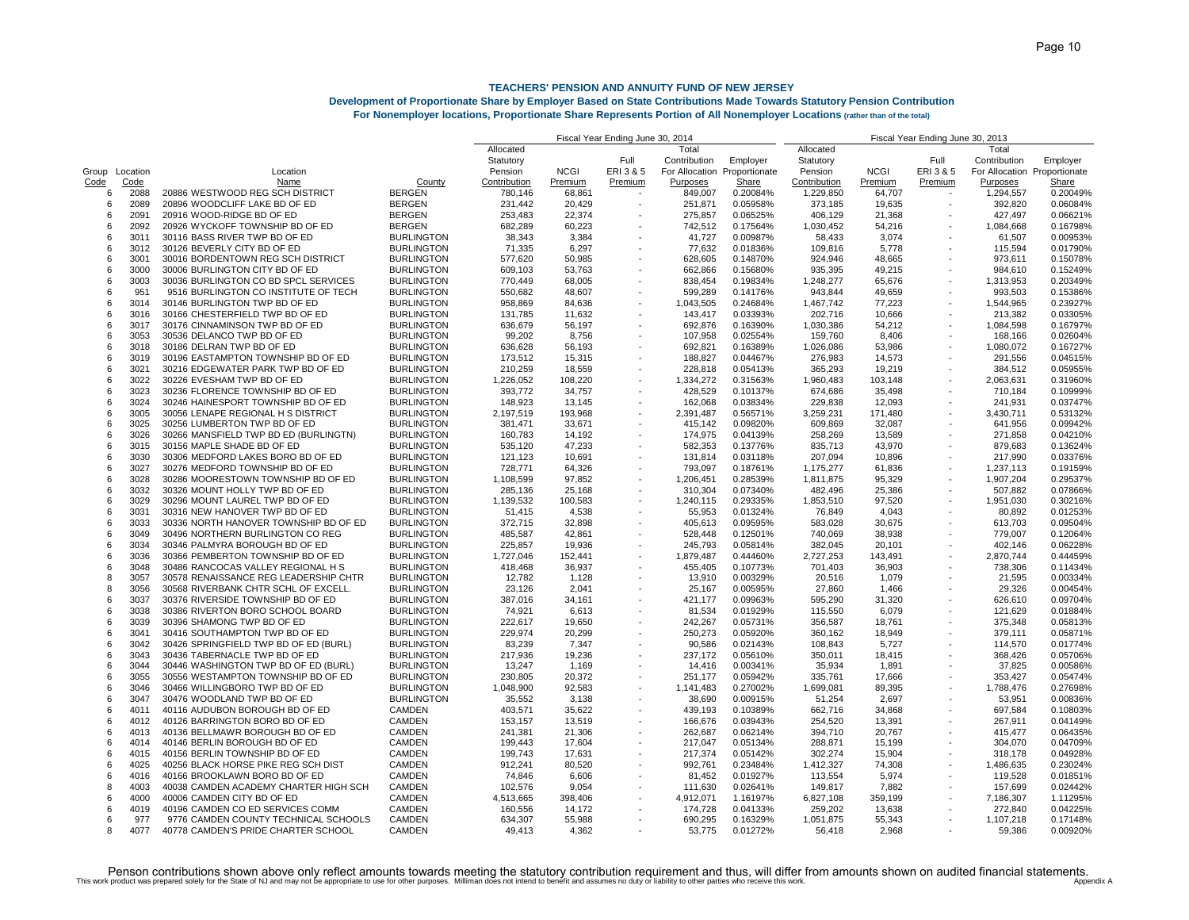# TEACHERS' PENSION AND ANNUITY FUND OF NEW JERSEY

## Development of Proportionate Share by Employer Based on State Contributions Made Towards Statutory Pension Contribution

### For Nonemployer locations, Proportionate Share Represents Portion of All Nonemployer Locations (rather than of the total)

| | | | | Fiscal Year Ending June 30, 2014 | | | | | Fiscal Year Ending June 30, 2013 | | | | |
|---|---|---|---|---|---|---|---|---|---|---|---|---|---|
| Group Code | Location Code | Location Name | County | Allocated Statutory Pension Contribution | NCGI Premium | Full ERI 3 & 5 Premium | Total Contribution For Allocation Purposes | Employer Proportionate Share | Allocated Statutory Pension Contribution | NCGI Premium | Full ERI 3 & 5 Premium | Total Contribution For Allocation Purposes | Employer Proportionate Share |
| 6 | 2088 | 20886 WESTWOOD REG SCH DISTRICT | BERGEN | 780,146 | 68,861 | - | 849,007 | 0.20084% | 1,229,850 | 64,707 | - | 1,294,557 | 0.20049% |
| 6 | 2089 | 20896 WOODCLIFF LAKE BD OF ED | BERGEN | 231,442 | 20,429 | - | 251,871 | 0.05958% | 373,185 | 19,635 | - | 392,820 | 0.06084% |
| 6 | 2091 | 20916 WOOD-RIDGE BD OF ED | BERGEN | 253,483 | 22,374 | - | 275,857 | 0.06525% | 406,129 | 21,368 | - | 427,497 | 0.06621% |
| 6 | 2092 | 20926 WYCKOFF TOWNSHIP BD OF ED | BERGEN | 682,289 | 60,223 | - | 742,512 | 0.17564% | 1,030,452 | 54,216 | - | 1,084,668 | 0.16798% |
| 6 | 3011 | 30116 BASS RIVER TWP BD OF ED | BURLINGTON | 38,343 | 3,384 | - | 41,727 | 0.00987% | 58,433 | 3,074 | - | 61,507 | 0.00953% |
| 6 | 3012 | 30126 BEVERLY CITY BD OF ED | BURLINGTON | 71,335 | 6,297 | - | 77,632 | 0.01836% | 109,816 | 5,778 | - | 115,594 | 0.01790% |
| 6 | 3001 | 30016 BORDENTOWN REG SCH DISTRICT | BURLINGTON | 577,620 | 50,985 | - | 628,605 | 0.14870% | 924,946 | 48,665 | - | 973,611 | 0.15078% |
| 6 | 3000 | 30006 BURLINGTON CITY BD OF ED | BURLINGTON | 609,103 | 53,763 | - | 662,866 | 0.15680% | 935,395 | 49,215 | - | 984,610 | 0.15249% |
| 6 | 3003 | 30036 BURLINGTON CO BD SPCL SERVICES | BURLINGTON | 770,449 | 68,005 | - | 838,454 | 0.19834% | 1,248,277 | 65,676 | - | 1,313,953 | 0.20349% |
| 6 | 951 | 9516 BURLINGTON CO INSTITUTE OF TECH | BURLINGTON | 550,682 | 48,607 | - | 599,289 | 0.14176% | 943,844 | 49,659 | - | 993,503 | 0.15386% |
| 6 | 3014 | 30146 BURLINGTON TWP BD OF ED | BURLINGTON | 958,869 | 84,636 | - | 1,043,505 | 0.24684% | 1,467,742 | 77,223 | - | 1,544,965 | 0.23927% |
| 6 | 3016 | 30166 CHESTERFIELD TWP BD OF ED | BURLINGTON | 131,785 | 11,632 | - | 143,417 | 0.03393% | 202,716 | 10,666 | - | 213,382 | 0.03305% |
| 6 | 3017 | 30176 CINNAMINSON TWP BD OF ED | BURLINGTON | 636,679 | 56,197 | - | 692,876 | 0.16390% | 1,030,386 | 54,212 | - | 1,084,598 | 0.16797% |
| 6 | 3053 | 30536 DELANCO TWP BD OF ED | BURLINGTON | 99,202 | 8,756 | - | 107,958 | 0.02554% | 159,760 | 8,406 | - | 168,166 | 0.02604% |
| 6 | 3018 | 30186 DELRAN TWP BD OF ED | BURLINGTON | 636,628 | 56,193 | - | 692,821 | 0.16389% | 1,026,086 | 53,986 | - | 1,080,072 | 0.16727% |
| 6 | 3019 | 30196 EASTAMPTON TOWNSHIP BD OF ED | BURLINGTON | 173,512 | 15,315 | - | 188,827 | 0.04467% | 276,983 | 14,573 | - | 291,556 | 0.04515% |
| 6 | 3021 | 30216 EDGEWATER PARK TWP BD OF ED | BURLINGTON | 210,259 | 18,559 | - | 228,818 | 0.05413% | 365,293 | 19,219 | - | 384,512 | 0.05955% |
| 6 | 3022 | 30226 EVESHAM TWP BD OF ED | BURLINGTON | 1,226,052 | 108,220 | - | 1,334,272 | 0.31563% | 1,960,483 | 103,148 | - | 2,063,631 | 0.31960% |
| 6 | 3023 | 30236 FLORENCE TOWNSHIP BD OF ED | BURLINGTON | 393,772 | 34,757 | - | 428,529 | 0.10137% | 674,686 | 35,498 | - | 710,184 | 0.10999% |
| 6 | 3024 | 30246 HAINESPORT TOWNSHIP BD OF ED | BURLINGTON | 148,923 | 13,145 | - | 162,068 | 0.03834% | 229,838 | 12,093 | - | 241,931 | 0.03747% |
| 6 | 3005 | 30056 LENAPE REGIONAL H S DISTRICT | BURLINGTON | 2,197,519 | 193,968 | - | 2,391,487 | 0.56571% | 3,259,231 | 171,480 | - | 3,430,711 | 0.53132% |
| 6 | 3025 | 30256 LUMBERTON TWP BD OF ED | BURLINGTON | 381,471 | 33,671 | - | 415,142 | 0.09820% | 609,869 | 32,087 | - | 641,956 | 0.09942% |
| 6 | 3026 | 30266 MANSFIELD TWP BD ED (BURLINGTN) | BURLINGTON | 160,783 | 14,192 | - | 174,975 | 0.04139% | 258,269 | 13,589 | - | 271,858 | 0.04210% |
| 6 | 3015 | 30156 MAPLE SHADE BD OF ED | BURLINGTON | 535,120 | 47,233 | - | 582,353 | 0.13776% | 835,713 | 43,970 | - | 879,683 | 0.13624% |
| 6 | 3030 | 30306 MEDFORD LAKES BORO BD OF ED | BURLINGTON | 121,123 | 10,691 | - | 131,814 | 0.03118% | 207,094 | 10,896 | - | 217,990 | 0.03376% |
| 6 | 3027 | 30276 MEDFORD TOWNSHIP BD OF ED | BURLINGTON | 728,771 | 64,326 | - | 793,097 | 0.18761% | 1,175,277 | 61,836 | - | 1,237,113 | 0.19159% |
| 6 | 3028 | 30286 MOORESTOWN TOWNSHIP BD OF ED | BURLINGTON | 1,108,599 | 97,852 | - | 1,206,451 | 0.28539% | 1,811,875 | 95,329 | - | 1,907,204 | 0.29537% |
| 6 | 3032 | 30326 MOUNT HOLLY TWP BD OF ED | BURLINGTON | 285,136 | 25,168 | - | 310,304 | 0.07340% | 482,496 | 25,386 | - | 507,882 | 0.07866% |
| 6 | 3029 | 30296 MOUNT LAUREL TWP BD OF ED | BURLINGTON | 1,139,532 | 100,583 | - | 1,240,115 | 0.29335% | 1,853,510 | 97,520 | - | 1,951,030 | 0.30216% |
| 6 | 3031 | 30316 NEW HANOVER TWP BD OF ED | BURLINGTON | 51,415 | 4,538 | - | 55,953 | 0.01324% | 76,849 | 4,043 | - | 80,892 | 0.01253% |
| 6 | 3033 | 30336 NORTH HANOVER TOWNSHIP BD OF ED | BURLINGTON | 372,715 | 32,898 | - | 405,613 | 0.09595% | 583,028 | 30,675 | - | 613,703 | 0.09504% |
| 6 | 3049 | 30496 NORTHERN BURLINGTON CO REG | BURLINGTON | 485,587 | 42,861 | - | 528,448 | 0.12501% | 740,069 | 38,938 | - | 779,007 | 0.12064% |
| 6 | 3034 | 30346 PALMYRA BOROUGH BD OF ED | BURLINGTON | 225,857 | 19,936 | - | 245,793 | 0.05814% | 382,045 | 20,101 | - | 402,146 | 0.06228% |
| 6 | 3036 | 30366 PEMBERTON TOWNSHIP BD OF ED | BURLINGTON | 1,727,046 | 152,441 | - | 1,879,487 | 0.44460% | 2,727,253 | 143,491 | - | 2,870,744 | 0.44459% |
| 6 | 3048 | 30486 RANCOCAS VALLEY REGIONAL H S | BURLINGTON | 418,468 | 36,937 | - | 455,405 | 0.10773% | 701,403 | 36,903 | - | 738,306 | 0.11434% |
| 8 | 3057 | 30578 RENAISSANCE REG LEADERSHIP CHTR | BURLINGTON | 12,782 | 1,128 | - | 13,910 | 0.00329% | 20,516 | 1,079 | - | 21,595 | 0.00334% |
| 8 | 3056 | 30568 RIVERBANK CHTR SCHL OF EXCELL. | BURLINGTON | 23,126 | 2,041 | - | 25,167 | 0.00595% | 27,860 | 1,466 | - | 29,326 | 0.00454% |
| 6 | 3037 | 30376 RIVERSIDE TOWNSHIP BD OF ED | BURLINGTON | 387,016 | 34,161 | - | 421,177 | 0.09963% | 595,290 | 31,320 | - | 626,610 | 0.09704% |
| 6 | 3038 | 30386 RIVERTON BORO SCHOOL BOARD | BURLINGTON | 74,921 | 6,613 | - | 81,534 | 0.01929% | 115,550 | 6,079 | - | 121,629 | 0.01884% |
| 6 | 3039 | 30396 SHAMONG TWP BD OF ED | BURLINGTON | 222,617 | 19,650 | - | 242,267 | 0.05731% | 356,587 | 18,761 | - | 375,348 | 0.05813% |
| 6 | 3041 | 30416 SOUTHAMPTON TWP BD OF ED | BURLINGTON | 229,974 | 20,299 | - | 250,273 | 0.05920% | 360,162 | 18,949 | - | 379,111 | 0.05871% |
| 6 | 3042 | 30426 SPRINGFIELD TWP BD OF ED (BURL) | BURLINGTON | 83,239 | 7,347 | - | 90,586 | 0.02143% | 108,843 | 5,727 | - | 114,570 | 0.01774% |
| 6 | 3043 | 30436 TABERNACLE TWP BD OF ED | BURLINGTON | 217,936 | 19,236 | - | 237,172 | 0.05610% | 350,011 | 18,415 | - | 368,426 | 0.05706% |
| 6 | 3044 | 30446 WASHINGTON TWP BD OF ED (BURL) | BURLINGTON | 13,247 | 1,169 | - | 14,416 | 0.00341% | 35,934 | 1,891 | - | 37,825 | 0.00586% |
| 6 | 3055 | 30556 WESTAMPTON TOWNSHIP BD OF ED | BURLINGTON | 230,805 | 20,372 | - | 251,177 | 0.05942% | 335,761 | 17,666 | - | 353,427 | 0.05474% |
| 6 | 3046 | 30466 WILLINGBORO TWP BD OF ED | BURLINGTON | 1,048,900 | 92,583 | - | 1,141,483 | 0.27002% | 1,699,081 | 89,395 | - | 1,788,476 | 0.27698% |
| 6 | 3047 | 30476 WOODLAND TWP BD OF ED | BURLINGTON | 35,552 | 3,138 | - | 38,690 | 0.00915% | 51,254 | 2,697 | - | 53,951 | 0.00836% |
| 6 | 4011 | 40116 AUDUBON BOROUGH BD OF ED | CAMDEN | 403,571 | 35,622 | - | 439,193 | 0.10389% | 662,716 | 34,868 | - | 697,584 | 0.10803% |
| 6 | 4012 | 40126 BARRINGTON BORO BD OF ED | CAMDEN | 153,157 | 13,519 | - | 166,676 | 0.03943% | 254,520 | 13,391 | - | 267,911 | 0.04149% |
| 6 | 4013 | 40136 BELLMAWR BOROUGH BD OF ED | CAMDEN | 241,381 | 21,306 | - | 262,687 | 0.06214% | 394,710 | 20,767 | - | 415,477 | 0.06435% |
| 6 | 4014 | 40146 BERLIN BOROUGH BD OF ED | CAMDEN | 199,443 | 17,604 | - | 217,047 | 0.05134% | 288,871 | 15,199 | - | 304,070 | 0.04709% |
| 6 | 4015 | 40156 BERLIN TOWNSHIP BD OF ED | CAMDEN | 199,743 | 17,631 | - | 217,374 | 0.05142% | 302,274 | 15,904 | - | 318,178 | 0.04928% |
| 6 | 4025 | 40256 BLACK HORSE PIKE REG SCH DIST | CAMDEN | 912,241 | 80,520 | - | 992,761 | 0.23484% | 1,412,327 | 74,308 | - | 1,486,635 | 0.23024% |
| 6 | 4016 | 40166 BROOKLAWN BORO BD OF ED | CAMDEN | 74,846 | 6,606 | - | 81,452 | 0.01927% | 113,554 | 5,974 | - | 119,528 | 0.01851% |
| 8 | 4003 | 40038 CAMDEN ACADEMY CHARTER HIGH SCH | CAMDEN | 102,576 | 9,054 | - | 111,630 | 0.02641% | 149,817 | 7,882 | - | 157,699 | 0.02442% |
| 6 | 4000 | 40006 CAMDEN CITY BD OF ED | CAMDEN | 4,513,665 | 398,406 | - | 4,912,071 | 1.16197% | 6,827,108 | 359,199 | - | 7,186,307 | 1.11295% |
| 6 | 4019 | 40196 CAMDEN CO ED SERVICES COMM | CAMDEN | 160,556 | 14,172 | - | 174,728 | 0.04133% | 259,202 | 13,638 | - | 272,840 | 0.04225% |
| 6 | 977 | 9776 CAMDEN COUNTY TECHNICAL SCHOOLS | CAMDEN | 634,307 | 55,988 | - | 690,295 | 0.16329% | 1,051,875 | 55,343 | - | 1,107,218 | 0.17148% |
| 8 | 4077 | 40778 CAMDEN'S PRIDE CHARTER SCHOOL | CAMDEN | 49,413 | 4,362 | - | 53,775 | 0.01272% | 56,418 | 2,968 | - | 59,386 | 0.00920% |

Penson contributions shown above only reflect amounts towards meeting the statutory contribution requirement and thus, will differ from amounts shown on audited financial statements.

This work product was prepared solely for the State of NJ and may not be appropriate to use for other purposes. Milliman does not intend to benefit and assumes no duty or liability to other parties who receive this work.

Appendix A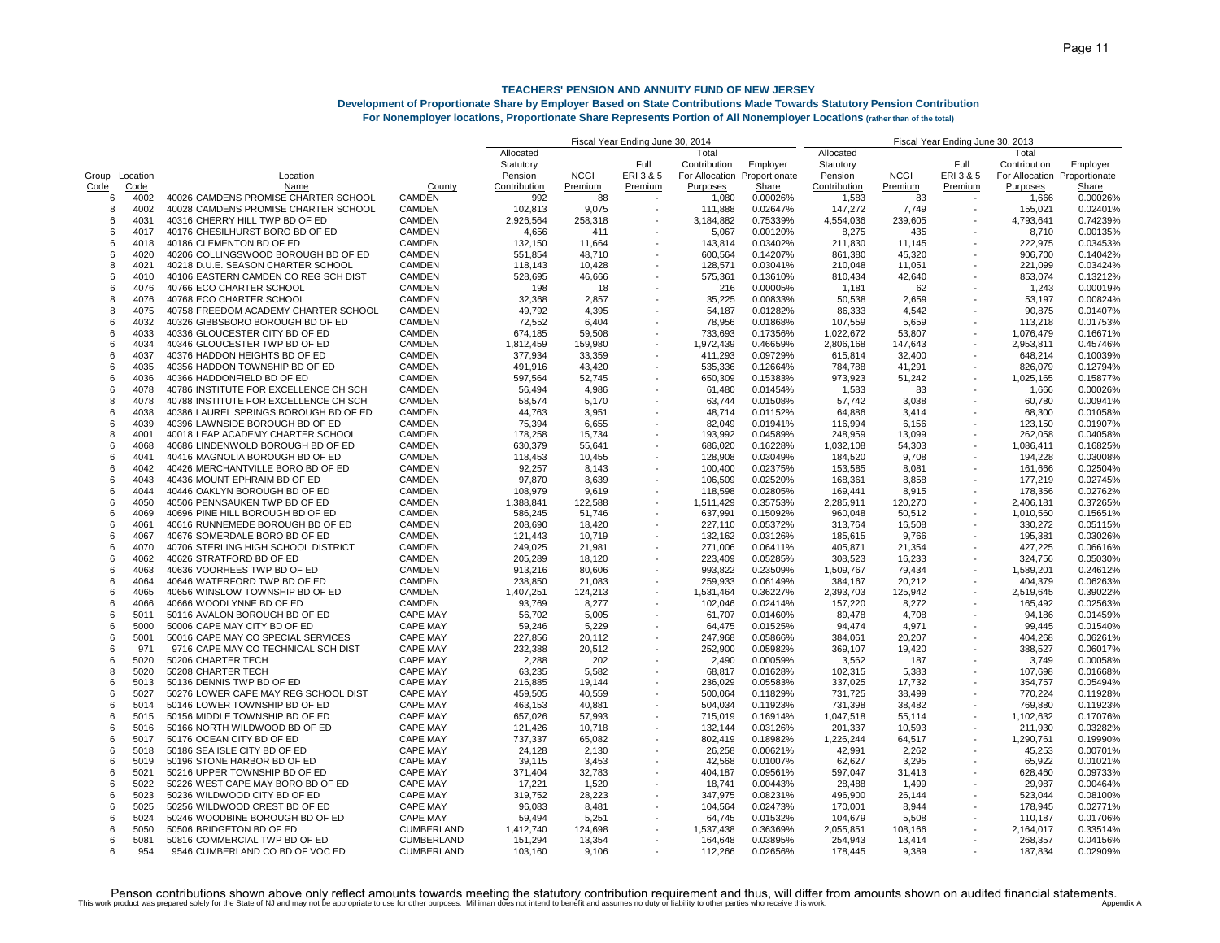# TEACHERS' PENSION AND ANNUITY FUND OF NEW JERSEY

**Development of Proportionate Share by Employer Based on State Contributions Made Towards Statutory Pension Contribution**

**For Nonemployer locations, Proportionate Share Represents Portion of All Nonemployer Locations (rather than of the total)**

| | | | | Fiscal Year Ending June 30, 2014 | | | | | Fiscal Year Ending June 30, 2013 | | | | |
|---|---|---|---|---|---|---|---|---|---|---|---|---|---|
| Group Code | Location Code | Location Name | County | Allocated Statutory Pension Contribution | NCGI Premium | Full ERI 3 & 5 Premium | Total Contribution For Allocation Purposes | Employer Proportionate Share | Allocated Statutory Pension Contribution | NCGI Premium | Full ERI 3 & 5 Premium | Total Contribution For Allocation Purposes | Employer Proportionate Share |
| 6 | 4002 | 40026 CAMDENS PROMISE CHARTER SCHOOL | CAMDEN | 992 | 88 | - | 1,080 | 0.00026% | 1,583 | 83 | - | 1,666 | 0.00026% |
| 8 | 4002 | 40028 CAMDENS PROMISE CHARTER SCHOOL | CAMDEN | 102,813 | 9,075 | - | 111,888 | 0.02647% | 147,272 | 7,749 | - | 155,021 | 0.02401% |
| 6 | 4031 | 40316 CHERRY HILL TWP BD OF ED | CAMDEN | 2,926,564 | 258,318 | - | 3,184,882 | 0.75339% | 4,554,036 | 239,605 | - | 4,793,641 | 0.74239% |
| 6 | 4017 | 40176 CHESILHURST BORO BD OF ED | CAMDEN | 4,656 | 411 | - | 5,067 | 0.00120% | 8,275 | 435 | - | 8,710 | 0.00135% |
| 6 | 4018 | 40186 CLEMENTON BD OF ED | CAMDEN | 132,150 | 11,664 | - | 143,814 | 0.03402% | 211,830 | 11,145 | - | 222,975 | 0.03453% |
| 6 | 4020 | 40206 COLLINGSWOOD BOROUGH BD OF ED | CAMDEN | 551,854 | 48,710 | - | 600,564 | 0.14207% | 861,380 | 45,320 | - | 906,700 | 0.14042% |
| 8 | 4021 | 40218 D.U.E. SEASON CHARTER SCHOOL | CAMDEN | 118,143 | 10,428 | - | 128,571 | 0.03041% | 210,048 | 11,051 | - | 221,099 | 0.03424% |
| 6 | 4010 | 40106 EASTERN CAMDEN CO REG SCH DIST | CAMDEN | 528,695 | 46,666 | - | 575,361 | 0.13610% | 810,434 | 42,640 | - | 853,074 | 0.13212% |
| 6 | 4076 | 40766 ECO CHARTER SCHOOL | CAMDEN | 198 | 18 | - | 216 | 0.00005% | 1,181 | 62 | - | 1,243 | 0.00019% |
| 8 | 4076 | 40768 ECO CHARTER SCHOOL | CAMDEN | 32,368 | 2,857 | - | 35,225 | 0.00833% | 50,538 | 2,659 | - | 53,197 | 0.00824% |
| 8 | 4075 | 40758 FREEDOM ACADEMY CHARTER SCHOOL | CAMDEN | 49,792 | 4,395 | - | 54,187 | 0.01282% | 86,333 | 4,542 | - | 90,875 | 0.01407% |
| 6 | 4032 | 40326 GIBBSBORO BOROUGH BD OF ED | CAMDEN | 72,552 | 6,404 | - | 78,956 | 0.01868% | 107,559 | 5,659 | - | 113,218 | 0.01753% |
| 6 | 4033 | 40336 GLOUCESTER CITY BD OF ED | CAMDEN | 674,185 | 59,508 | - | 733,693 | 0.17356% | 1,022,672 | 53,807 | - | 1,076,479 | 0.16671% |
| 6 | 4034 | 40346 GLOUCESTER TWP BD OF ED | CAMDEN | 1,812,459 | 159,980 | - | 1,972,439 | 0.46659% | 2,806,168 | 147,643 | - | 2,953,811 | 0.45746% |
| 6 | 4037 | 40376 HADDON HEIGHTS BD OF ED | CAMDEN | 377,934 | 33,359 | - | 411,293 | 0.09729% | 615,814 | 32,400 | - | 648,214 | 0.10039% |
| 6 | 4035 | 40356 HADDON TOWNSHIP BD OF ED | CAMDEN | 491,916 | 43,420 | - | 535,336 | 0.12664% | 784,788 | 41,291 | - | 826,079 | 0.12794% |
| 6 | 4036 | 40366 HADDONFIELD BD OF ED | CAMDEN | 597,564 | 52,745 | - | 650,309 | 0.15383% | 973,923 | 51,242 | - | 1,025,165 | 0.15877% |
| 6 | 4078 | 40786 INSTITUTE FOR EXCELLENCE CH SCH | CAMDEN | 56,494 | 4,986 | - | 61,480 | 0.01454% | 1,583 | 83 | - | 1,666 | 0.00026% |
| 8 | 4078 | 40788 INSTITUTE FOR EXCELLENCE CH SCH | CAMDEN | 58,574 | 5,170 | - | 63,744 | 0.01508% | 57,742 | 3,038 | - | 60,780 | 0.00941% |
| 6 | 4038 | 40386 LAUREL SPRINGS BOROUGH BD OF ED | CAMDEN | 44,763 | 3,951 | - | 48,714 | 0.01152% | 64,886 | 3,414 | - | 68,300 | 0.01058% |
| 6 | 4039 | 40396 LAWNSIDE BOROUGH BD OF ED | CAMDEN | 75,394 | 6,655 | - | 82,049 | 0.01941% | 116,994 | 6,156 | - | 123,150 | 0.01907% |
| 8 | 4001 | 40018 LEAP ACADEMY CHARTER SCHOOL | CAMDEN | 178,258 | 15,734 | - | 193,992 | 0.04589% | 248,959 | 13,099 | - | 262,058 | 0.04058% |
| 6 | 4068 | 40686 LINDENWOLD BOROUGH BD OF ED | CAMDEN | 630,379 | 55,641 | - | 686,020 | 0.16228% | 1,032,108 | 54,303 | - | 1,086,411 | 0.16825% |
| 6 | 4041 | 40416 MAGNOLIA BOROUGH BD OF ED | CAMDEN | 118,453 | 10,455 | - | 128,908 | 0.03049% | 184,520 | 9,708 | - | 194,228 | 0.03008% |
| 6 | 4042 | 40426 MERCHANTVILLE BORO BD OF ED | CAMDEN | 92,257 | 8,143 | - | 100,400 | 0.02375% | 153,585 | 8,081 | - | 161,666 | 0.02504% |
| 6 | 4043 | 40436 MOUNT EPHRAIM BD OF ED | CAMDEN | 97,870 | 8,639 | - | 106,509 | 0.02520% | 168,361 | 8,858 | - | 177,219 | 0.02745% |
| 6 | 4044 | 40446 OAKLYN BOROUGH BD OF ED | CAMDEN | 108,979 | 9,619 | - | 118,598 | 0.02805% | 169,441 | 8,915 | - | 178,356 | 0.02762% |
| 6 | 4050 | 40506 PENNSAUKEN TWP BD OF ED | CAMDEN | 1,388,841 | 122,588 | - | 1,511,429 | 0.35753% | 2,285,911 | 120,270 | - | 2,406,181 | 0.37265% |
| 6 | 4069 | 40696 PINE HILL BOROUGH BD OF ED | CAMDEN | 586,245 | 51,746 | - | 637,991 | 0.15092% | 960,048 | 50,512 | - | 1,010,560 | 0.15651% |
| 6 | 4061 | 40616 RUNNEMEDE BOROUGH BD OF ED | CAMDEN | 208,690 | 18,420 | - | 227,110 | 0.05372% | 313,764 | 16,508 | - | 330,272 | 0.05115% |
| 6 | 4067 | 40676 SOMERDALE BORO BD OF ED | CAMDEN | 121,443 | 10,719 | - | 132,162 | 0.03126% | 185,615 | 9,766 | - | 195,381 | 0.03026% |
| 6 | 4070 | 40706 STERLING HIGH SCHOOL DISTRICT | CAMDEN | 249,025 | 21,981 | - | 271,006 | 0.06411% | 405,871 | 21,354 | - | 427,225 | 0.06616% |
| 6 | 4062 | 40626 STRATFORD BD OF ED | CAMDEN | 205,289 | 18,120 | - | 223,409 | 0.05285% | 308,523 | 16,233 | - | 324,756 | 0.05030% |
| 6 | 4063 | 40636 VOORHEES TWP BD OF ED | CAMDEN | 913,216 | 80,606 | - | 993,822 | 0.23509% | 1,509,767 | 79,434 | - | 1,589,201 | 0.24612% |
| 6 | 4064 | 40646 WATERFORD TWP BD OF ED | CAMDEN | 238,850 | 21,083 | - | 259,933 | 0.06149% | 384,167 | 20,212 | - | 404,379 | 0.06263% |
| 6 | 4065 | 40656 WINSLOW TOWNSHIP BD OF ED | CAMDEN | 1,407,251 | 124,213 | - | 1,531,464 | 0.36227% | 2,393,703 | 125,942 | - | 2,519,645 | 0.39022% |
| 6 | 4066 | 40666 WOODLYNNE BD OF ED | CAMDEN | 93,769 | 8,277 | - | 102,046 | 0.02414% | 157,220 | 8,272 | - | 165,492 | 0.02563% |
| 6 | 5011 | 50116 AVALON BOROUGH BD OF ED | CAPE MAY | 56,702 | 5,005 | - | 61,707 | 0.01460% | 89,478 | 4,708 | - | 94,186 | 0.01459% |
| 6 | 5000 | 50006 CAPE MAY CITY BD OF ED | CAPE MAY | 59,246 | 5,229 | - | 64,475 | 0.01525% | 94,474 | 4,971 | - | 99,445 | 0.01540% |
| 6 | 5001 | 50016 CAPE MAY CO SPECIAL SERVICES | CAPE MAY | 227,856 | 20,112 | - | 247,968 | 0.05866% | 384,061 | 20,207 | - | 404,268 | 0.06261% |
| 6 | 971 | 9716 CAPE MAY CO TECHNICAL SCH DIST | CAPE MAY | 232,388 | 20,512 | - | 252,900 | 0.05982% | 369,107 | 19,420 | - | 388,527 | 0.06017% |
| 6 | 5020 | 50206 CHARTER TECH | CAPE MAY | 2,288 | 202 | - | 2,490 | 0.00059% | 3,562 | 187 | - | 3,749 | 0.00058% |
| 8 | 5020 | 50208 CHARTER TECH | CAPE MAY | 63,235 | 5,582 | - | 68,817 | 0.01628% | 102,315 | 5,383 | - | 107,698 | 0.01668% |
| 6 | 5013 | 50136 DENNIS TWP BD OF ED | CAPE MAY | 216,885 | 19,144 | - | 236,029 | 0.05583% | 337,025 | 17,732 | - | 354,757 | 0.05494% |
| 6 | 5027 | 50276 LOWER CAPE MAY REG SCHOOL DIST | CAPE MAY | 459,505 | 40,559 | - | 500,064 | 0.11829% | 731,725 | 38,499 | - | 770,224 | 0.11928% |
| 6 | 5014 | 50146 LOWER TOWNSHIP BD OF ED | CAPE MAY | 463,153 | 40,881 | - | 504,034 | 0.11923% | 731,398 | 38,482 | - | 769,880 | 0.11923% |
| 6 | 5015 | 50156 MIDDLE TOWNSHIP BD OF ED | CAPE MAY | 657,026 | 57,993 | - | 715,019 | 0.16914% | 1,047,518 | 55,114 | - | 1,102,632 | 0.17076% |
| 6 | 5016 | 50166 NORTH WILDWOOD BD OF ED | CAPE MAY | 121,426 | 10,718 | - | 132,144 | 0.03126% | 201,337 | 10,593 | - | 211,930 | 0.03282% |
| 6 | 5017 | 50176 OCEAN CITY BD OF ED | CAPE MAY | 737,337 | 65,082 | - | 802,419 | 0.18982% | 1,226,244 | 64,517 | - | 1,290,761 | 0.19990% |
| 6 | 5018 | 50186 SEA ISLE CITY BD OF ED | CAPE MAY | 24,128 | 2,130 | - | 26,258 | 0.00621% | 42,991 | 2,262 | - | 45,253 | 0.00701% |
| 6 | 5019 | 50196 STONE HARBOR BD OF ED | CAPE MAY | 39,115 | 3,453 | - | 42,568 | 0.01007% | 62,627 | 3,295 | - | 65,922 | 0.01021% |
| 6 | 5021 | 50216 UPPER TOWNSHIP BD OF ED | CAPE MAY | 371,404 | 32,783 | - | 404,187 | 0.09561% | 597,047 | 31,413 | - | 628,460 | 0.09733% |
| 6 | 5022 | 50226 WEST CAPE MAY BORO BD OF ED | CAPE MAY | 17,221 | 1,520 | - | 18,741 | 0.00443% | 28,488 | 1,499 | - | 29,987 | 0.00464% |
| 6 | 5023 | 50236 WILDWOOD CITY BD OF ED | CAPE MAY | 319,752 | 28,223 | - | 347,975 | 0.08231% | 496,900 | 26,144 | - | 523,044 | 0.08100% |
| 6 | 5025 | 50256 WILDWOOD CREST BD OF ED | CAPE MAY | 96,083 | 8,481 | - | 104,564 | 0.02473% | 170,001 | 8,944 | - | 178,945 | 0.02771% |
| 6 | 5024 | 50246 WOODBINE BOROUGH BD OF ED | CAPE MAY | 59,494 | 5,251 | - | 64,745 | 0.01532% | 104,679 | 5,508 | - | 110,187 | 0.01706% |
| 6 | 5050 | 50506 BRIDGETON BD OF ED | CUMBERLAND | 1,412,740 | 124,698 | - | 1,537,438 | 0.36369% | 2,055,851 | 108,166 | - | 2,164,017 | 0.33514% |
| 6 | 5081 | 50816 COMMERCIAL TWP BD OF ED | CUMBERLAND | 151,294 | 13,354 | - | 164,648 | 0.03895% | 254,943 | 13,414 | - | 268,357 | 0.04156% |
| 6 | 954 | 9546 CUMBERLAND CO BD OF VOC ED | CUMBERLAND | 103,160 | 9,106 | - | 112,266 | 0.02656% | 178,445 | 9,389 | - | 187,834 | 0.02909% |

Penson contributions shown above only reflect amounts towards meeting the statutory contribution requirement and thus, will differ from amounts shown on audited financial statements.

This work product was prepared solely for the State of NJ and may not be appropriate to use for other purposes. Milliman does not intend to benefit and assumes no duty or liability to other parties who receive this work.

Appendix A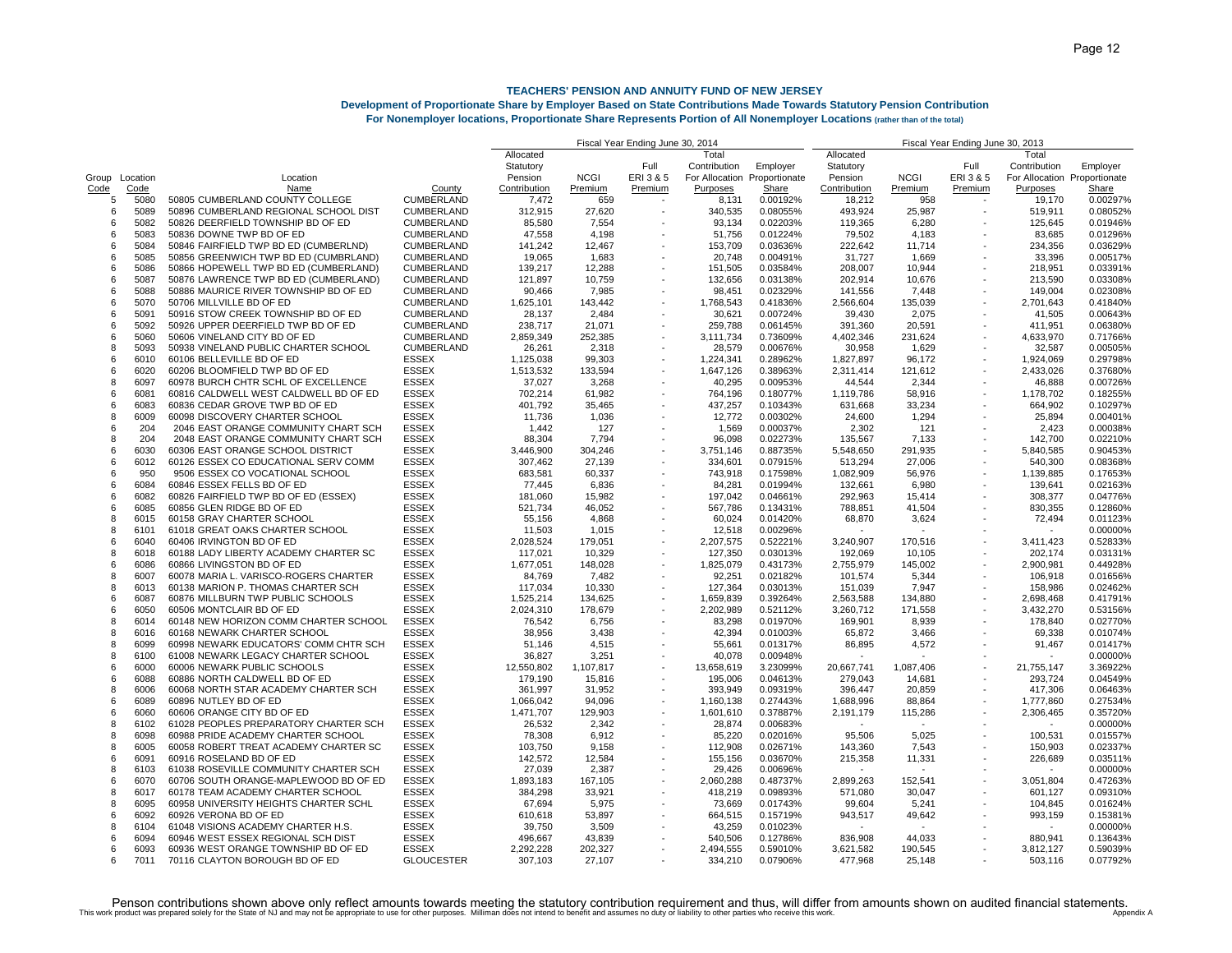**TEACHERS' PENSION AND ANNUITY FUND OF NEW JERSEY**

**Development of Proportionate Share by Employer Based on State Contributions Made Towards Statutory Pension Contribution**

**For Nonemployer locations, Proportionate Share Represents Portion of All Nonemployer Locations (rather than of the total)**

| | | | | Fiscal Year Ending June 30, 2014 | | | | | Fiscal Year Ending June 30, 2013 | | | | |
|---|---|---|---|---|---|---|---|---|---|---|---|---|---|
| Group Code | Location Code | Location Name | County | Allocated Statutory Pension Contribution | NCGI Premium | Full ERI 3 & 5 Premium | Total Contribution For Allocation Purposes | Employer Proportionate Share | Allocated Statutory Pension Contribution | NCGI Premium | Full ERI 3 & 5 Premium | Total Contribution For Allocation Purposes | Employer Proportionate Share |
| 5 | 5080 | 50805 CUMBERLAND COUNTY COLLEGE | CUMBERLAND | 7,472 | 659 | - | 8,131 | 0.00192% | 18,212 | 958 | - | 19,170 | 0.00297% |
| 6 | 5089 | 50896 CUMBERLAND REGIONAL SCHOOL DIST | CUMBERLAND | 312,915 | 27,620 | - | 340,535 | 0.08055% | 493,924 | 25,987 | - | 519,911 | 0.08052% |
| 6 | 5082 | 50826 DEERFIELD TOWNSHIP BD OF ED | CUMBERLAND | 85,580 | 7,554 | - | 93,134 | 0.02203% | 119,365 | 6,280 | - | 125,645 | 0.01946% |
| 6 | 5083 | 50836 DOWNE TWP BD OF ED | CUMBERLAND | 47,558 | 4,198 | - | 51,756 | 0.01224% | 79,502 | 4,183 | - | 83,685 | 0.01296% |
| 6 | 5084 | 50846 FAIRFIELD TWP BD ED (CUMBERLND) | CUMBERLAND | 141,242 | 12,467 | - | 153,709 | 0.03636% | 222,642 | 11,714 | - | 234,356 | 0.03629% |
| 6 | 5085 | 50856 GREENWICH TWP BD ED (CUMBRLAND) | CUMBERLAND | 19,065 | 1,683 | - | 20,748 | 0.00491% | 31,727 | 1,669 | - | 33,396 | 0.00517% |
| 6 | 5086 | 50866 HOPEWELL TWP BD ED (CUMBERLAND) | CUMBERLAND | 139,217 | 12,288 | - | 151,505 | 0.03584% | 208,007 | 10,944 | - | 218,951 | 0.03391% |
| 6 | 5087 | 50876 LAWRENCE TWP BD ED (CUMBERLAND) | CUMBERLAND | 121,897 | 10,759 | - | 132,656 | 0.03138% | 202,914 | 10,676 | - | 213,590 | 0.03308% |
| 6 | 5088 | 50886 MAURICE RIVER TOWNSHIP BD OF ED | CUMBERLAND | 90,466 | 7,985 | - | 98,451 | 0.02329% | 141,556 | 7,448 | - | 149,004 | 0.02308% |
| 6 | 5070 | 50706 MILLVILLE BD OF ED | CUMBERLAND | 1,625,101 | 143,442 | - | 1,768,543 | 0.41836% | 2,566,604 | 135,039 | - | 2,701,643 | 0.41840% |
| 6 | 5091 | 50916 STOW CREEK TOWNSHIP BD OF ED | CUMBERLAND | 28,137 | 2,484 | - | 30,621 | 0.00724% | 39,430 | 2,075 | - | 41,505 | 0.00643% |
| 6 | 5092 | 50926 UPPER DEERFIELD TWP BD OF ED | CUMBERLAND | 238,717 | 21,071 | - | 259,788 | 0.06145% | 391,360 | 20,591 | - | 411,951 | 0.06380% |
| 6 | 5060 | 50606 VINELAND CITY BD OF ED | CUMBERLAND | 2,859,349 | 252,385 | - | 3,111,734 | 0.73609% | 4,402,346 | 231,624 | - | 4,633,970 | 0.71766% |
| 8 | 5093 | 50938 VINELAND PUBLIC CHARTER SCHOOL | CUMBERLAND | 26,261 | 2,318 | - | 28,579 | 0.00676% | 30,958 | 1,629 | - | 32,587 | 0.00505% |
| 6 | 6010 | 60106 BELLEVILLE BD OF ED | ESSEX | 1,125,038 | 99,303 | - | 1,224,341 | 0.28962% | 1,827,897 | 96,172 | - | 1,924,069 | 0.29798% |
| 6 | 6020 | 60206 BLOOMFIELD TWP BD OF ED | ESSEX | 1,513,532 | 133,594 | - | 1,647,126 | 0.38963% | 2,311,414 | 121,612 | - | 2,433,026 | 0.37680% |
| 8 | 6097 | 60978 BURCH CHTR SCHL OF EXCELLENCE | ESSEX | 37,027 | 3,268 | - | 40,295 | 0.00953% | 44,544 | 2,344 | - | 46,888 | 0.00726% |
| 6 | 6081 | 60816 CALDWELL WEST CALDWELL BD OF ED | ESSEX | 702,214 | 61,982 | - | 764,196 | 0.18077% | 1,119,786 | 58,916 | - | 1,178,702 | 0.18255% |
| 6 | 6083 | 60836 CEDAR GROVE TWP BD OF ED | ESSEX | 401,792 | 35,465 | - | 437,257 | 0.10343% | 631,668 | 33,234 | - | 664,902 | 0.10297% |
| 8 | 6009 | 60098 DISCOVERY CHARTER SCHOOL | ESSEX | 11,736 | 1,036 | - | 12,772 | 0.00302% | 24,600 | 1,294 | - | 25,894 | 0.00401% |
| 6 | 204 | 2046 EAST ORANGE COMMUNITY CHART SCH | ESSEX | 1,442 | 127 | - | 1,569 | 0.00037% | 2,302 | 121 | - | 2,423 | 0.00038% |
| 8 | 204 | 2048 EAST ORANGE COMMUNITY CHART SCH | ESSEX | 88,304 | 7,794 | - | 96,098 | 0.02273% | 135,567 | 7,133 | - | 142,700 | 0.02210% |
| 6 | 6030 | 60306 EAST ORANGE SCHOOL DISTRICT | ESSEX | 3,446,900 | 304,246 | - | 3,751,146 | 0.88735% | 5,548,650 | 291,935 | - | 5,840,585 | 0.90453% |
| 6 | 6012 | 60126 ESSEX CO EDUCATIONAL SERV COMM | ESSEX | 307,462 | 27,139 | - | 334,601 | 0.07915% | 513,294 | 27,006 | - | 540,300 | 0.08368% |
| 6 | 950 | 9506 ESSEX CO VOCATIONAL SCHOOL | ESSEX | 683,581 | 60,337 | - | 743,918 | 0.17598% | 1,082,909 | 56,976 | - | 1,139,885 | 0.17653% |
| 6 | 6084 | 60846 ESSEX FELLS BD OF ED | ESSEX | 77,445 | 6,836 | - | 84,281 | 0.01994% | 132,661 | 6,980 | - | 139,641 | 0.02163% |
| 6 | 6082 | 60826 FAIRFIELD TWP BD OF ED (ESSEX) | ESSEX | 181,060 | 15,982 | - | 197,042 | 0.04661% | 292,963 | 15,414 | - | 308,377 | 0.04776% |
| 6 | 6085 | 60856 GLEN RIDGE BD OF ED | ESSEX | 521,734 | 46,052 | - | 567,786 | 0.13431% | 788,851 | 41,504 | - | 830,355 | 0.12860% |
| 8 | 6015 | 60158 GRAY CHARTER SCHOOL | ESSEX | 55,156 | 4,868 | - | 60,024 | 0.01420% | 68,870 | 3,624 | - | 72,494 | 0.01123% |
| 8 | 6101 | 61018 GREAT OAKS CHARTER SCHOOL | ESSEX | 11,503 | 1,015 | - | 12,518 | 0.00296% | - | - | - | - | 0.00000% |
| 6 | 6040 | 60406 IRVINGTON BD OF ED | ESSEX | 2,028,524 | 179,051 | - | 2,207,575 | 0.52221% | 3,240,907 | 170,516 | - | 3,411,423 | 0.52833% |
| 8 | 6018 | 60188 LADY LIBERTY ACADEMY CHARTER SC | ESSEX | 117,021 | 10,329 | - | 127,350 | 0.03013% | 192,069 | 10,105 | - | 202,174 | 0.03131% |
| 6 | 6086 | 60866 LIVINGSTON BD OF ED | ESSEX | 1,677,051 | 148,028 | - | 1,825,079 | 0.43173% | 2,755,979 | 145,002 | - | 2,900,981 | 0.44928% |
| 8 | 6007 | 60078 MARIA L. VARISCO-ROGERS CHARTER | ESSEX | 84,769 | 7,482 | - | 92,251 | 0.02182% | 101,574 | 5,344 | - | 106,918 | 0.01656% |
| 8 | 6013 | 60138 MARION P. THOMAS CHARTER SCH | ESSEX | 117,034 | 10,330 | - | 127,364 | 0.03013% | 151,039 | 7,947 | - | 158,986 | 0.02462% |
| 6 | 6087 | 60876 MILLBURN TWP PUBLIC SCHOOLS | ESSEX | 1,525,214 | 134,625 | - | 1,659,839 | 0.39264% | 2,563,588 | 134,880 | - | 2,698,468 | 0.41791% |
| 6 | 6050 | 60506 MONTCLAIR BD OF ED | ESSEX | 2,024,310 | 178,679 | - | 2,202,989 | 0.52112% | 3,260,712 | 171,558 | - | 3,432,270 | 0.53156% |
| 8 | 6014 | 60148 NEW HORIZON COMM CHARTER SCHOOL | ESSEX | 76,542 | 6,756 | - | 83,298 | 0.01970% | 169,901 | 8,939 | - | 178,840 | 0.02770% |
| 8 | 6016 | 60168 NEWARK CHARTER SCHOOL | ESSEX | 38,956 | 3,438 | - | 42,394 | 0.01003% | 65,872 | 3,466 | - | 69,338 | 0.01074% |
| 8 | 6099 | 60998 NEWARK EDUCATORS' COMM CHTR SCH | ESSEX | 51,146 | 4,515 | - | 55,661 | 0.01317% | 86,895 | 4,572 | - | 91,467 | 0.01417% |
| 8 | 6100 | 61008 NEWARK LEGACY CHARTER SCHOOL | ESSEX | 36,827 | 3,251 | - | 40,078 | 0.00948% | - | - | - | - | 0.00000% |
| 6 | 6000 | 60006 NEWARK PUBLIC SCHOOLS | ESSEX | 12,550,802 | 1,107,817 | - | 13,658,619 | 3.23099% | 20,667,741 | 1,087,406 | - | 21,755,147 | 3.36922% |
| 6 | 6088 | 60886 NORTH CALDWELL BD OF ED | ESSEX | 179,190 | 15,816 | - | 195,006 | 0.04613% | 279,043 | 14,681 | - | 293,724 | 0.04549% |
| 8 | 6006 | 60068 NORTH STAR ACADEMY CHARTER SCH | ESSEX | 361,997 | 31,952 | - | 393,949 | 0.09319% | 396,447 | 20,859 | - | 417,306 | 0.06463% |
| 6 | 6089 | 60896 NUTLEY BD OF ED | ESSEX | 1,066,042 | 94,096 | - | 1,160,138 | 0.27443% | 1,688,996 | 88,864 | - | 1,777,860 | 0.27534% |
| 6 | 6060 | 60606 ORANGE CITY BD OF ED | ESSEX | 1,471,707 | 129,903 | - | 1,601,610 | 0.37887% | 2,191,179 | 115,286 | - | 2,306,465 | 0.35720% |
| 8 | 6102 | 61028 PEOPLES PREPARATORY CHARTER SCH | ESSEX | 26,532 | 2,342 | - | 28,874 | 0.00683% | - | - | - | - | 0.00000% |
| 8 | 6098 | 60988 PRIDE ACADEMY CHARTER SCHOOL | ESSEX | 78,308 | 6,912 | - | 85,220 | 0.02016% | 95,506 | 5,025 | - | 100,531 | 0.01557% |
| 8 | 6005 | 60058 ROBERT TREAT ACADEMY CHARTER SC | ESSEX | 103,750 | 9,158 | - | 112,908 | 0.02671% | 143,360 | 7,543 | - | 150,903 | 0.02337% |
| 6 | 6091 | 60916 ROSELAND BD OF ED | ESSEX | 142,572 | 12,584 | - | 155,156 | 0.03670% | 215,358 | 11,331 | - | 226,689 | 0.03511% |
| 8 | 6103 | 61038 ROSEVILLE COMMUNITY CHARTER SCH | ESSEX | 27,039 | 2,387 | - | 29,426 | 0.00696% | - | - | - | - | 0.00000% |
| 6 | 6070 | 60706 SOUTH ORANGE-MAPLEWOOD BD OF ED | ESSEX | 1,893,183 | 167,105 | - | 2,060,288 | 0.48737% | 2,899,263 | 152,541 | - | 3,051,804 | 0.47263% |
| 8 | 6017 | 60178 TEAM ACADEMY CHARTER SCHOOL | ESSEX | 384,298 | 33,921 | - | 418,219 | 0.09893% | 571,080 | 30,047 | - | 601,127 | 0.09310% |
| 8 | 6095 | 60958 UNIVERSITY HEIGHTS CHARTER SCHL | ESSEX | 67,694 | 5,975 | - | 73,669 | 0.01743% | 99,604 | 5,241 | - | 104,845 | 0.01624% |
| 6 | 6092 | 60926 VERONA BD OF ED | ESSEX | 610,618 | 53,897 | - | 664,515 | 0.15719% | 943,517 | 49,642 | - | 993,159 | 0.15381% |
| 8 | 6104 | 61048 VISIONS ACADEMY CHARTER H.S. | ESSEX | 39,750 | 3,509 | - | 43,259 | 0.01023% | - | - | - | - | 0.00000% |
| 6 | 6094 | 60946 WEST ESSEX REGIONAL SCH DIST | ESSEX | 496,667 | 43,839 | - | 540,506 | 0.12786% | 836,908 | 44,033 | - | 880,941 | 0.13643% |
| 6 | 6093 | 60936 WEST ORANGE TOWNSHIP BD OF ED | ESSEX | 2,292,228 | 202,327 | - | 2,494,555 | 0.59010% | 3,621,582 | 190,545 | - | 3,812,127 | 0.59039% |
| 6 | 7011 | 70116 CLAYTON BOROUGH BD OF ED | GLOUCESTER | 307,103 | 27,107 | - | 334,210 | 0.07906% | 477,968 | 25,148 | - | 503,116 | 0.07792% |

Penson contributions shown above only reflect amounts towards meeting the statutory contribution requirement and thus, will differ from amounts shown on audited financial statements.

This work product was prepared solely for the State of NJ and may not be appropriate to use for other purposes. Milliman does not intend to benefit and assumes no duty or liability to other parties who receive this work.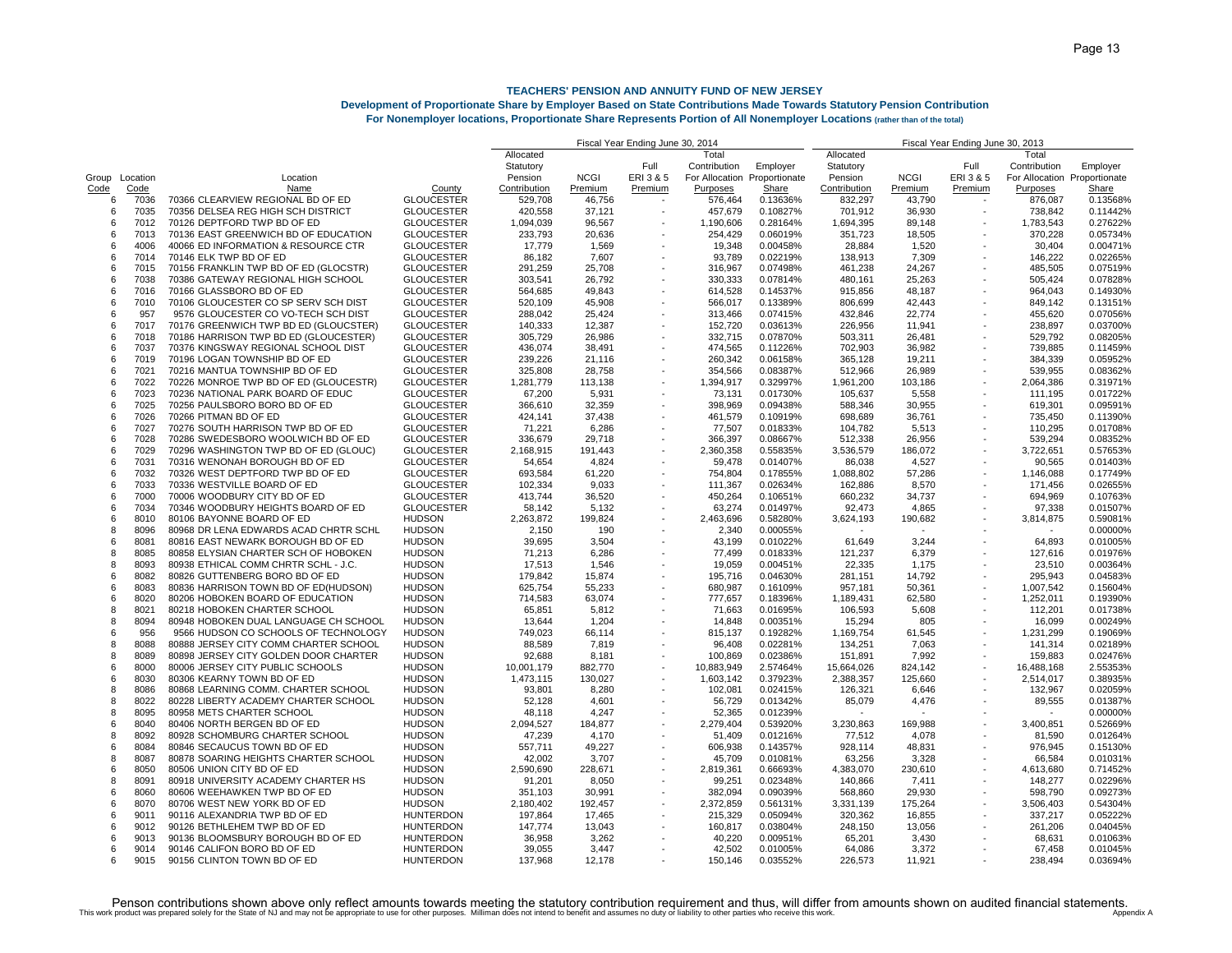# TEACHERS' PENSION AND ANNUITY FUND OF NEW JERSEY

## Development of Proportionate Share by Employer Based on State Contributions Made Towards Statutory Pension Contribution

### For Nonemployer locations, Proportionate Share Represents Portion of All Nonemployer Locations (rather than of the total)

| | | | | Fiscal Year Ending June 30, 2014 | | | | | Fiscal Year Ending June 30, 2013 | | | | |
|---|---|---|---|---|---|---|---|---|---|---|---|---|---|
| Group Code | Location Code | Location Name | County | Allocated Statutory Pension Contribution | NCGI Premium | Full ERI 3 & 5 Premium | Total Contribution For Allocation Purposes | Employer Proportionate Share | Allocated Statutory Pension Contribution | NCGI Premium | Full ERI 3 & 5 Premium | Total Contribution For Allocation Purposes | Employer Proportionate Share |
| 6 | 7036 | 70366 CLEARVIEW REGIONAL BD OF ED | GLOUCESTER | 529,708 | 46,756 | - | 576,464 | 0.13636% | 832,297 | 43,790 | - | 876,087 | 0.13568% |
| 6 | 7035 | 70356 DELSEA REG HIGH SCH DISTRICT | GLOUCESTER | 420,558 | 37,121 | - | 457,679 | 0.10827% | 701,912 | 36,930 | - | 738,842 | 0.11442% |
| 6 | 7012 | 70126 DEPTFORD TWP BD OF ED | GLOUCESTER | 1,094,039 | 96,567 | - | 1,190,606 | 0.28164% | 1,694,395 | 89,148 | - | 1,783,543 | 0.27622% |
| 6 | 7013 | 70136 EAST GREENWICH BD OF EDUCATION | GLOUCESTER | 233,793 | 20,636 | - | 254,429 | 0.06019% | 351,723 | 18,505 | - | 370,228 | 0.05734% |
| 6 | 4006 | 40066 ED INFORMATION & RESOURCE CTR | GLOUCESTER | 17,779 | 1,569 | - | 19,348 | 0.00458% | 28,884 | 1,520 | - | 30,404 | 0.00471% |
| 6 | 7014 | 70146 ELK TWP BD OF ED | GLOUCESTER | 86,182 | 7,607 | - | 93,789 | 0.02219% | 138,913 | 7,309 | - | 146,222 | 0.02265% |
| 6 | 7015 | 70156 FRANKLIN TWP BD OF ED (GLOCSTR) | GLOUCESTER | 291,259 | 25,708 | - | 316,967 | 0.07498% | 461,238 | 24,267 | - | 485,505 | 0.07519% |
| 6 | 7038 | 70386 GATEWAY REGIONAL HIGH SCHOOL | GLOUCESTER | 303,541 | 26,792 | - | 330,333 | 0.07814% | 480,161 | 25,263 | - | 505,424 | 0.07828% |
| 6 | 7016 | 70166 GLASSBORO BD OF ED | GLOUCESTER | 564,685 | 49,843 | - | 614,528 | 0.14537% | 915,856 | 48,187 | - | 964,043 | 0.14930% |
| 6 | 7010 | 70106 GLOUCESTER CO SP SERV SCH DIST | GLOUCESTER | 520,109 | 45,908 | - | 566,017 | 0.13389% | 806,699 | 42,443 | - | 849,142 | 0.13151% |
| 6 | 957 | 9576 GLOUCESTER CO VO-TECH SCH DIST | GLOUCESTER | 288,042 | 25,424 | - | 313,466 | 0.07415% | 432,846 | 22,774 | - | 455,620 | 0.07056% |
| 6 | 7017 | 70176 GREENWICH TWP BD ED (GLOUCSTER) | GLOUCESTER | 140,333 | 12,387 | - | 152,720 | 0.03613% | 226,956 | 11,941 | - | 238,897 | 0.03700% |
| 6 | 7018 | 70186 HARRISON TWP BD ED (GLOUCESTER) | GLOUCESTER | 305,729 | 26,986 | - | 332,715 | 0.07870% | 503,311 | 26,481 | - | 529,792 | 0.08205% |
| 6 | 7037 | 70376 KINGSWAY REGIONAL SCHOOL DIST | GLOUCESTER | 436,074 | 38,491 | - | 474,565 | 0.11226% | 702,903 | 36,982 | - | 739,885 | 0.11459% |
| 6 | 7019 | 70196 LOGAN TOWNSHIP BD OF ED | GLOUCESTER | 239,226 | 21,116 | - | 260,342 | 0.06158% | 365,128 | 19,211 | - | 384,339 | 0.05952% |
| 6 | 7021 | 70216 MANTUA TOWNSHIP BD OF ED | GLOUCESTER | 325,808 | 28,758 | - | 354,566 | 0.08387% | 512,966 | 26,989 | - | 539,955 | 0.08362% |
| 6 | 7022 | 70226 MONROE TWP BD OF ED (GLOUCESTR) | GLOUCESTER | 1,281,779 | 113,138 | - | 1,394,917 | 0.32997% | 1,961,200 | 103,186 | - | 2,064,386 | 0.31971% |
| 6 | 7023 | 70236 NATIONAL PARK BOARD OF EDUC | GLOUCESTER | 67,200 | 5,931 | - | 73,131 | 0.01730% | 105,637 | 5,558 | - | 111,195 | 0.01722% |
| 6 | 7025 | 70256 PAULSBORO BORO BD OF ED | GLOUCESTER | 366,610 | 32,359 | - | 398,969 | 0.09438% | 588,346 | 30,955 | - | 619,301 | 0.09591% |
| 6 | 7026 | 70266 PITMAN BD OF ED | GLOUCESTER | 424,141 | 37,438 | - | 461,579 | 0.10919% | 698,689 | 36,761 | - | 735,450 | 0.11390% |
| 6 | 7027 | 70276 SOUTH HARRISON TWP BD OF ED | GLOUCESTER | 71,221 | 6,286 | - | 77,507 | 0.01833% | 104,782 | 5,513 | - | 110,295 | 0.01708% |
| 6 | 7028 | 70286 SWEDESBORO WOOLWICH BD OF ED | GLOUCESTER | 336,679 | 29,718 | - | 366,397 | 0.08667% | 512,338 | 26,956 | - | 539,294 | 0.08352% |
| 6 | 7029 | 70296 WASHINGTON TWP BD OF ED (GLOUC) | GLOUCESTER | 2,168,915 | 191,443 | - | 2,360,358 | 0.55835% | 3,536,579 | 186,072 | - | 3,722,651 | 0.57653% |
| 6 | 7031 | 70316 WENONAH BOROUGH BD OF ED | GLOUCESTER | 54,654 | 4,824 | - | 59,478 | 0.01407% | 86,038 | 4,527 | - | 90,565 | 0.01403% |
| 6 | 7032 | 70326 WEST DEPTFORD TWP BD OF ED | GLOUCESTER | 693,584 | 61,220 | - | 754,804 | 0.17855% | 1,088,802 | 57,286 | - | 1,146,088 | 0.17749% |
| 6 | 7033 | 70336 WESTVILLE BOARD OF ED | GLOUCESTER | 102,334 | 9,033 | - | 111,367 | 0.02634% | 162,886 | 8,570 | - | 171,456 | 0.02655% |
| 6 | 7000 | 70006 WOODBURY CITY BD OF ED | GLOUCESTER | 413,744 | 36,520 | - | 450,264 | 0.10651% | 660,232 | 34,737 | - | 694,969 | 0.10763% |
| 6 | 7034 | 70346 WOODBURY HEIGHTS BOARD OF ED | GLOUCESTER | 58,142 | 5,132 | - | 63,274 | 0.01497% | 92,473 | 4,865 | - | 97,338 | 0.01507% |
| 6 | 8010 | 80106 BAYONNE BOARD OF ED | HUDSON | 2,263,872 | 199,824 | - | 2,463,696 | 0.58280% | 3,624,193 | 190,682 | - | 3,814,875 | 0.59081% |
| 8 | 8096 | 80968 DR LENA EDWARDS ACAD CHRTR SCHL | HUDSON | 2,150 | 190 | - | 2,340 | 0.00055% | - | - | - | - | 0.00000% |
| 6 | 8081 | 80816 EAST NEWARK BOROUGH BD OF ED | HUDSON | 39,695 | 3,504 | - | 43,199 | 0.01022% | 61,649 | 3,244 | - | 64,893 | 0.01005% |
| 8 | 8085 | 80858 ELYSIAN CHARTER SCH OF HOBOKEN | HUDSON | 71,213 | 6,286 | - | 77,499 | 0.01833% | 121,237 | 6,379 | - | 127,616 | 0.01976% |
| 8 | 8093 | 80938 ETHICAL COMM CHRTR SCHL - J.C. | HUDSON | 17,513 | 1,546 | - | 19,059 | 0.00451% | 22,335 | 1,175 | - | 23,510 | 0.00364% |
| 6 | 8082 | 80826 GUTTENBERG BORO BD OF ED | HUDSON | 179,842 | 15,874 | - | 195,716 | 0.04630% | 281,151 | 14,792 | - | 295,943 | 0.04583% |
| 6 | 8083 | 80836 HARRISON TOWN BD OF ED(HUDSON) | HUDSON | 625,754 | 55,233 | - | 680,987 | 0.16109% | 957,181 | 50,361 | - | 1,007,542 | 0.15604% |
| 6 | 8020 | 80206 HOBOKEN BOARD OF EDUCATION | HUDSON | 714,583 | 63,074 | - | 777,657 | 0.18396% | 1,189,431 | 62,580 | - | 1,252,011 | 0.19390% |
| 8 | 8021 | 80218 HOBOKEN CHARTER SCHOOL | HUDSON | 65,851 | 5,812 | - | 71,663 | 0.01695% | 106,593 | 5,608 | - | 112,201 | 0.01738% |
| 8 | 8094 | 80948 HOBOKEN DUAL LANGUAGE CH SCHOOL | HUDSON | 13,644 | 1,204 | - | 14,848 | 0.00351% | 15,294 | 805 | - | 16,099 | 0.00249% |
| 6 | 956 | 9566 HUDSON CO SCHOOLS OF TECHNOLOGY | HUDSON | 749,023 | 66,114 | - | 815,137 | 0.19282% | 1,169,754 | 61,545 | - | 1,231,299 | 0.19069% |
| 8 | 8088 | 80888 JERSEY CITY COMM CHARTER SCHOOL | HUDSON | 88,589 | 7,819 | - | 96,408 | 0.02281% | 134,251 | 7,063 | - | 141,314 | 0.02189% |
| 8 | 8089 | 80898 JERSEY CITY GOLDEN DOOR CHARTER | HUDSON | 92,688 | 8,181 | - | 100,869 | 0.02386% | 151,891 | 7,992 | - | 159,883 | 0.02476% |
| 6 | 8000 | 80006 JERSEY CITY PUBLIC SCHOOLS | HUDSON | 10,001,179 | 882,770 | - | 10,883,949 | 2.57464% | 15,664,026 | 824,142 | - | 16,488,168 | 2.55353% |
| 6 | 8030 | 80306 KEARNY TOWN BD OF ED | HUDSON | 1,473,115 | 130,027 | - | 1,603,142 | 0.37923% | 2,388,357 | 125,660 | - | 2,514,017 | 0.38935% |
| 8 | 8086 | 80868 LEARNING COMM. CHARTER SCHOOL | HUDSON | 93,801 | 8,280 | - | 102,081 | 0.02415% | 126,321 | 6,646 | - | 132,967 | 0.02059% |
| 8 | 8022 | 80228 LIBERTY ACADEMY CHARTER SCHOOL | HUDSON | 52,128 | 4,601 | - | 56,729 | 0.01342% | 85,079 | 4,476 | - | 89,555 | 0.01387% |
| 8 | 8095 | 80958 METS CHARTER SCHOOL | HUDSON | 48,118 | 4,247 | - | 52,365 | 0.01239% | - | - | - | - | 0.00000% |
| 6 | 8040 | 80406 NORTH BERGEN BD OF ED | HUDSON | 2,094,527 | 184,877 | - | 2,279,404 | 0.53920% | 3,230,863 | 169,988 | - | 3,400,851 | 0.52669% |
| 8 | 8092 | 80928 SCHOMBURG CHARTER SCHOOL | HUDSON | 47,239 | 4,170 | - | 51,409 | 0.01216% | 77,512 | 4,078 | - | 81,590 | 0.01264% |
| 6 | 8084 | 80846 SECAUCUS TOWN BD OF ED | HUDSON | 557,711 | 49,227 | - | 606,938 | 0.14357% | 928,114 | 48,831 | - | 976,945 | 0.15130% |
| 8 | 8087 | 80878 SOARING HEIGHTS CHARTER SCHOOL | HUDSON | 42,002 | 3,707 | - | 45,709 | 0.01081% | 63,256 | 3,328 | - | 66,584 | 0.01031% |
| 6 | 8050 | 80506 UNION CITY BD OF ED | HUDSON | 2,590,690 | 228,671 | - | 2,819,361 | 0.66693% | 4,383,070 | 230,610 | - | 4,613,680 | 0.71452% |
| 8 | 8091 | 80918 UNIVERSITY ACADEMY CHARTER HS | HUDSON | 91,201 | 8,050 | - | 99,251 | 0.02348% | 140,866 | 7,411 | - | 148,277 | 0.02296% |
| 6 | 8060 | 80606 WEEHAWKEN TWP BD OF ED | HUDSON | 351,103 | 30,991 | - | 382,094 | 0.09039% | 568,860 | 29,930 | - | 598,790 | 0.09273% |
| 6 | 8070 | 80706 WEST NEW YORK BD OF ED | HUDSON | 2,180,402 | 192,457 | - | 2,372,859 | 0.56131% | 3,331,139 | 175,264 | - | 3,506,403 | 0.54304% |
| 6 | 9011 | 90116 ALEXANDRIA TWP BD OF ED | HUNTERDON | 197,864 | 17,465 | - | 215,329 | 0.05094% | 320,362 | 16,855 | - | 337,217 | 0.05222% |
| 6 | 9012 | 90126 BETHLEHEM TWP BD OF ED | HUNTERDON | 147,774 | 13,043 | - | 160,817 | 0.03804% | 248,150 | 13,056 | - | 261,206 | 0.04045% |
| 6 | 9013 | 90136 BLOOMSBURY BOROUGH BD OF ED | HUNTERDON | 36,958 | 3,262 | - | 40,220 | 0.00951% | 65,201 | 3,430 | - | 68,631 | 0.01063% |
| 6 | 9014 | 90146 CALIFON BORO BD OF ED | HUNTERDON | 39,055 | 3,447 | - | 42,502 | 0.01005% | 64,086 | 3,372 | - | 67,458 | 0.01045% |
| 6 | 9015 | 90156 CLINTON TOWN BD OF ED | HUNTERDON | 137,968 | 12,178 | - | 150,146 | 0.03552% | 226,573 | 11,921 | - | 238,494 | 0.03694% |

Penson contributions shown above only reflect amounts towards meeting the statutory contribution requirement and thus, will differ from amounts shown on audited financial statements.

This work product was prepared solely for the State of NJ and may not be appropriate to use for other purposes. Milliman does not intend to benefit and assumes no duty or liability to other parties who receive this work.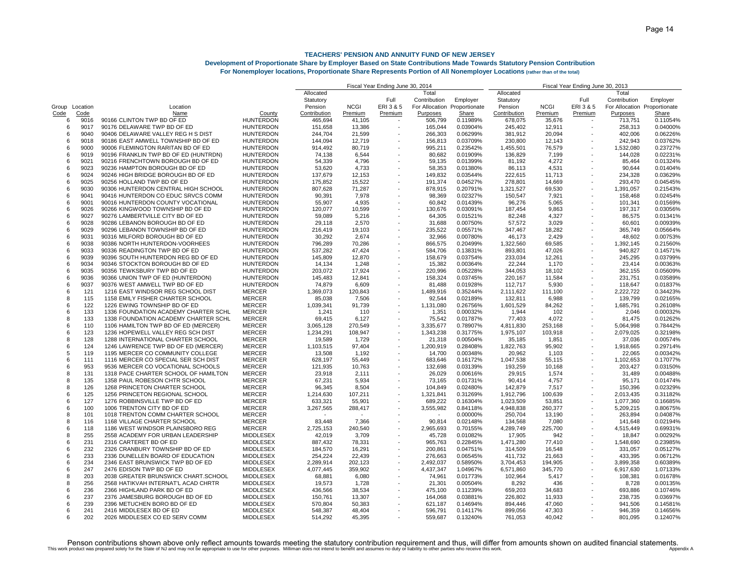# TEACHERS' PENSION AND ANNUITY FUND OF NEW JERSEY

## Development of Proportionate Share by Employer Based on State Contributions Made Towards Statutory Pension Contribution

### For Nonemployer locations, Proportionate Share Represents Portion of All Nonemployer Locations (rather than of the total)

| | | | | Fiscal Year Ending June 30, 2014 | | | | | Fiscal Year Ending June 30, 2013 | | | | |
|---|---|---|---|---|---|---|---|---|---|---|---|---|---|
| Group Code | Location Code | Location Name | County | Allocated Statutory Pension Contribution | NCGI Premium | Full ERI 3 & 5 Premium | Total Contribution For Allocation Purposes | Employer Proportionate Share | Allocated Statutory Pension Contribution | NCGI Premium | Full ERI 3 & 5 Premium | Total Contribution For Allocation Purposes | Employer Proportionate Share |
| 6 | 9016 | 90166 CLINTON TWP BD OF ED | HUNTERDON | 465,694 | 41,105 | - | 506,799 | 0.11989% | 678,075 | 35,676 | - | 713,751 | 0.11054% |
| 6 | 9017 | 90176 DELAWARE TWP BD OF ED | HUNTERDON | 151,658 | 13,386 | - | 165,044 | 0.03904% | 245,402 | 12,911 | - | 258,313 | 0.04000% |
| 6 | 9040 | 90406 DELAWARE VALLEY REG H S DIST | HUNTERDON | 244,704 | 21,599 | - | 266,303 | 0.06299% | 381,912 | 20,094 | - | 402,006 | 0.06226% |
| 6 | 9018 | 90186 EAST AMWELL TOWNSHIP BD OF ED | HUNTERDON | 144,094 | 12,719 | - | 156,813 | 0.03709% | 230,800 | 12,143 | - | 242,943 | 0.03762% |
| 6 | 9000 | 90006 FLEMINGTON RARITAN BD OF ED | HUNTERDON | 914,492 | 80,719 | - | 995,211 | 0.23542% | 1,455,501 | 76,579 | - | 1,532,080 | 0.23727% |
| 6 | 9019 | 90196 FRANKLIN TWP BD OF ED (HUNTRDN) | HUNTERDON | 74,138 | 6,544 | - | 80,682 | 0.01909% | 136,829 | 7,199 | - | 144,028 | 0.02231% |
| 6 | 9021 | 90216 FRENCHTOWN BOROUGH BD OF ED | HUNTERDON | 54,339 | 4,796 | - | 59,135 | 0.01399% | 81,192 | 4,272 | - | 85,464 | 0.01324% |
| 6 | 9023 | 90236 HAMPTON BOROUGH BD OF ED | HUNTERDON | 53,620 | 4,733 | - | 58,353 | 0.01380% | 86,113 | 4,531 | - | 90,644 | 0.01404% |
| 6 | 9024 | 90246 HIGH BRIDGE BOROUGH BD OF ED | HUNTERDON | 137,679 | 12,153 | - | 149,832 | 0.03544% | 222,615 | 11,713 | - | 234,328 | 0.03629% |
| 6 | 9025 | 90256 HOLLAND TWP BD OF ED | HUNTERDON | 175,852 | 15,522 | - | 191,374 | 0.04527% | 278,801 | 14,669 | - | 293,470 | 0.04545% |
| 6 | 9030 | 90306 HUNTERDON CENTRAL HIGH SCHOOL | HUNTERDON | 807,628 | 71,287 | - | 878,915 | 0.20791% | 1,321,527 | 69,530 | - | 1,391,057 | 0.21543% |
| 6 | 9041 | 90416 HUNTERDON CO EDUC SRVCS COMM | HUNTERDON | 90,391 | 7,978 | - | 98,369 | 0.02327% | 150,547 | 7,921 | - | 158,468 | 0.02454% |
| 6 | 9001 | 90016 HUNTERDON COUNTY VOCATIONAL | HUNTERDON | 55,907 | 4,935 | - | 60,842 | 0.01439% | 96,276 | 5,065 | - | 101,341 | 0.01569% |
| 6 | 9026 | 90266 KINGWOOD TOWNSHIP BD OF ED | HUNTERDON | 120,077 | 10,599 | - | 130,676 | 0.03091% | 187,454 | 9,863 | - | 197,317 | 0.03056% |
| 6 | 9027 | 90276 LAMBERTVILLE CITY BD OF ED | HUNTERDON | 59,089 | 5,216 | - | 64,305 | 0.01521% | 82,248 | 4,327 | - | 86,575 | 0.01341% |
| 6 | 9028 | 90286 LEBANON BOROUGH BD OF ED | HUNTERDON | 29,118 | 2,570 | - | 31,688 | 0.00750% | 57,572 | 3,029 | - | 60,601 | 0.00939% |
| 6 | 9029 | 90296 LEBANON TOWNSHIP BD OF ED | HUNTERDON | 216,419 | 19,103 | - | 235,522 | 0.05571% | 347,467 | 18,282 | - | 365,749 | 0.05664% |
| 6 | 9031 | 90316 MILFORD BOROUGH BD OF ED | HUNTERDON | 30,292 | 2,674 | - | 32,966 | 0.00780% | 46,173 | 2,429 | - | 48,602 | 0.00753% |
| 6 | 9038 | 90386 NORTH HUNTERDON-VOORHEES | HUNTERDON | 796,289 | 70,286 | - | 866,575 | 0.20499% | 1,322,560 | 69,585 | - | 1,392,145 | 0.21560% |
| 6 | 9033 | 90336 READINGTON TWP BD OF ED | HUNTERDON | 537,282 | 47,424 | - | 584,706 | 0.13831% | 893,801 | 47,026 | - | 940,827 | 0.14571% |
| 6 | 9039 | 90396 SOUTH HUNTERDON REG BD OF ED | HUNTERDON | 145,809 | 12,870 | - | 158,679 | 0.03754% | 233,034 | 12,261 | - | 245,295 | 0.03799% |
| 6 | 9034 | 90346 STOCKTON BOROUGH BD OF ED | HUNTERDON | 14,134 | 1,248 | - | 15,382 | 0.00364% | 22,244 | 1,170 | - | 23,414 | 0.00363% |
| 6 | 9035 | 90356 TEWKSBURY TWP BD OF ED | HUNTERDON | 203,072 | 17,924 | - | 220,996 | 0.05228% | 344,053 | 18,102 | - | 362,155 | 0.05609% |
| 6 | 9036 | 90366 UNION TWP OF ED (HUNTERDON) | HUNTERDON | 145,483 | 12,841 | - | 158,324 | 0.03745% | 220,167 | 11,584 | - | 231,751 | 0.03589% |
| 6 | 9037 | 90376 WEST AMWELL TWP BD OF ED | HUNTERDON | 74,879 | 6,609 | - | 81,488 | 0.01928% | 112,717 | 5,930 | - | 118,647 | 0.01837% |
| 6 | 121 | 1216 EAST WINDSOR REG SCHOOL DIST | MERCER | 1,369,073 | 120,843 | - | 1,489,916 | 0.35244% | 2,111,622 | 111,100 | - | 2,222,722 | 0.34423% |
| 8 | 115 | 1158 EMILY FISHER CHARTER SCHOOL | MERCER | 85,038 | 7,506 | - | 92,544 | 0.02189% | 132,811 | 6,988 | - | 139,799 | 0.02165% |
| 6 | 122 | 1226 EWING TOWNSHIP BD OF ED | MERCER | 1,039,341 | 91,739 | - | 1,131,080 | 0.26756% | 1,601,529 | 84,262 | - | 1,685,791 | 0.26108% |
| 6 | 133 | 1336 FOUNDATION ACADEMY CHARTER SCHL | MERCER | 1,241 | 110 | - | 1,351 | 0.00032% | 1,944 | 102 | - | 2,046 | 0.00032% |
| 8 | 133 | 1338 FOUNDATION ACADEMY CHARTER SCHL | MERCER | 69,415 | 6,127 | - | 75,542 | 0.01787% | 77,403 | 4,072 | - | 81,475 | 0.01262% |
| 6 | 110 | 1106 HAMILTON TWP BD OF ED (MERCER) | MERCER | 3,065,128 | 270,549 | - | 3,335,677 | 0.78907% | 4,811,830 | 253,168 | - | 5,064,998 | 0.78442% |
| 6 | 123 | 1236 HOPEWELL VALLEY REG SCH DIST | MERCER | 1,234,291 | 108,947 | - | 1,343,238 | 0.31775% | 1,975,107 | 103,918 | - | 2,079,025 | 0.32198% |
| 8 | 128 | 1288 INTERNATIONAL CHARTER SCHOOL | MERCER | 19,589 | 1,729 | - | 21,318 | 0.00504% | 35,185 | 1,851 | - | 37,036 | 0.00574% |
| 6 | 124 | 1246 LAWRENCE TWP BD OF ED (MERCER) | MERCER | 1,103,515 | 97,404 | - | 1,200,919 | 0.28408% | 1,822,763 | 95,902 | - | 1,918,665 | 0.29714% |
| 5 | 119 | 1195 MERCER CO COMMUNITY COLLEGE | MERCER | 13,508 | 1,192 | - | 14,700 | 0.00348% | 20,962 | 1,103 | - | 22,065 | 0.00342% |
| 6 | 111 | 1116 MERCER CO SPECIAL SER SCH DIST | MERCER | 628,197 | 55,449 | - | 683,646 | 0.16172% | 1,047,538 | 55,115 | - | 1,102,653 | 0.17077% |
| 6 | 953 | 9536 MERCER CO VOCATIONAL SCHOOLS | MERCER | 121,935 | 10,763 | - | 132,698 | 0.03139% | 193,259 | 10,168 | - | 203,427 | 0.03150% |
| 8 | 131 | 1318 PACE CHARTER SCHOOL OF HAMILTON | MERCER | 23,918 | 2,111 | - | 26,029 | 0.00616% | 29,915 | 1,574 | - | 31,489 | 0.00488% |
| 8 | 135 | 1358 PAUL ROBESON CHTR SCHOOL | MERCER | 67,231 | 5,934 | - | 73,165 | 0.01731% | 90,414 | 4,757 | - | 95,171 | 0.01474% |
| 8 | 126 | 1268 PRINCETON CHARTER SCHOOL | MERCER | 96,345 | 8,504 | - | 104,849 | 0.02480% | 142,879 | 7,517 | - | 150,396 | 0.02329% |
| 6 | 125 | 1256 PRINCETON REGIONAL SCHOOL | MERCER | 1,214,630 | 107,211 | - | 1,321,841 | 0.31269% | 1,912,796 | 100,639 | - | 2,013,435 | 0.31182% |
| 6 | 127 | 1276 ROBBINSVILLE TWP BD OF ED | MERCER | 633,321 | 55,901 | - | 689,222 | 0.16304% | 1,023,509 | 53,851 | - | 1,077,360 | 0.16685% |
| 6 | 100 | 1006 TRENTON CITY BD OF ED | MERCER | 3,267,565 | 288,417 | - | 3,555,982 | 0.84118% | 4,948,838 | 260,377 | - | 5,209,215 | 0.80675% |
| 8 | 101 | 1018 TRENTON COMM CHARTER SCHOOL | MERCER | - | - | - | - | 0.00000% | 250,704 | 13,190 | - | 263,894 | 0.04087% |
| 8 | 116 | 1168 VILLAGE CHARTER SCHOOL | MERCER | 83,448 | 7,366 | - | 90,814 | 0.02148% | 134,568 | 7,080 | - | 141,648 | 0.02194% |
| 6 | 118 | 1186 WEST WINDSOR PLAINSBORO REG | MERCER | 2,725,153 | 240,540 | - | 2,965,693 | 0.70155% | 4,289,749 | 225,700 | - | 4,515,449 | 0.69931% |
| 8 | 255 | 2558 ACADEMY FOR URBAN LEADERSHIP | MIDDLESEX | 42,019 | 3,709 | - | 45,728 | 0.01082% | 17,905 | 942 | - | 18,847 | 0.00292% |
| 6 | 231 | 2316 CARTERET BD OF ED | MIDDLESEX | 887,432 | 78,331 | - | 965,763 | 0.22845% | 1,471,280 | 77,410 | - | 1,548,690 | 0.23985% |
| 6 | 232 | 2326 CRANBURY TOWNSHIP BD OF ED | MIDDLESEX | 184,570 | 16,291 | - | 200,861 | 0.04751% | 314,509 | 16,548 | - | 331,057 | 0.05127% |
| 6 | 233 | 2336 DUNELLEN BOARD OF EDUCATION | MIDDLESEX | 254,224 | 22,439 | - | 276,663 | 0.06545% | 411,732 | 21,663 | - | 433,395 | 0.06712% |
| 6 | 234 | 2346 EAST BRUNSWICK TWP BD OF ED | MIDDLESEX | 2,289,914 | 202,123 | - | 2,492,037 | 0.58950% | 3,704,453 | 194,905 | - | 3,899,358 | 0.60389% |
| 6 | 247 | 2476 EDISON TWP BD OF ED | MIDDLESEX | 4,077,445 | 359,902 | - | 4,437,347 | 1.04967% | 6,571,860 | 345,770 | - | 6,917,630 | 1.07133% |
| 8 | 203 | 2038 GREATER BRUNSWICK CHART.SCHOOL | MIDDLESEX | 68,881 | 6,080 | - | 74,961 | 0.01773% | 102,964 | 5,417 | - | 108,381 | 0.01678% |
| 8 | 256 | 2568 HATIKVAH INTERNAT'L ACAD CHRTR | MIDDLESEX | 19,573 | 1,728 | - | 21,301 | 0.00504% | 8,292 | 436 | - | 8,728 | 0.00135% |
| 6 | 236 | 2366 HIGHLAND PARK BD OF ED | MIDDLESEX | 436,566 | 38,534 | - | 475,100 | 0.11239% | 659,203 | 34,683 | - | 693,886 | 0.10746% |
| 6 | 237 | 2376 JAMESBURG BOROUGH BD OF ED | MIDDLESEX | 150,761 | 13,307 | - | 164,068 | 0.03881% | 226,802 | 11,933 | - | 238,735 | 0.03697% |
| 6 | 239 | 2396 METUCHEN BORO BD OF ED | MIDDLESEX | 570,804 | 50,383 | - | 621,187 | 0.14694% | 894,446 | 47,060 | - | 941,506 | 0.14581% |
| 6 | 241 | 2416 MIDDLESEX BD OF ED | MIDDLESEX | 548,387 | 48,404 | - | 596,791 | 0.14117% | 899,056 | 47,303 | - | 946,359 | 0.14656% |
| 6 | 202 | 2026 MIDDLESEX CO ED SERV COMM | MIDDLESEX | 514,292 | 45,395 | - | 559,687 | 0.13240% | 761,053 | 40,042 | - | 801,095 | 0.12407% |

Penson contributions shown above only reflect amounts towards meeting the statutory contribution requirement and thus, will differ from amounts shown on audited financial statements.

This work product was prepared solely for the State of NJ and may not be appropriate to use for other purposes. Milliman does not intend to benefit and assumes no duty or liability to other parties who receive this work.

Appendix A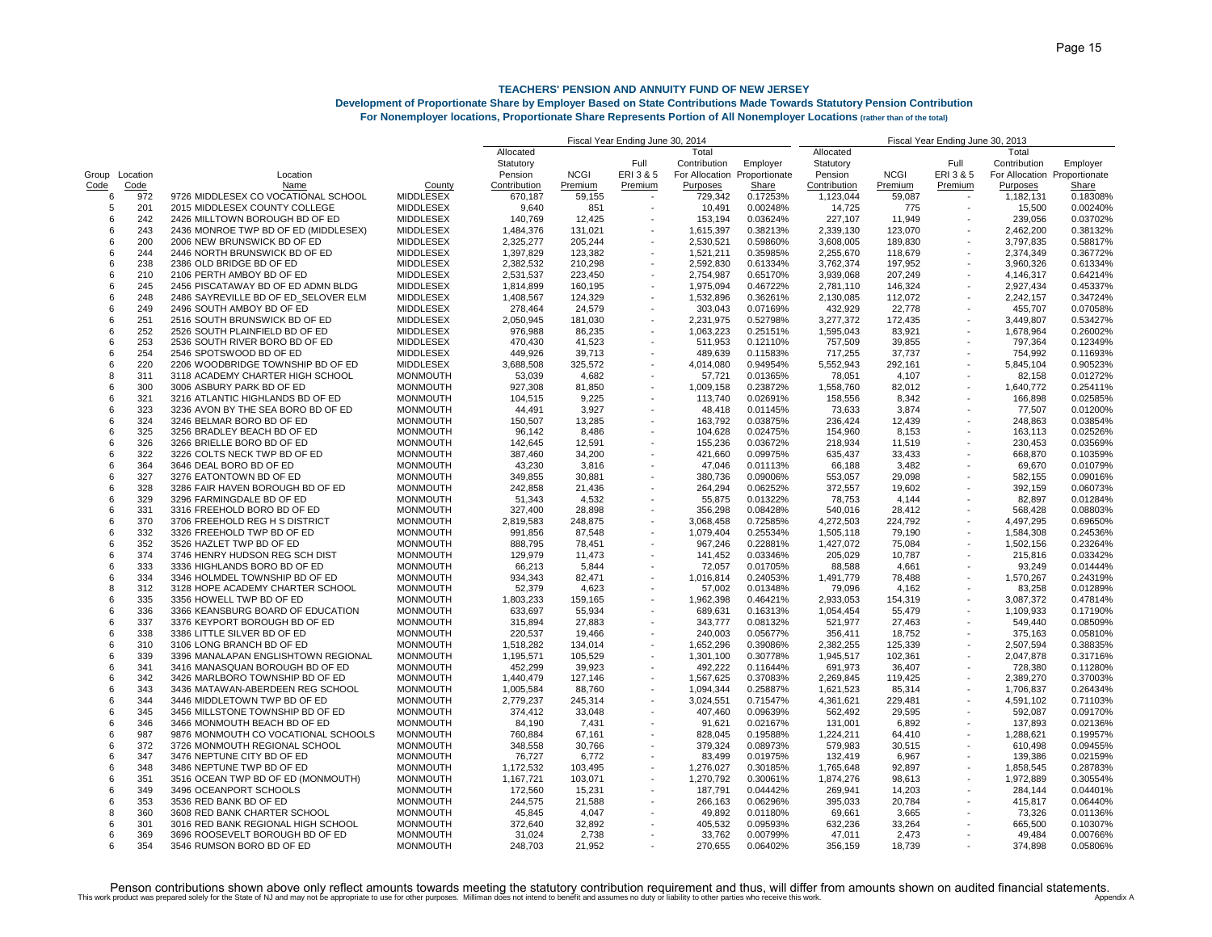# TEACHERS' PENSION AND ANNUITY FUND OF NEW JERSEY

## Development of Proportionate Share by Employer Based on State Contributions Made Towards Statutory Pension Contribution

### For Nonemployer locations, Proportionate Share Represents Portion of All Nonemployer Locations (rather than of the total)

| | | | | Fiscal Year Ending June 30, 2014 | | | | | Fiscal Year Ending June 30, 2013 | | | | |
|---|---|---|---|---|---|---|---|---|---|---|---|---|---|
| Group Code | Location Code | Location Name | County | Allocated Statutory Pension Contribution | NCGI Premium | Full ERI 3 & 5 Premium | Total Contribution For Allocation Purposes | Employer Proportionate Share | Allocated Statutory Pension Contribution | NCGI Premium | Full ERI 3 & 5 Premium | Total Contribution For Allocation Purposes | Employer Proportionate Share |
| 6 | 972 | 9726 MIDDLESEX CO VOCATIONAL SCHOOL | MIDDLESEX | 670,187 | 59,155 | - | 729,342 | 0.17253% | 1,123,044 | 59,087 | - | 1,182,131 | 0.18308% |
| 5 | 201 | 2015 MIDDLESEX COUNTY COLLEGE | MIDDLESEX | 9,640 | 851 | - | 10,491 | 0.00248% | 14,725 | 775 | - | 15,500 | 0.00240% |
| 6 | 242 | 2426 MILLTOWN BOROUGH BD OF ED | MIDDLESEX | 140,769 | 12,425 | - | 153,194 | 0.03624% | 227,107 | 11,949 | - | 239,056 | 0.03702% |
| 6 | 243 | 2436 MONROE TWP BD OF ED (MIDDLESEX) | MIDDLESEX | 1,484,376 | 131,021 | - | 1,615,397 | 0.38213% | 2,339,130 | 123,070 | - | 2,462,200 | 0.38132% |
| 6 | 200 | 2006 NEW BRUNSWICK BD OF ED | MIDDLESEX | 2,325,277 | 205,244 | - | 2,530,521 | 0.59860% | 3,608,005 | 189,830 | - | 3,797,835 | 0.58817% |
| 6 | 244 | 2446 NORTH BRUNSWICK BD OF ED | MIDDLESEX | 1,397,829 | 123,382 | - | 1,521,211 | 0.35985% | 2,255,670 | 118,679 | - | 2,374,349 | 0.36772% |
| 6 | 238 | 2386 OLD BRIDGE BD OF ED | MIDDLESEX | 2,382,532 | 210,298 | - | 2,592,830 | 0.61334% | 3,762,374 | 197,952 | - | 3,960,326 | 0.61334% |
| 6 | 210 | 2106 PERTH AMBOY BD OF ED | MIDDLESEX | 2,531,537 | 223,450 | - | 2,754,987 | 0.65170% | 3,939,068 | 207,249 | - | 4,146,317 | 0.64214% |
| 6 | 245 | 2456 PISCATAWAY BD OF ED ADMN BLDG | MIDDLESEX | 1,814,899 | 160,195 | - | 1,975,094 | 0.46722% | 2,781,110 | 146,324 | - | 2,927,434 | 0.45337% |
| 6 | 248 | 2486 SAYREVILLE BD OF ED_SELOVER ELM | MIDDLESEX | 1,408,567 | 124,329 | - | 1,532,896 | 0.36261% | 2,130,085 | 112,072 | - | 2,242,157 | 0.34724% |
| 6 | 249 | 2496 SOUTH AMBOY BD OF ED | MIDDLESEX | 278,464 | 24,579 | - | 303,043 | 0.07169% | 432,929 | 22,778 | - | 455,707 | 0.07058% |
| 6 | 251 | 2516 SOUTH BRUNSWICK BD OF ED | MIDDLESEX | 2,050,945 | 181,030 | - | 2,231,975 | 0.52798% | 3,277,372 | 172,435 | - | 3,449,807 | 0.53427% |
| 6 | 252 | 2526 SOUTH PLAINFIELD BD OF ED | MIDDLESEX | 976,988 | 86,235 | - | 1,063,223 | 0.25151% | 1,595,043 | 83,921 | - | 1,678,964 | 0.26002% |
| 6 | 253 | 2536 SOUTH RIVER BORO BD OF ED | MIDDLESEX | 470,430 | 41,523 | - | 511,953 | 0.12110% | 757,509 | 39,855 | - | 797,364 | 0.12349% |
| 6 | 254 | 2546 SPOTSWOOD BD OF ED | MIDDLESEX | 449,926 | 39,713 | - | 489,639 | 0.11583% | 717,255 | 37,737 | - | 754,992 | 0.11693% |
| 6 | 220 | 2206 WOODBRIDGE TOWNSHIP BD OF ED | MIDDLESEX | 3,688,508 | 325,572 | - | 4,014,080 | 0.94954% | 5,552,943 | 292,161 | - | 5,845,104 | 0.90523% |
| 8 | 311 | 3118 ACADEMY CHARTER HIGH SCHOOL | MONMOUTH | 53,039 | 4,682 | - | 57,721 | 0.01365% | 78,051 | 4,107 | - | 82,158 | 0.01272% |
| 6 | 300 | 3006 ASBURY PARK BD OF ED | MONMOUTH | 927,308 | 81,850 | - | 1,009,158 | 0.23872% | 1,558,760 | 82,012 | - | 1,640,772 | 0.25411% |
| 6 | 321 | 3216 ATLANTIC HIGHLANDS BD OF ED | MONMOUTH | 104,515 | 9,225 | - | 113,740 | 0.02691% | 158,556 | 8,342 | - | 166,898 | 0.02585% |
| 6 | 323 | 3236 AVON BY THE SEA BORO BD OF ED | MONMOUTH | 44,491 | 3,927 | - | 48,418 | 0.01145% | 73,633 | 3,874 | - | 77,507 | 0.01200% |
| 6 | 324 | 3246 BELMAR BORO BD OF ED | MONMOUTH | 150,507 | 13,285 | - | 163,792 | 0.03875% | 236,424 | 12,439 | - | 248,863 | 0.03854% |
| 6 | 325 | 3256 BRADLEY BEACH BD OF ED | MONMOUTH | 96,142 | 8,486 | - | 104,628 | 0.02475% | 154,960 | 8,153 | - | 163,113 | 0.02526% |
| 6 | 326 | 3266 BRIELLE BORO BD OF ED | MONMOUTH | 142,645 | 12,591 | - | 155,236 | 0.03672% | 218,934 | 11,519 | - | 230,453 | 0.03569% |
| 6 | 322 | 3226 COLTS NECK TWP BD OF ED | MONMOUTH | 387,460 | 34,200 | - | 421,660 | 0.09975% | 635,437 | 33,433 | - | 668,870 | 0.10359% |
| 6 | 364 | 3646 DEAL BORO BD OF ED | MONMOUTH | 43,230 | 3,816 | - | 47,046 | 0.01113% | 66,188 | 3,482 | - | 69,670 | 0.01079% |
| 6 | 327 | 3276 EATONTOWN BD OF ED | MONMOUTH | 349,855 | 30,881 | - | 380,736 | 0.09006% | 553,057 | 29,098 | - | 582,155 | 0.09016% |
| 6 | 328 | 3286 FAIR HAVEN BOROUGH BD OF ED | MONMOUTH | 242,858 | 21,436 | - | 264,294 | 0.06252% | 372,557 | 19,602 | - | 392,159 | 0.06073% |
| 6 | 329 | 3296 FARMINGDALE BD OF ED | MONMOUTH | 51,343 | 4,532 | - | 55,875 | 0.01322% | 78,753 | 4,144 | - | 82,897 | 0.01284% |
| 6 | 331 | 3316 FREEHOLD BORO BD OF ED | MONMOUTH | 327,400 | 28,898 | - | 356,298 | 0.08428% | 540,016 | 28,412 | - | 568,428 | 0.08803% |
| 6 | 370 | 3706 FREEHOLD REG H S DISTRICT | MONMOUTH | 2,819,583 | 248,875 | - | 3,068,458 | 0.72585% | 4,272,503 | 224,792 | - | 4,497,295 | 0.69650% |
| 6 | 332 | 3326 FREEHOLD TWP BD OF ED | MONMOUTH | 991,856 | 87,548 | - | 1,079,404 | 0.25534% | 1,505,118 | 79,190 | - | 1,584,308 | 0.24536% |
| 6 | 352 | 3526 HAZLET TWP BD OF ED | MONMOUTH | 888,795 | 78,451 | - | 967,246 | 0.22881% | 1,427,072 | 75,084 | - | 1,502,156 | 0.23264% |
| 6 | 374 | 3746 HENRY HUDSON REG SCH DIST | MONMOUTH | 129,979 | 11,473 | - | 141,452 | 0.03346% | 205,029 | 10,787 | - | 215,816 | 0.03342% |
| 6 | 333 | 3336 HIGHLANDS BORO BD OF ED | MONMOUTH | 66,213 | 5,844 | - | 72,057 | 0.01705% | 88,588 | 4,661 | - | 93,249 | 0.01444% |
| 6 | 334 | 3346 HOLMDEL TOWNSHIP BD OF ED | MONMOUTH | 934,343 | 82,471 | - | 1,016,814 | 0.24053% | 1,491,779 | 78,488 | - | 1,570,267 | 0.24319% |
| 8 | 312 | 3128 HOPE ACADEMY CHARTER SCHOOL | MONMOUTH | 52,379 | 4,623 | - | 57,002 | 0.01348% | 79,096 | 4,162 | - | 83,258 | 0.01289% |
| 6 | 335 | 3356 HOWELL TWP BD OF ED | MONMOUTH | 1,803,233 | 159,165 | - | 1,962,398 | 0.46421% | 2,933,053 | 154,319 | - | 3,087,372 | 0.47814% |
| 6 | 336 | 3366 KEANSBURG BOARD OF EDUCATION | MONMOUTH | 633,697 | 55,934 | - | 689,631 | 0.16313% | 1,054,454 | 55,479 | - | 1,109,933 | 0.17190% |
| 6 | 337 | 3376 KEYPORT BOROUGH BD OF ED | MONMOUTH | 315,894 | 27,883 | - | 343,777 | 0.08132% | 521,977 | 27,463 | - | 549,440 | 0.08509% |
| 6 | 338 | 3386 LITTLE SILVER BD OF ED | MONMOUTH | 220,537 | 19,466 | - | 240,003 | 0.05677% | 356,411 | 18,752 | - | 375,163 | 0.05810% |
| 6 | 310 | 3106 LONG BRANCH BD OF ED | MONMOUTH | 1,518,282 | 134,014 | - | 1,652,296 | 0.39086% | 2,382,255 | 125,339 | - | 2,507,594 | 0.38835% |
| 6 | 339 | 3396 MANALAPAN ENGLISHTOWN REGIONAL | MONMOUTH | 1,195,571 | 105,529 | - | 1,301,100 | 0.30778% | 1,945,517 | 102,361 | - | 2,047,878 | 0.31716% |
| 6 | 341 | 3416 MANASQUAN BOROUGH BD OF ED | MONMOUTH | 452,299 | 39,923 | - | 492,222 | 0.11644% | 691,973 | 36,407 | - | 728,380 | 0.11280% |
| 6 | 342 | 3426 MARLBORO TOWNSHIP BD OF ED | MONMOUTH | 1,440,479 | 127,146 | - | 1,567,625 | 0.37083% | 2,269,845 | 119,425 | - | 2,389,270 | 0.37003% |
| 6 | 343 | 3436 MATAWAN-ABERDEEN REG SCHOOL | MONMOUTH | 1,005,584 | 88,760 | - | 1,094,344 | 0.25887% | 1,621,523 | 85,314 | - | 1,706,837 | 0.26434% |
| 6 | 344 | 3446 MIDDLETOWN TWP BD OF ED | MONMOUTH | 2,779,237 | 245,314 | - | 3,024,551 | 0.71547% | 4,361,621 | 229,481 | - | 4,591,102 | 0.71103% |
| 6 | 345 | 3456 MILLSTONE TOWNSHIP BD OF ED | MONMOUTH | 374,412 | 33,048 | - | 407,460 | 0.09639% | 562,492 | 29,595 | - | 592,087 | 0.09170% |
| 6 | 346 | 3466 MONMOUTH BEACH BD OF ED | MONMOUTH | 84,190 | 7,431 | - | 91,621 | 0.02167% | 131,001 | 6,892 | - | 137,893 | 0.02136% |
| 6 | 987 | 9876 MONMOUTH CO VOCATIONAL SCHOOLS | MONMOUTH | 760,884 | 67,161 | - | 828,045 | 0.19588% | 1,224,211 | 64,410 | - | 1,288,621 | 0.19957% |
| 6 | 372 | 3726 MONMOUTH REGIONAL SCHOOL | MONMOUTH | 348,558 | 30,766 | - | 379,324 | 0.08973% | 579,983 | 30,515 | - | 610,498 | 0.09455% |
| 6 | 347 | 3476 NEPTUNE CITY BD OF ED | MONMOUTH | 76,727 | 6,772 | - | 83,499 | 0.01975% | 132,419 | 6,967 | - | 139,386 | 0.02159% |
| 6 | 348 | 3486 NEPTUNE TWP BD OF ED | MONMOUTH | 1,172,532 | 103,495 | - | 1,276,027 | 0.30185% | 1,765,648 | 92,897 | - | 1,858,545 | 0.28783% |
| 6 | 351 | 3516 OCEAN TWP BD OF ED (MONMOUTH) | MONMOUTH | 1,167,721 | 103,071 | - | 1,270,792 | 0.30061% | 1,874,276 | 98,613 | - | 1,972,889 | 0.30554% |
| 6 | 349 | 3496 OCEANPORT SCHOOLS | MONMOUTH | 172,560 | 15,231 | - | 187,791 | 0.04442% | 269,941 | 14,203 | - | 284,144 | 0.04401% |
| 6 | 353 | 3536 RED BANK BD OF ED | MONMOUTH | 244,575 | 21,588 | - | 266,163 | 0.06296% | 395,033 | 20,784 | - | 415,817 | 0.06440% |
| 8 | 360 | 3608 RED BANK CHARTER SCHOOL | MONMOUTH | 45,845 | 4,047 | - | 49,892 | 0.01180% | 69,661 | 3,665 | - | 73,326 | 0.01136% |
| 6 | 301 | 3016 RED BANK REGIONAL HIGH SCHOOL | MONMOUTH | 372,640 | 32,892 | - | 405,532 | 0.09593% | 632,236 | 33,264 | - | 665,500 | 0.10307% |
| 6 | 369 | 3696 ROOSEVELT BOROUGH BD OF ED | MONMOUTH | 31,024 | 2,738 | - | 33,762 | 0.00799% | 47,011 | 2,473 | - | 49,484 | 0.00766% |
| 6 | 354 | 3546 RUMSON BORO BD OF ED | MONMOUTH | 248,703 | 21,952 | - | 270,655 | 0.06402% | 356,159 | 18,739 | - | 374,898 | 0.05806% |

Penson contributions shown above only reflect amounts towards meeting the statutory contribution requirement and thus, will differ from amounts shown on audited financial statements.

This work product was prepared solely for the State of NJ and may not be appropriate to use for other purposes. Milliman does not intend to benefit and assumes no duty or liability to other parties who receive this work.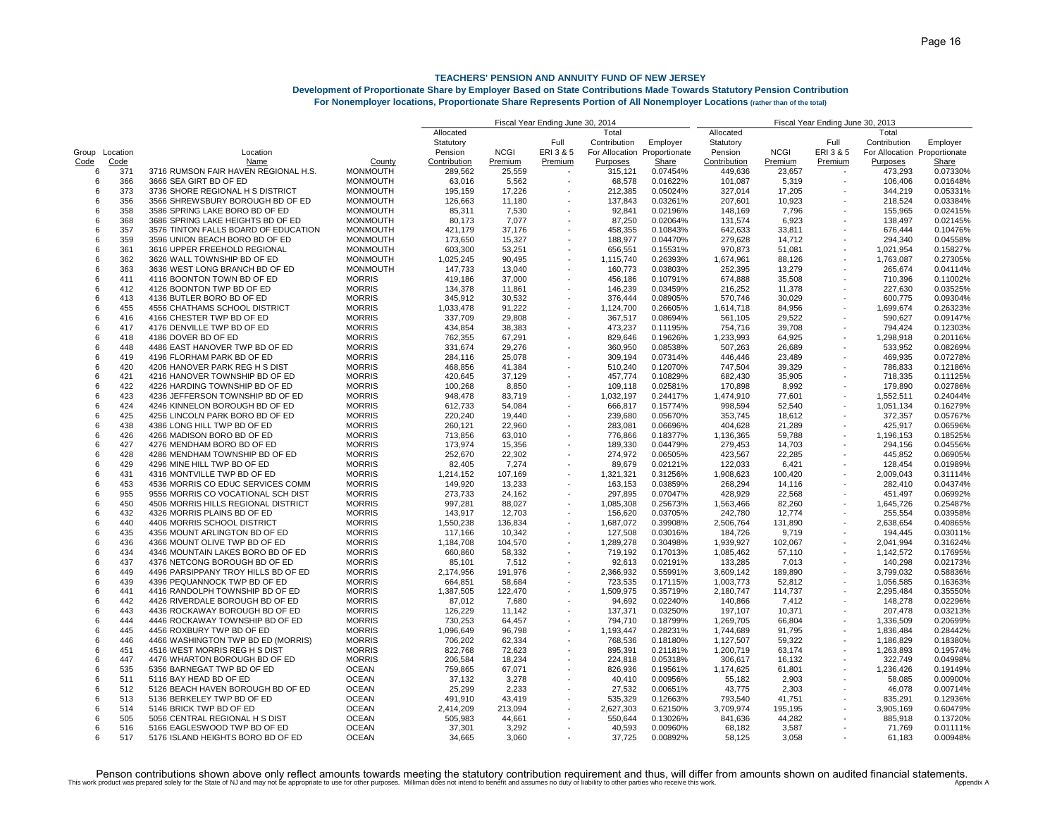# TEACHERS' PENSION AND ANNUITY FUND OF NEW JERSEY

## Development of Proportionate Share by Employer Based on State Contributions Made Towards Statutory Pension Contribution

### For Nonemployer locations, Proportionate Share Represents Portion of All Nonemployer Locations (rather than of the total)

| | | | | Fiscal Year Ending June 30, 2014 | | | | | Fiscal Year Ending June 30, 2013 | | | | |
|---|---|---|---|---|---|---|---|---|---|---|---|---|---|
| Group Code | Location Code | Location Name | County | Allocated Statutory Pension Contribution | NCGI Premium | Full ERI 3 & 5 Premium | Total Contribution For Allocation Purposes | Employer Proportionate Share | Allocated Statutory Pension Contribution | NCGI Premium | Full ERI 3 & 5 Premium | Total Contribution For Allocation Purposes | Employer Proportionate Share |
| 6 | 371 | 3716 RUMSON FAIR HAVEN REGIONAL H.S. | MONMOUTH | 289,562 | 25,559 | - | 315,121 | 0.07454% | 449,636 | 23,657 | - | 473,293 | 0.07330% |
| 6 | 366 | 3666 SEA GIRT BD OF ED | MONMOUTH | 63,016 | 5,562 | - | 68,578 | 0.01622% | 101,087 | 5,319 | - | 106,406 | 0.01648% |
| 6 | 373 | 3736 SHORE REGIONAL H S DISTRICT | MONMOUTH | 195,159 | 17,226 | - | 212,385 | 0.05024% | 327,014 | 17,205 | - | 344,219 | 0.05331% |
| 6 | 356 | 3566 SHREWSBURY BOROUGH BD OF ED | MONMOUTH | 126,663 | 11,180 | - | 137,843 | 0.03261% | 207,601 | 10,923 | - | 218,524 | 0.03384% |
| 6 | 358 | 3586 SPRING LAKE BORO BD OF ED | MONMOUTH | 85,311 | 7,530 | - | 92,841 | 0.02196% | 148,169 | 7,796 | - | 155,965 | 0.02415% |
| 6 | 368 | 3686 SPRING LAKE HEIGHTS BD OF ED | MONMOUTH | 80,173 | 7,077 | - | 87,250 | 0.02064% | 131,574 | 6,923 | - | 138,497 | 0.02145% |
| 6 | 357 | 3576 TINTON FALLS BOARD OF EDUCATION | MONMOUTH | 421,179 | 37,176 | - | 458,355 | 0.10843% | 642,633 | 33,811 | - | 676,444 | 0.10476% |
| 6 | 359 | 3596 UNION BEACH BORO BD OF ED | MONMOUTH | 173,650 | 15,327 | - | 188,977 | 0.04470% | 279,628 | 14,712 | - | 294,340 | 0.04558% |
| 6 | 361 | 3616 UPPER FREEHOLD REGIONAL | MONMOUTH | 603,300 | 53,251 | - | 656,551 | 0.15531% | 970,873 | 51,081 | - | 1,021,954 | 0.15827% |
| 6 | 362 | 3626 WALL TOWNSHIP BD OF ED | MONMOUTH | 1,025,245 | 90,495 | - | 1,115,740 | 0.26393% | 1,674,961 | 88,126 | - | 1,763,087 | 0.27305% |
| 6 | 363 | 3636 WEST LONG BRANCH BD OF ED | MONMOUTH | 147,733 | 13,040 | - | 160,773 | 0.03803% | 252,395 | 13,279 | - | 265,674 | 0.04114% |
| 6 | 411 | 4116 BOONTON TOWN BD OF ED | MORRIS | 419,186 | 37,000 | - | 456,186 | 0.10791% | 674,888 | 35,508 | - | 710,396 | 0.11002% |
| 6 | 412 | 4126 BOONTON TWP BD OF ED | MORRIS | 134,378 | 11,861 | - | 146,239 | 0.03459% | 216,252 | 11,378 | - | 227,630 | 0.03525% |
| 6 | 413 | 4136 BUTLER BORO BD OF ED | MORRIS | 345,912 | 30,532 | - | 376,444 | 0.08905% | 570,746 | 30,029 | - | 600,775 | 0.09304% |
| 6 | 455 | 4556 CHATHAMS SCHOOL DISTRICT | MORRIS | 1,033,478 | 91,222 | - | 1,124,700 | 0.26605% | 1,614,718 | 84,956 | - | 1,699,674 | 0.26323% |
| 6 | 416 | 4166 CHESTER TWP BD OF ED | MORRIS | 337,709 | 29,808 | - | 367,517 | 0.08694% | 561,105 | 29,522 | - | 590,627 | 0.09147% |
| 6 | 417 | 4176 DENVILLE TWP BD OF ED | MORRIS | 434,854 | 38,383 | - | 473,237 | 0.11195% | 754,716 | 39,708 | - | 794,424 | 0.12303% |
| 6 | 418 | 4186 DOVER BD OF ED | MORRIS | 762,355 | 67,291 | - | 829,646 | 0.19626% | 1,233,993 | 64,925 | - | 1,298,918 | 0.20116% |
| 6 | 448 | 4486 EAST HANOVER TWP BD OF ED | MORRIS | 331,674 | 29,276 | - | 360,950 | 0.08538% | 507,263 | 26,689 | - | 533,952 | 0.08269% |
| 6 | 419 | 4196 FLORHAM PARK BD OF ED | MORRIS | 284,116 | 25,078 | - | 309,194 | 0.07314% | 446,446 | 23,489 | - | 469,935 | 0.07278% |
| 6 | 420 | 4206 HANOVER PARK REG H S DIST | MORRIS | 468,856 | 41,384 | - | 510,240 | 0.12070% | 747,504 | 39,329 | - | 786,833 | 0.12186% |
| 6 | 421 | 4216 HANOVER TOWNSHIP BD OF ED | MORRIS | 420,645 | 37,129 | - | 457,774 | 0.10829% | 682,430 | 35,905 | - | 718,335 | 0.11125% |
| 6 | 422 | 4226 HARDING TOWNSHIP BD OF ED | MORRIS | 100,268 | 8,850 | - | 109,118 | 0.02581% | 170,898 | 8,992 | - | 179,890 | 0.02786% |
| 6 | 423 | 4236 JEFFERSON TOWNSHIP BD OF ED | MORRIS | 948,478 | 83,719 | - | 1,032,197 | 0.24417% | 1,474,910 | 77,601 | - | 1,552,511 | 0.24044% |
| 6 | 424 | 4246 KINNELON BOROUGH BD OF ED | MORRIS | 612,733 | 54,084 | - | 666,817 | 0.15774% | 998,594 | 52,540 | - | 1,051,134 | 0.16279% |
| 6 | 425 | 4256 LINCOLN PARK BORO BD OF ED | MORRIS | 220,240 | 19,440 | - | 239,680 | 0.05670% | 353,745 | 18,612 | - | 372,357 | 0.05767% |
| 6 | 438 | 4386 LONG HILL TWP BD OF ED | MORRIS | 260,121 | 22,960 | - | 283,081 | 0.06696% | 404,628 | 21,289 | - | 425,917 | 0.06596% |
| 6 | 426 | 4266 MADISON BORO BD OF ED | MORRIS | 713,856 | 63,010 | - | 776,866 | 0.18377% | 1,136,365 | 59,788 | - | 1,196,153 | 0.18525% |
| 6 | 427 | 4276 MENDHAM BORO BD OF ED | MORRIS | 173,974 | 15,356 | - | 189,330 | 0.04479% | 279,453 | 14,703 | - | 294,156 | 0.04556% |
| 6 | 428 | 4286 MENDHAM TOWNSHIP BD OF ED | MORRIS | 252,670 | 22,302 | - | 274,972 | 0.06505% | 423,567 | 22,285 | - | 445,852 | 0.06905% |
| 6 | 429 | 4296 MINE HILL TWP BD OF ED | MORRIS | 82,405 | 7,274 | - | 89,679 | 0.02121% | 122,033 | 6,421 | - | 128,454 | 0.01989% |
| 6 | 431 | 4316 MONTVILLE TWP BD OF ED | MORRIS | 1,214,152 | 107,169 | - | 1,321,321 | 0.31256% | 1,908,623 | 100,420 | - | 2,009,043 | 0.31114% |
| 6 | 453 | 4536 MORRIS CO EDUC SERVICES COMM | MORRIS | 149,920 | 13,233 | - | 163,153 | 0.03859% | 268,294 | 14,116 | - | 282,410 | 0.04374% |
| 6 | 955 | 9556 MORRIS CO VOCATIONAL SCH DIST | MORRIS | 273,733 | 24,162 | - | 297,895 | 0.07047% | 428,929 | 22,568 | - | 451,497 | 0.06992% |
| 6 | 450 | 4506 MORRIS HILLS REGIONAL DISTRICT | MORRIS | 997,281 | 88,027 | - | 1,085,308 | 0.25673% | 1,563,466 | 82,260 | - | 1,645,726 | 0.25487% |
| 6 | 432 | 4326 MORRIS PLAINS BD OF ED | MORRIS | 143,917 | 12,703 | - | 156,620 | 0.03705% | 242,780 | 12,774 | - | 255,554 | 0.03958% |
| 6 | 440 | 4406 MORRIS SCHOOL DISTRICT | MORRIS | 1,550,238 | 136,834 | - | 1,687,072 | 0.39908% | 2,506,764 | 131,890 | - | 2,638,654 | 0.40865% |
| 6 | 435 | 4356 MOUNT ARLINGTON BD OF ED | MORRIS | 117,166 | 10,342 | - | 127,508 | 0.03016% | 184,726 | 9,719 | - | 194,445 | 0.03011% |
| 6 | 436 | 4366 MOUNT OLIVE TWP BD OF ED | MORRIS | 1,184,708 | 104,570 | - | 1,289,278 | 0.30498% | 1,939,927 | 102,067 | - | 2,041,994 | 0.31624% |
| 6 | 434 | 4346 MOUNTAIN LAKES BORO BD OF ED | MORRIS | 660,860 | 58,332 | - | 719,192 | 0.17013% | 1,085,462 | 57,110 | - | 1,142,572 | 0.17695% |
| 6 | 437 | 4376 NETCONG BOROUGH BD OF ED | MORRIS | 85,101 | 7,512 | - | 92,613 | 0.02191% | 133,285 | 7,013 | - | 140,298 | 0.02173% |
| 6 | 449 | 4496 PARSIPPANY TROY HILLS BD OF ED | MORRIS | 2,174,956 | 191,976 | - | 2,366,932 | 0.55991% | 3,609,142 | 189,890 | - | 3,799,032 | 0.58836% |
| 6 | 439 | 4396 PEQUANNOCK TWP BD OF ED | MORRIS | 664,851 | 58,684 | - | 723,535 | 0.17115% | 1,003,773 | 52,812 | - | 1,056,585 | 0.16363% |
| 6 | 441 | 4416 RANDOLPH TOWNSHIP BD OF ED | MORRIS | 1,387,505 | 122,470 | - | 1,509,975 | 0.35719% | 2,180,747 | 114,737 | - | 2,295,484 | 0.35550% |
| 6 | 442 | 4426 RIVERDALE BOROUGH BD OF ED | MORRIS | 87,012 | 7,680 | - | 94,692 | 0.02240% | 140,866 | 7,412 | - | 148,278 | 0.02296% |
| 6 | 443 | 4436 ROCKAWAY BOROUGH BD OF ED | MORRIS | 126,229 | 11,142 | - | 137,371 | 0.03250% | 197,107 | 10,371 | - | 207,478 | 0.03213% |
| 6 | 444 | 4446 ROCKAWAY TOWNSHIP BD OF ED | MORRIS | 730,253 | 64,457 | - | 794,710 | 0.18799% | 1,269,705 | 66,804 | - | 1,336,509 | 0.20699% |
| 6 | 445 | 4456 ROXBURY TWP BD OF ED | MORRIS | 1,096,649 | 96,798 | - | 1,193,447 | 0.28231% | 1,744,689 | 91,795 | - | 1,836,484 | 0.28442% |
| 6 | 446 | 4466 WASHINGTON TWP BD ED (MORRIS) | MORRIS | 706,202 | 62,334 | - | 768,536 | 0.18180% | 1,127,507 | 59,322 | - | 1,186,829 | 0.18380% |
| 6 | 451 | 4516 WEST MORRIS REG H S DIST | MORRIS | 822,768 | 72,623 | - | 895,391 | 0.21181% | 1,200,719 | 63,174 | - | 1,263,893 | 0.19574% |
| 6 | 447 | 4476 WHARTON BOROUGH BD OF ED | MORRIS | 206,584 | 18,234 | - | 224,818 | 0.05318% | 306,617 | 16,132 | - | 322,749 | 0.04998% |
| 6 | 535 | 5356 BARNEGAT TWP BD OF ED | OCEAN | 759,865 | 67,071 | - | 826,936 | 0.19561% | 1,174,625 | 61,801 | - | 1,236,426 | 0.19149% |
| 6 | 511 | 5116 BAY HEAD BD OF ED | OCEAN | 37,132 | 3,278 | - | 40,410 | 0.00956% | 55,182 | 2,903 | - | 58,085 | 0.00900% |
| 6 | 512 | 5126 BEACH HAVEN BOROUGH BD OF ED | OCEAN | 25,299 | 2,233 | - | 27,532 | 0.00651% | 43,775 | 2,303 | - | 46,078 | 0.00714% |
| 6 | 513 | 5136 BERKELEY TWP BD OF ED | OCEAN | 491,910 | 43,419 | - | 535,329 | 0.12663% | 793,540 | 41,751 | - | 835,291 | 0.12936% |
| 6 | 514 | 5146 BRICK TWP BD OF ED | OCEAN | 2,414,209 | 213,094 | - | 2,627,303 | 0.62150% | 3,709,974 | 195,195 | - | 3,905,169 | 0.60479% |
| 6 | 505 | 5056 CENTRAL REGIONAL H S DIST | OCEAN | 505,983 | 44,661 | - | 550,644 | 0.13026% | 841,636 | 44,282 | - | 885,918 | 0.13720% |
| 6 | 516 | 5166 EAGLESWOOD TWP BD OF ED | OCEAN | 37,301 | 3,292 | - | 40,593 | 0.00960% | 68,182 | 3,587 | - | 71,769 | 0.01111% |
| 6 | 517 | 5176 ISLAND HEIGHTS BORO BD OF ED | OCEAN | 34,665 | 3,060 | - | 37,725 | 0.00892% | 58,125 | 3,058 | - | 61,183 | 0.00948% |

Penson contributions shown above only reflect amounts towards meeting the statutory contribution requirement and thus, will differ from amounts shown on audited financial statements.

This work product was prepared solely for the State of NJ and may not be appropriate to use for other purposes. Milliman does not intend to benefit and assumes no duty or liability to other parties who receive this work.

Appendix A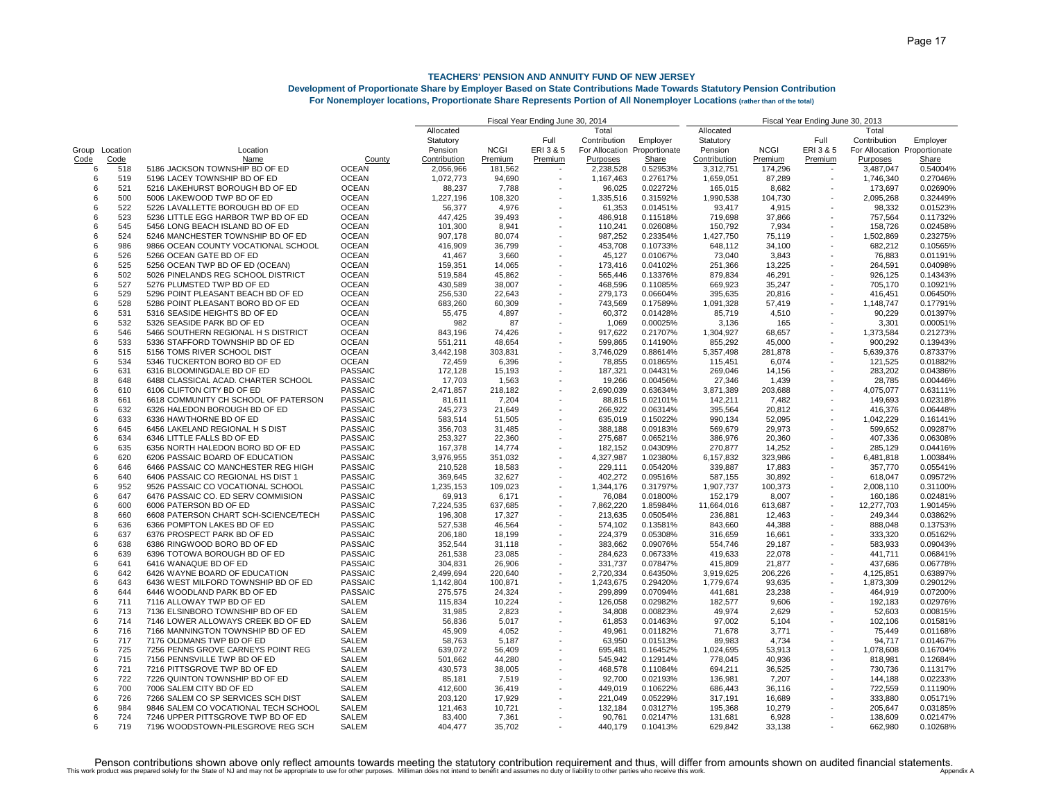**TEACHERS' PENSION AND ANNUITY FUND OF NEW JERSEY**

**Development of Proportionate Share by Employer Based on State Contributions Made Towards Statutory Pension Contribution**

**For Nonemployer locations, Proportionate Share Represents Portion of All Nonemployer Locations (rather than of the total)**

| | | | | Fiscal Year Ending June 30, 2014 | | | | | Fiscal Year Ending June 30, 2013 | | | | |
|---|---|---|---|---|---|---|---|---|---|---|---|---|---|
| Group Code | Location Code | Location Name | County | Allocated Statutory Pension Contribution | NCGI Premium | Full ERI 3 & 5 Premium | Total Contribution For Allocation Purposes | Employer Proportionate Share | Allocated Statutory Pension Contribution | NCGI Premium | Full ERI 3 & 5 Premium | Total Contribution For Allocation Purposes | Employer Proportionate Share |
| 6 | 518 | 5186 JACKSON TOWNSHIP BD OF ED | OCEAN | 2,056,966 | 181,562 | - | 2,238,528 | 0.52953% | 3,312,751 | 174,296 | - | 3,487,047 | 0.54004% |
| 6 | 519 | 5196 LACEY TOWNSHIP BD OF ED | OCEAN | 1,072,773 | 94,690 | - | 1,167,463 | 0.27617% | 1,659,051 | 87,289 | - | 1,746,340 | 0.27046% |
| 6 | 521 | 5216 LAKEHURST BOROUGH BD OF ED | OCEAN | 88,237 | 7,788 | - | 96,025 | 0.02272% | 165,015 | 8,682 | - | 173,697 | 0.02690% |
| 6 | 500 | 5006 LAKEWOOD TWP BD OF ED | OCEAN | 1,227,196 | 108,320 | - | 1,335,516 | 0.31592% | 1,990,538 | 104,730 | - | 2,095,268 | 0.32449% |
| 6 | 522 | 5226 LAVALLETTE BOROUGH BD OF ED | OCEAN | 56,377 | 4,976 | - | 61,353 | 0.01451% | 93,417 | 4,915 | - | 98,332 | 0.01523% |
| 6 | 523 | 5236 LITTLE EGG HARBOR TWP BD OF ED | OCEAN | 447,425 | 39,493 | - | 486,918 | 0.11518% | 719,698 | 37,866 | - | 757,564 | 0.11732% |
| 6 | 545 | 5456 LONG BEACH ISLAND BD OF ED | OCEAN | 101,300 | 8,941 | - | 110,241 | 0.02608% | 150,792 | 7,934 | - | 158,726 | 0.02458% |
| 6 | 524 | 5246 MANCHESTER TOWNSHIP BD OF ED | OCEAN | 907,178 | 80,074 | - | 987,252 | 0.23354% | 1,427,750 | 75,119 | - | 1,502,869 | 0.23275% |
| 6 | 986 | 9866 OCEAN COUNTY VOCATIONAL SCHOOL | OCEAN | 416,909 | 36,799 | - | 453,708 | 0.10733% | 648,112 | 34,100 | - | 682,212 | 0.10565% |
| 6 | 526 | 5266 OCEAN GATE BD OF ED | OCEAN | 41,467 | 3,660 | - | 45,127 | 0.01067% | 73,040 | 3,843 | - | 76,883 | 0.01191% |
| 6 | 525 | 5256 OCEAN TWP BD OF ED (OCEAN) | OCEAN | 159,351 | 14,065 | - | 173,416 | 0.04102% | 251,366 | 13,225 | - | 264,591 | 0.04098% |
| 6 | 502 | 5026 PINELANDS REG SCHOOL DISTRICT | OCEAN | 519,584 | 45,862 | - | 565,446 | 0.13376% | 879,834 | 46,291 | - | 926,125 | 0.14343% |
| 6 | 527 | 5276 PLUMSTED TWP BD OF ED | OCEAN | 430,589 | 38,007 | - | 468,596 | 0.11085% | 669,923 | 35,247 | - | 705,170 | 0.10921% |
| 6 | 529 | 5296 POINT PLEASANT BEACH BD OF ED | OCEAN | 256,530 | 22,643 | - | 279,173 | 0.06604% | 395,635 | 20,816 | - | 416,451 | 0.06450% |
| 6 | 528 | 5286 POINT PLEASANT BORO BD OF ED | OCEAN | 683,260 | 60,309 | - | 743,569 | 0.17589% | 1,091,328 | 57,419 | - | 1,148,747 | 0.17791% |
| 6 | 531 | 5316 SEASIDE HEIGHTS BD OF ED | OCEAN | 55,475 | 4,897 | - | 60,372 | 0.01428% | 85,719 | 4,510 | - | 90,229 | 0.01397% |
| 6 | 532 | 5326 SEASIDE PARK BD OF ED | OCEAN | 982 | 87 | - | 1,069 | 0.00025% | 3,136 | 165 | - | 3,301 | 0.00051% |
| 6 | 546 | 5466 SOUTHERN REGIONAL H S DISTRICT | OCEAN | 843,196 | 74,426 | - | 917,622 | 0.21707% | 1,304,927 | 68,657 | - | 1,373,584 | 0.21273% |
| 6 | 533 | 5336 STAFFORD TOWNSHIP BD OF ED | OCEAN | 551,211 | 48,654 | - | 599,865 | 0.14190% | 855,292 | 45,000 | - | 900,292 | 0.13943% |
| 6 | 515 | 5156 TOMS RIVER SCHOOL DIST | OCEAN | 3,442,198 | 303,831 | - | 3,746,029 | 0.88614% | 5,357,498 | 281,878 | - | 5,639,376 | 0.87337% |
| 6 | 534 | 5346 TUCKERTON BORO BD OF ED | OCEAN | 72,459 | 6,396 | - | 78,855 | 0.01865% | 115,451 | 6,074 | - | 121,525 | 0.01882% |
| 6 | 631 | 6316 BLOOMINGDALE BD OF ED | PASSAIC | 172,128 | 15,193 | - | 187,321 | 0.04431% | 269,046 | 14,156 | - | 283,202 | 0.04386% |
| 8 | 648 | 6488 CLASSICAL ACAD. CHARTER SCHOOL | PASSAIC | 17,703 | 1,563 | - | 19,266 | 0.00456% | 27,346 | 1,439 | - | 28,785 | 0.00446% |
| 6 | 610 | 6106 CLIFTON CITY BD OF ED | PASSAIC | 2,471,857 | 218,182 | - | 2,690,039 | 0.63634% | 3,871,389 | 203,688 | - | 4,075,077 | 0.63111% |
| 8 | 661 | 6618 COMMUNITY CH SCHOOL OF PATERSON | PASSAIC | 81,611 | 7,204 | - | 88,815 | 0.02101% | 142,211 | 7,482 | - | 149,693 | 0.02318% |
| 6 | 632 | 6326 HALEDON BOROUGH BD OF ED | PASSAIC | 245,273 | 21,649 | - | 266,922 | 0.06314% | 395,564 | 20,812 | - | 416,376 | 0.06448% |
| 6 | 633 | 6336 HAWTHORNE BD OF ED | PASSAIC | 583,514 | 51,505 | - | 635,019 | 0.15022% | 990,134 | 52,095 | - | 1,042,229 | 0.16141% |
| 6 | 645 | 6456 LAKELAND REGIONAL H S DIST | PASSAIC | 356,703 | 31,485 | - | 388,188 | 0.09183% | 569,679 | 29,973 | - | 599,652 | 0.09287% |
| 6 | 634 | 6346 LITTLE FALLS BD OF ED | PASSAIC | 253,327 | 22,360 | - | 275,687 | 0.06521% | 386,976 | 20,360 | - | 407,336 | 0.06308% |
| 6 | 635 | 6356 NORTH HALEDON BORO BD OF ED | PASSAIC | 167,378 | 14,774 | - | 182,152 | 0.04309% | 270,877 | 14,252 | - | 285,129 | 0.04416% |
| 6 | 620 | 6206 PASSAIC BOARD OF EDUCATION | PASSAIC | 3,976,955 | 351,032 | - | 4,327,987 | 1.02380% | 6,157,832 | 323,986 | - | 6,481,818 | 1.00384% |
| 6 | 646 | 6466 PASSAIC CO MANCHESTER REG HIGH | PASSAIC | 210,528 | 18,583 | - | 229,111 | 0.05420% | 339,887 | 17,883 | - | 357,770 | 0.05541% |
| 6 | 640 | 6406 PASSAIC CO REGIONAL HS DIST 1 | PASSAIC | 369,645 | 32,627 | - | 402,272 | 0.09516% | 587,155 | 30,892 | - | 618,047 | 0.09572% |
| 6 | 952 | 9526 PASSAIC CO VOCATIONAL SCHOOL | PASSAIC | 1,235,153 | 109,023 | - | 1,344,176 | 0.31797% | 1,907,737 | 100,373 | - | 2,008,110 | 0.31100% |
| 6 | 647 | 6476 PASSAIC CO. ED SERV COMMISION | PASSAIC | 69,913 | 6,171 | - | 76,084 | 0.01800% | 152,179 | 8,007 | - | 160,186 | 0.02481% |
| 6 | 600 | 6006 PATERSON BD OF ED | PASSAIC | 7,224,535 | 637,685 | - | 7,862,220 | 1.85984% | 11,664,016 | 613,687 | - | 12,277,703 | 1.90145% |
| 8 | 660 | 6608 PATERSON CHART SCH-SCIENCE/TECH | PASSAIC | 196,308 | 17,327 | - | 213,635 | 0.05054% | 236,881 | 12,463 | - | 249,344 | 0.03862% |
| 6 | 636 | 6366 POMPTON LAKES BD OF ED | PASSAIC | 527,538 | 46,564 | - | 574,102 | 0.13581% | 843,660 | 44,388 | - | 888,048 | 0.13753% |
| 6 | 637 | 6376 PROSPECT PARK BD OF ED | PASSAIC | 206,180 | 18,199 | - | 224,379 | 0.05308% | 316,659 | 16,661 | - | 333,320 | 0.05162% |
| 6 | 638 | 6386 RINGWOOD BORO BD OF ED | PASSAIC | 352,544 | 31,118 | - | 383,662 | 0.09076% | 554,746 | 29,187 | - | 583,933 | 0.09043% |
| 6 | 639 | 6396 TOTOWA BOROUGH BD OF ED | PASSAIC | 261,538 | 23,085 | - | 284,623 | 0.06733% | 419,633 | 22,078 | - | 441,711 | 0.06841% |
| 6 | 641 | 6416 WANAQUE BD OF ED | PASSAIC | 304,831 | 26,906 | - | 331,737 | 0.07847% | 415,809 | 21,877 | - | 437,686 | 0.06778% |
| 6 | 642 | 6426 WAYNE BOARD OF EDUCATION | PASSAIC | 2,499,694 | 220,640 | - | 2,720,334 | 0.64350% | 3,919,625 | 206,226 | - | 4,125,851 | 0.63897% |
| 6 | 643 | 6436 WEST MILFORD TOWNSHIP BD OF ED | PASSAIC | 1,142,804 | 100,871 | - | 1,243,675 | 0.29420% | 1,779,674 | 93,635 | - | 1,873,309 | 0.29012% |
| 6 | 644 | 6446 WOODLAND PARK BD OF ED | PASSAIC | 275,575 | 24,324 | - | 299,899 | 0.07094% | 441,681 | 23,238 | - | 464,919 | 0.07200% |
| 6 | 711 | 7116 ALLOWAY TWP BD OF ED | SALEM | 115,834 | 10,224 | - | 126,058 | 0.02982% | 182,577 | 9,606 | - | 192,183 | 0.02976% |
| 6 | 713 | 7136 ELSINBORO TOWNSHIP BD OF ED | SALEM | 31,985 | 2,823 | - | 34,808 | 0.00823% | 49,974 | 2,629 | - | 52,603 | 0.00815% |
| 6 | 714 | 7146 LOWER ALLOWAYS CREEK BD OF ED | SALEM | 56,836 | 5,017 | - | 61,853 | 0.01463% | 97,002 | 5,104 | - | 102,106 | 0.01581% |
| 6 | 716 | 7166 MANNINGTON TOWNSHIP BD OF ED | SALEM | 45,909 | 4,052 | - | 49,961 | 0.01182% | 71,678 | 3,771 | - | 75,449 | 0.01168% |
| 6 | 717 | 7176 OLDMANS TWP BD OF ED | SALEM | 58,763 | 5,187 | - | 63,950 | 0.01513% | 89,983 | 4,734 | - | 94,717 | 0.01467% |
| 6 | 725 | 7256 PENNS GROVE CARNEYS POINT REG | SALEM | 639,072 | 56,409 | - | 695,481 | 0.16452% | 1,024,695 | 53,913 | - | 1,078,608 | 0.16704% |
| 6 | 715 | 7156 PENNSVILLE TWP BD OF ED | SALEM | 501,662 | 44,280 | - | 545,942 | 0.12914% | 778,045 | 40,936 | - | 818,981 | 0.12684% |
| 6 | 721 | 7216 PITTSGROVE TWP BD OF ED | SALEM | 430,573 | 38,005 | - | 468,578 | 0.11084% | 694,211 | 36,525 | - | 730,736 | 0.11317% |
| 6 | 722 | 7226 QUINTON TOWNSHIP BD OF ED | SALEM | 85,181 | 7,519 | - | 92,700 | 0.02193% | 136,981 | 7,207 | - | 144,188 | 0.02233% |
| 6 | 700 | 7006 SALEM CITY BD OF ED | SALEM | 412,600 | 36,419 | - | 449,019 | 0.10622% | 686,443 | 36,116 | - | 722,559 | 0.11190% |
| 6 | 726 | 7266 SALEM CO SP SERVICES SCH DIST | SALEM | 203,120 | 17,929 | - | 221,049 | 0.05229% | 317,191 | 16,689 | - | 333,880 | 0.05171% |
| 6 | 984 | 9846 SALEM CO VOCATIONAL TECH SCHOOL | SALEM | 121,463 | 10,721 | - | 132,184 | 0.03127% | 195,368 | 10,279 | - | 205,647 | 0.03185% |
| 6 | 724 | 7246 UPPER PITTSGROVE TWP BD OF ED | SALEM | 83,400 | 7,361 | - | 90,761 | 0.02147% | 131,681 | 6,928 | - | 138,609 | 0.02147% |
| 6 | 719 | 7196 WOODSTOWN-PILESGROVE REG SCH | SALEM | 404,477 | 35,702 | - | 440,179 | 0.10413% | 629,842 | 33,138 | - | 662,980 | 0.10268% |

Penson contributions shown above only reflect amounts towards meeting the statutory contribution requirement and thus, will differ from amounts shown on audited financial statements.

This work product was prepared solely for the State of NJ and may not be appropriate to use for other purposes. Milliman does not intend to benefit and assumes no duty or liability to other parties who receive this work.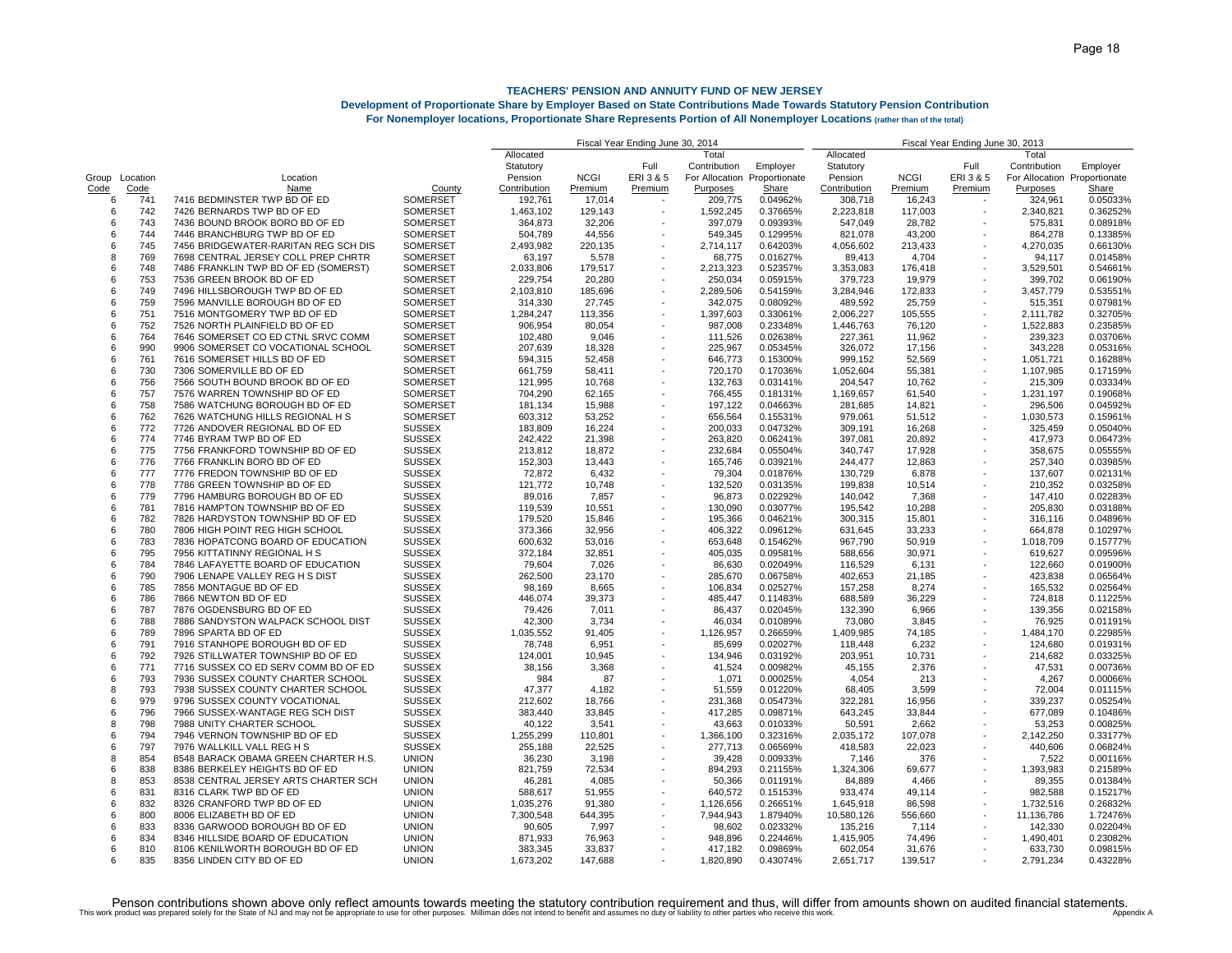# TEACHERS' PENSION AND ANNUITY FUND OF NEW JERSEY

## Development of Proportionate Share by Employer Based on State Contributions Made Towards Statutory Pension Contribution

### For Nonemployer locations, Proportionate Share Represents Portion of All Nonemployer Locations (rather than of the total)

| | | | | Fiscal Year Ending June 30, 2014 | | | | | Fiscal Year Ending June 30, 2013 | | | | |
|---|---|---|---|---|---|---|---|---|---|---|---|---|---|
| Group Code | Location Code | Location Name | County | Allocated Statutory Pension Contribution | NCGI Premium | Full ERI 3 & 5 Premium | Total Contribution For Allocation Purposes | Employer Proportionate Share | Allocated Statutory Pension Contribution | NCGI Premium | Full ERI 3 & 5 Premium | Total Contribution For Allocation Purposes | Employer Proportionate Share |
| 6 | 741 | 7416 BEDMINSTER TWP BD OF ED | SOMERSET | 192,761 | 17,014 | - | 209,775 | 0.04962% | 308,718 | 16,243 | - | 324,961 | 0.05033% |
| 6 | 742 | 7426 BERNARDS TWP BD OF ED | SOMERSET | 1,463,102 | 129,143 | - | 1,592,245 | 0.37665% | 2,223,818 | 117,003 | - | 2,340,821 | 0.36252% |
| 6 | 743 | 7436 BOUND BROOK BORO BD OF ED | SOMERSET | 364,873 | 32,206 | - | 397,079 | 0.09393% | 547,049 | 28,782 | - | 575,831 | 0.08918% |
| 6 | 744 | 7446 BRANCHBURG TWP BD OF ED | SOMERSET | 504,789 | 44,556 | - | 549,345 | 0.12995% | 821,078 | 43,200 | - | 864,278 | 0.13385% |
| 6 | 745 | 7456 BRIDGEWATER-RARITAN REG SCH DIS | SOMERSET | 2,493,982 | 220,135 | - | 2,714,117 | 0.64203% | 4,056,602 | 213,433 | - | 4,270,035 | 0.66130% |
| 8 | 769 | 7698 CENTRAL JERSEY COLL PREP CHRTR | SOMERSET | 63,197 | 5,578 | - | 68,775 | 0.01627% | 89,413 | 4,704 | - | 94,117 | 0.01458% |
| 6 | 748 | 7486 FRANKLIN TWP BD OF ED (SOMERST) | SOMERSET | 2,033,806 | 179,517 | - | 2,213,323 | 0.52357% | 3,353,083 | 176,418 | - | 3,529,501 | 0.54661% |
| 6 | 753 | 7536 GREEN BROOK BD OF ED | SOMERSET | 229,754 | 20,280 | - | 250,034 | 0.05915% | 379,723 | 19,979 | - | 399,702 | 0.06190% |
| 6 | 749 | 7496 HILLSBOROUGH TWP BD OF ED | SOMERSET | 2,103,810 | 185,696 | - | 2,289,506 | 0.54159% | 3,284,946 | 172,833 | - | 3,457,779 | 0.53551% |
| 6 | 759 | 7596 MANVILLE BOROUGH BD OF ED | SOMERSET | 314,330 | 27,745 | - | 342,075 | 0.08092% | 489,592 | 25,759 | - | 515,351 | 0.07981% |
| 6 | 751 | 7516 MONTGOMERY TWP BD OF ED | SOMERSET | 1,284,247 | 113,356 | - | 1,397,603 | 0.33061% | 2,006,227 | 105,555 | - | 2,111,782 | 0.32705% |
| 6 | 752 | 7526 NORTH PLAINFIELD BD OF ED | SOMERSET | 906,954 | 80,054 | - | 987,008 | 0.23348% | 1,446,763 | 76,120 | - | 1,522,883 | 0.23585% |
| 6 | 764 | 7646 SOMERSET CO ED CTNL SRVC COMM | SOMERSET | 102,480 | 9,046 | - | 111,526 | 0.02638% | 227,361 | 11,962 | - | 239,323 | 0.03706% |
| 6 | 990 | 9906 SOMERSET CO VOCATIONAL SCHOOL | SOMERSET | 207,639 | 18,328 | - | 225,967 | 0.05345% | 326,072 | 17,156 | - | 343,228 | 0.05316% |
| 6 | 761 | 7616 SOMERSET HILLS BD OF ED | SOMERSET | 594,315 | 52,458 | - | 646,773 | 0.15300% | 999,152 | 52,569 | - | 1,051,721 | 0.16288% |
| 6 | 730 | 7306 SOMERVILLE BD OF ED | SOMERSET | 661,759 | 58,411 | - | 720,170 | 0.17036% | 1,052,604 | 55,381 | - | 1,107,985 | 0.17159% |
| 6 | 756 | 7566 SOUTH BOUND BROOK BD OF ED | SOMERSET | 121,995 | 10,768 | - | 132,763 | 0.03141% | 204,547 | 10,762 | - | 215,309 | 0.03334% |
| 6 | 757 | 7576 WARREN TOWNSHIP BD OF ED | SOMERSET | 704,290 | 62,165 | - | 766,455 | 0.18131% | 1,169,657 | 61,540 | - | 1,231,197 | 0.19068% |
| 6 | 758 | 7586 WATCHUNG BOROUGH BD OF ED | SOMERSET | 181,134 | 15,988 | - | 197,122 | 0.04663% | 281,685 | 14,821 | - | 296,506 | 0.04592% |
| 6 | 762 | 7626 WATCHUNG HILLS REGIONAL H S | SOMERSET | 603,312 | 53,252 | - | 656,564 | 0.15531% | 979,061 | 51,512 | - | 1,030,573 | 0.15961% |
| 6 | 772 | 7726 ANDOVER REGIONAL BD OF ED | SUSSEX | 183,809 | 16,224 | - | 200,033 | 0.04732% | 309,191 | 16,268 | - | 325,459 | 0.05040% |
| 6 | 774 | 7746 BYRAM TWP BD OF ED | SUSSEX | 242,422 | 21,398 | - | 263,820 | 0.06241% | 397,081 | 20,892 | - | 417,973 | 0.06473% |
| 6 | 775 | 7756 FRANKFORD TOWNSHIP BD OF ED | SUSSEX | 213,812 | 18,872 | - | 232,684 | 0.05504% | 340,747 | 17,928 | - | 358,675 | 0.05555% |
| 6 | 776 | 7766 FRANKLIN BORO BD OF ED | SUSSEX | 152,303 | 13,443 | - | 165,746 | 0.03921% | 244,477 | 12,863 | - | 257,340 | 0.03985% |
| 6 | 777 | 7776 FREDON TOWNSHIP BD OF ED | SUSSEX | 72,872 | 6,432 | - | 79,304 | 0.01876% | 130,729 | 6,878 | - | 137,607 | 0.02131% |
| 6 | 778 | 7786 GREEN TOWNSHIP BD OF ED | SUSSEX | 121,772 | 10,748 | - | 132,520 | 0.03135% | 199,838 | 10,514 | - | 210,352 | 0.03258% |
| 6 | 779 | 7796 HAMBURG BOROUGH BD OF ED | SUSSEX | 89,016 | 7,857 | - | 96,873 | 0.02292% | 140,042 | 7,368 | - | 147,410 | 0.02283% |
| 6 | 781 | 7816 HAMPTON TOWNSHIP BD OF ED | SUSSEX | 119,539 | 10,551 | - | 130,090 | 0.03077% | 195,542 | 10,288 | - | 205,830 | 0.03188% |
| 6 | 782 | 7826 HARDYSTON TOWNSHIP BD OF ED | SUSSEX | 179,520 | 15,846 | - | 195,366 | 0.04621% | 300,315 | 15,801 | - | 316,116 | 0.04896% |
| 6 | 780 | 7806 HIGH POINT REG HIGH SCHOOL | SUSSEX | 373,366 | 32,956 | - | 406,322 | 0.09612% | 631,645 | 33,233 | - | 664,878 | 0.10297% |
| 6 | 783 | 7836 HOPATCONG BOARD OF EDUCATION | SUSSEX | 600,632 | 53,016 | - | 653,648 | 0.15462% | 967,790 | 50,919 | - | 1,018,709 | 0.15777% |
| 6 | 795 | 7956 KITTATINNY REGIONAL H S | SUSSEX | 372,184 | 32,851 | - | 405,035 | 0.09581% | 588,656 | 30,971 | - | 619,627 | 0.09596% |
| 6 | 784 | 7846 LAFAYETTE BOARD OF EDUCATION | SUSSEX | 79,604 | 7,026 | - | 86,630 | 0.02049% | 116,529 | 6,131 | - | 122,660 | 0.01900% |
| 6 | 790 | 7906 LENAPE VALLEY REG H S DIST | SUSSEX | 262,500 | 23,170 | - | 285,670 | 0.06758% | 402,653 | 21,185 | - | 423,838 | 0.06564% |
| 6 | 785 | 7856 MONTAGUE BD OF ED | SUSSEX | 98,169 | 8,665 | - | 106,834 | 0.02527% | 157,258 | 8,274 | - | 165,532 | 0.02564% |
| 6 | 786 | 7866 NEWTON BD OF ED | SUSSEX | 446,074 | 39,373 | - | 485,447 | 0.11483% | 688,589 | 36,229 | - | 724,818 | 0.11225% |
| 6 | 787 | 7876 OGDENSBURG BD OF ED | SUSSEX | 79,426 | 7,011 | - | 86,437 | 0.02045% | 132,390 | 6,966 | - | 139,356 | 0.02158% |
| 6 | 788 | 7886 SANDYSTON WALPACK SCHOOL DIST | SUSSEX | 42,300 | 3,734 | - | 46,034 | 0.01089% | 73,080 | 3,845 | - | 76,925 | 0.01191% |
| 6 | 789 | 7896 SPARTA BD OF ED | SUSSEX | 1,035,552 | 91,405 | - | 1,126,957 | 0.26659% | 1,409,985 | 74,185 | - | 1,484,170 | 0.22985% |
| 6 | 791 | 7916 STANHOPE BOROUGH BD OF ED | SUSSEX | 78,748 | 6,951 | - | 85,699 | 0.02027% | 118,448 | 6,232 | - | 124,680 | 0.01931% |
| 6 | 792 | 7926 STILLWATER TOWNSHIP BD OF ED | SUSSEX | 124,001 | 10,945 | - | 134,946 | 0.03192% | 203,951 | 10,731 | - | 214,682 | 0.03325% |
| 6 | 771 | 7716 SUSSEX CO ED SERV COMM BD OF ED | SUSSEX | 38,156 | 3,368 | - | 41,524 | 0.00982% | 45,155 | 2,376 | - | 47,531 | 0.00736% |
| 6 | 793 | 7936 SUSSEX COUNTY CHARTER SCHOOL | SUSSEX | 984 | 87 | - | 1,071 | 0.00025% | 4,054 | 213 | - | 4,267 | 0.00066% |
| 8 | 793 | 7938 SUSSEX COUNTY CHARTER SCHOOL | SUSSEX | 47,377 | 4,182 | - | 51,559 | 0.01220% | 68,405 | 3,599 | - | 72,004 | 0.01115% |
| 6 | 979 | 9796 SUSSEX COUNTY VOCATIONAL | SUSSEX | 212,602 | 18,766 | - | 231,368 | 0.05473% | 322,281 | 16,956 | - | 339,237 | 0.05254% |
| 6 | 796 | 7966 SUSSEX-WANTAGE REG SCH DIST | SUSSEX | 383,440 | 33,845 | - | 417,285 | 0.09871% | 643,245 | 33,844 | - | 677,089 | 0.10486% |
| 8 | 798 | 7988 UNITY CHARTER SCHOOL | SUSSEX | 40,122 | 3,541 | - | 43,663 | 0.01033% | 50,591 | 2,662 | - | 53,253 | 0.00825% |
| 6 | 794 | 7946 VERNON TOWNSHIP BD OF ED | SUSSEX | 1,255,299 | 110,801 | - | 1,366,100 | 0.32316% | 2,035,172 | 107,078 | - | 2,142,250 | 0.33177% |
| 6 | 797 | 7976 WALLKILL VALL REG H S | SUSSEX | 255,188 | 22,525 | - | 277,713 | 0.06569% | 418,583 | 22,023 | - | 440,606 | 0.06824% |
| 8 | 854 | 8548 BARACK OBAMA GREEN CHARTER H.S. | UNION | 36,230 | 3,198 | - | 39,428 | 0.00933% | 7,146 | 376 | - | 7,522 | 0.00116% |
| 6 | 838 | 8386 BERKELEY HEIGHTS BD OF ED | UNION | 821,759 | 72,534 | - | 894,293 | 0.21155% | 1,324,306 | 69,677 | - | 1,393,983 | 0.21589% |
| 8 | 853 | 8538 CENTRAL JERSEY ARTS CHARTER SCH | UNION | 46,281 | 4,085 | - | 50,366 | 0.01191% | 84,889 | 4,466 | - | 89,355 | 0.01384% |
| 6 | 831 | 8316 CLARK TWP BD OF ED | UNION | 588,617 | 51,955 | - | 640,572 | 0.15153% | 933,474 | 49,114 | - | 982,588 | 0.15217% |
| 6 | 832 | 8326 CRANFORD TWP BD OF ED | UNION | 1,035,276 | 91,380 | - | 1,126,656 | 0.26651% | 1,645,918 | 86,598 | - | 1,732,516 | 0.26832% |
| 6 | 800 | 8006 ELIZABETH BD OF ED | UNION | 7,300,548 | 644,395 | - | 7,944,943 | 1.87940% | 10,580,126 | 556,660 | - | 11,136,786 | 1.72476% |
| 6 | 833 | 8336 GARWOOD BOROUGH BD OF ED | UNION | 90,605 | 7,997 | - | 98,602 | 0.02332% | 135,216 | 7,114 | - | 142,330 | 0.02204% |
| 6 | 834 | 8346 HILLSIDE BOARD OF EDUCATION | UNION | 871,933 | 76,963 | - | 948,896 | 0.22446% | 1,415,905 | 74,496 | - | 1,490,401 | 0.23082% |
| 6 | 810 | 8106 KENILWORTH BOROUGH BD OF ED | UNION | 383,345 | 33,837 | - | 417,182 | 0.09869% | 602,054 | 31,676 | - | 633,730 | 0.09815% |
| 6 | 835 | 8356 LINDEN CITY BD OF ED | UNION | 1,673,202 | 147,688 | - | 1,820,890 | 0.43074% | 2,651,717 | 139,517 | - | 2,791,234 | 0.43228% |

Pension contributions shown above only reflect amounts towards meeting the statutory contribution requirement and thus, will differ from amounts shown on audited financial statements.

This work product was prepared solely for the State of NJ and may not be appropriate to use for other purposes. Milliman does not intend to benefit and assumes no duty or liability to other parties who receive this work.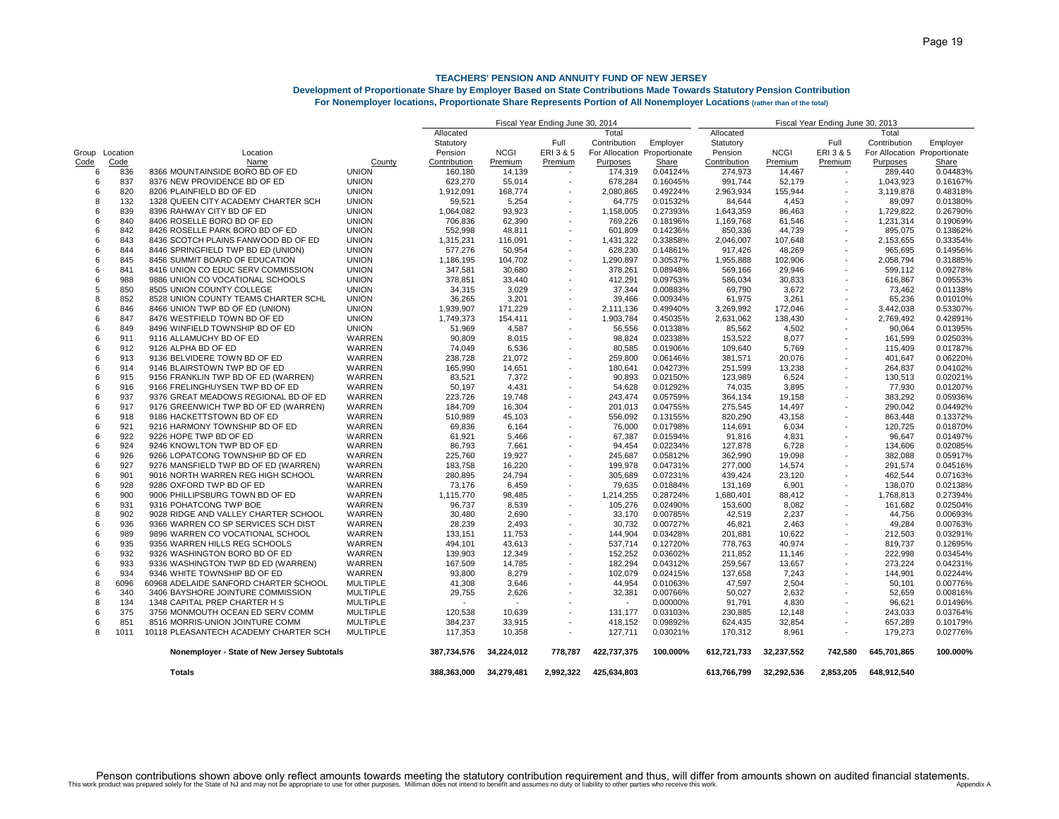# TEACHERS' PENSION AND ANNUITY FUND OF NEW JERSEY

**Development of Proportionate Share by Employer Based on State Contributions Made Towards Statutory Pension Contribution**

**For Nonemployer locations, Proportionate Share Represents Portion of All Nonemployer Locations** (rather than of the total)

| | | | | Fiscal Year Ending June 30, 2014 | | | | | Fiscal Year Ending June 30, 2013 | | | | |
|---|---|---|---|---|---|---|---|---|---|---|---|---|---|
| Group Code | Location Code | Location Name | County | Allocated Statutory Pension Contribution | NCGI Premium | Full ERI 3 & 5 Premium | Total Contribution For Allocation Purposes | Employer Proportionate Share | Allocated Statutory Pension Contribution | NCGI Premium | Full ERI 3 & 5 Premium | Total Contribution For Allocation Purposes | Employer Proportionate Share |
| 6 | 836 | 8366 MOUNTAINSIDE BORO BD OF ED | UNION | 160,180 | 14,139 | - | 174,319 | 0.04124% | 274,973 | 14,467 | - | 289,440 | 0.04483% |
| 6 | 837 | 8376 NEW PROVIDENCE BD OF ED | UNION | 623,270 | 55,014 | - | 678,284 | 0.16045% | 991,744 | 52,179 | - | 1,043,923 | 0.16167% |
| 6 | 820 | 8206 PLAINFIELD BD OF ED | UNION | 1,912,091 | 168,774 | - | 2,080,865 | 0.49224% | 2,963,934 | 155,944 | - | 3,119,878 | 0.48318% |
| 8 | 132 | 1328 QUEEN CITY ACADEMY CHARTER SCH | UNION | 59,521 | 5,254 | - | 64,775 | 0.01532% | 84,644 | 4,453 | - | 89,097 | 0.01380% |
| 6 | 839 | 8396 RAHWAY CITY BD OF ED | UNION | 1,064,082 | 93,923 | - | 1,158,005 | 0.27393% | 1,643,359 | 86,463 | - | 1,729,822 | 0.26790% |
| 6 | 840 | 8406 ROSELLE BORO BD OF ED | UNION | 706,836 | 62,390 | - | 769,226 | 0.18196% | 1,169,768 | 61,546 | - | 1,231,314 | 0.19069% |
| 6 | 842 | 8426 ROSELLE PARK BORO BD OF ED | UNION | 552,998 | 48,811 | - | 601,809 | 0.14236% | 850,336 | 44,739 | - | 895,075 | 0.13862% |
| 6 | 843 | 8436 SCOTCH PLAINS FANWOOD BD OF ED | UNION | 1,315,231 | 116,091 | - | 1,431,322 | 0.33858% | 2,046,007 | 107,648 | - | 2,153,655 | 0.33354% |
| 6 | 844 | 8446 SPRINGFIELD TWP BD ED (UNION) | UNION | 577,276 | 50,954 | - | 628,230 | 0.14861% | 917,426 | 48,269 | - | 965,695 | 0.14956% |
| 6 | 845 | 8456 SUMMIT BOARD OF EDUCATION | UNION | 1,186,195 | 104,702 | - | 1,290,897 | 0.30537% | 1,955,888 | 102,906 | - | 2,058,794 | 0.31885% |
| 6 | 841 | 8416 UNION CO EDUC SERV COMMISSION | UNION | 347,581 | 30,680 | - | 378,261 | 0.08948% | 569,166 | 29,946 | - | 599,112 | 0.09278% |
| 6 | 988 | 9886 UNION CO VOCATIONAL SCHOOLS | UNION | 378,851 | 33,440 | - | 412,291 | 0.09753% | 586,034 | 30,833 | - | 616,867 | 0.09553% |
| 5 | 850 | 8505 UNION COUNTY COLLEGE | UNION | 34,315 | 3,029 | - | 37,344 | 0.00883% | 69,790 | 3,672 | - | 73,462 | 0.01138% |
| 8 | 852 | 8528 UNION COUNTY TEAMS CHARTER SCHL | UNION | 36,265 | 3,201 | - | 39,466 | 0.00934% | 61,975 | 3,261 | - | 65,236 | 0.01010% |
| 6 | 846 | 8466 UNION TWP BD OF ED (UNION) | UNION | 1,939,907 | 171,229 | - | 2,111,136 | 0.49940% | 3,269,992 | 172,046 | - | 3,442,038 | 0.53307% |
| 6 | 847 | 8476 WESTFIELD TOWN BD OF ED | UNION | 1,749,373 | 154,411 | - | 1,903,784 | 0.45035% | 2,631,062 | 138,430 | - | 2,769,492 | 0.42891% |
| 6 | 849 | 8496 WINFIELD TOWNSHIP BD OF ED | UNION | 51,969 | 4,587 | - | 56,556 | 0.01338% | 85,562 | 4,502 | - | 90,064 | 0.01395% |
| 6 | 911 | 9116 ALLAMUCHY BD OF ED | WARREN | 90,809 | 8,015 | - | 98,824 | 0.02338% | 153,522 | 8,077 | - | 161,599 | 0.02503% |
| 6 | 912 | 9126 ALPHA BD OF ED | WARREN | 74,049 | 6,536 | - | 80,585 | 0.01906% | 109,640 | 5,769 | - | 115,409 | 0.01787% |
| 6 | 913 | 9136 BELVIDERE TOWN BD OF ED | WARREN | 238,728 | 21,072 | - | 259,800 | 0.06146% | 381,571 | 20,076 | - | 401,647 | 0.06220% |
| 6 | 914 | 9146 BLAIRSTOWN TWP BD OF ED | WARREN | 165,990 | 14,651 | - | 180,641 | 0.04273% | 251,599 | 13,238 | - | 264,837 | 0.04102% |
| 6 | 915 | 9156 FRANKLIN TWP BD OF ED (WARREN) | WARREN | 83,521 | 7,372 | - | 90,893 | 0.02150% | 123,989 | 6,524 | - | 130,513 | 0.02021% |
| 6 | 916 | 9166 FRELINGHUYSEN TWP BD OF ED | WARREN | 50,197 | 4,431 | - | 54,628 | 0.01292% | 74,035 | 3,895 | - | 77,930 | 0.01207% |
| 6 | 937 | 9376 GREAT MEADOWS REGIONAL BD OF ED | WARREN | 223,726 | 19,748 | - | 243,474 | 0.05759% | 364,134 | 19,158 | - | 383,292 | 0.05936% |
| 6 | 917 | 9176 GREENWICH TWP BD OF ED (WARREN) | WARREN | 184,709 | 16,304 | - | 201,013 | 0.04755% | 275,545 | 14,497 | - | 290,042 | 0.04492% |
| 6 | 918 | 9186 HACKETTSTOWN BD OF ED | WARREN | 510,989 | 45,103 | - | 556,092 | 0.13155% | 820,290 | 43,158 | - | 863,448 | 0.13372% |
| 6 | 921 | 9216 HARMONY TOWNSHIP BD OF ED | WARREN | 69,836 | 6,164 | - | 76,000 | 0.01798% | 114,691 | 6,034 | - | 120,725 | 0.01870% |
| 6 | 922 | 9226 HOPE TWP BD OF ED | WARREN | 61,921 | 5,466 | - | 67,387 | 0.01594% | 91,816 | 4,831 | - | 96,647 | 0.01497% |
| 6 | 924 | 9246 KNOWLTON TWP BD OF ED | WARREN | 86,793 | 7,661 | - | 94,454 | 0.02234% | 127,878 | 6,728 | - | 134,606 | 0.02085% |
| 6 | 926 | 9266 LOPATCONG TOWNSHIP BD OF ED | WARREN | 225,760 | 19,927 | - | 245,687 | 0.05812% | 362,990 | 19,098 | - | 382,088 | 0.05917% |
| 6 | 927 | 9276 MANSFIELD TWP BD OF ED (WARREN) | WARREN | 183,758 | 16,220 | - | 199,978 | 0.04731% | 277,000 | 14,574 | - | 291,574 | 0.04516% |
| 6 | 901 | 9016 NORTH WARREN REG HIGH SCHOOL | WARREN | 280,895 | 24,794 | - | 305,689 | 0.07231% | 439,424 | 23,120 | - | 462,544 | 0.07163% |
| 6 | 928 | 9286 OXFORD TWP BD OF ED | WARREN | 73,176 | 6,459 | - | 79,635 | 0.01884% | 131,169 | 6,901 | - | 138,070 | 0.02138% |
| 6 | 900 | 9006 PHILLIPSBURG TOWN BD OF ED | WARREN | 1,115,770 | 98,485 | - | 1,214,255 | 0.28724% | 1,680,401 | 88,412 | - | 1,768,813 | 0.27394% |
| 6 | 931 | 9316 POHATCONG TWP BOE | WARREN | 96,737 | 8,539 | - | 105,276 | 0.02490% | 153,600 | 8,082 | - | 161,682 | 0.02504% |
| 8 | 902 | 9028 RIDGE AND VALLEY CHARTER SCHOOL | WARREN | 30,480 | 2,690 | - | 33,170 | 0.00785% | 42,519 | 2,237 | - | 44,756 | 0.00693% |
| 6 | 936 | 9366 WARREN CO SP SERVICES SCH DIST | WARREN | 28,239 | 2,493 | - | 30,732 | 0.00727% | 46,821 | 2,463 | - | 49,284 | 0.00763% |
| 6 | 989 | 9896 WARREN CO VOCATIONAL SCHOOL | WARREN | 133,151 | 11,753 | - | 144,904 | 0.03428% | 201,881 | 10,622 | - | 212,503 | 0.03291% |
| 6 | 935 | 9356 WARREN HILLS REG SCHOOLS | WARREN | 494,101 | 43,613 | - | 537,714 | 0.12720% | 778,763 | 40,974 | - | 819,737 | 0.12695% |
| 6 | 932 | 9326 WASHINGTON BORO BD OF ED | WARREN | 139,903 | 12,349 | - | 152,252 | 0.03602% | 211,852 | 11,146 | - | 222,998 | 0.03454% |
| 6 | 933 | 9336 WASHINGTON TWP BD ED (WARREN) | WARREN | 167,509 | 14,785 | - | 182,294 | 0.04312% | 259,567 | 13,657 | - | 273,224 | 0.04231% |
| 6 | 934 | 9346 WHITE TOWNSHIP BD OF ED | WARREN | 93,800 | 8,279 | - | 102,079 | 0.02415% | 137,658 | 7,243 | - | 144,901 | 0.02244% |
| 8 | 6096 | 60968 ADELAIDE SANFORD CHARTER SCHOOL | MULTIPLE | 41,308 | 3,646 | - | 44,954 | 0.01063% | 47,597 | 2,504 | - | 50,101 | 0.00776% |
| 6 | 340 | 3406 BAYSHORE JOINTURE COMMISSION | MULTIPLE | 29,755 | 2,626 | - | 32,381 | 0.00766% | 50,027 | 2,632 | - | 52,659 | 0.00816% |
| 8 | 134 | 1348 CAPITAL PREP CHARTER H S | MULTIPLE | - | - | - | - | 0.00000% | 91,791 | 4,830 | - | 96,621 | 0.01496% |
| 6 | 375 | 3756 MONMOUTH OCEAN ED SERV COMM | MULTIPLE | 120,538 | 10,639 | - | 131,177 | 0.03103% | 230,885 | 12,148 | - | 243,033 | 0.03764% |
| 6 | 851 | 8516 MORRIS-UNION JOINTURE COMM | MULTIPLE | 384,237 | 33,915 | - | 418,152 | 0.09892% | 624,435 | 32,854 | - | 657,289 | 0.10179% |
| 8 | 1011 | 10118 PLEASANTECH ACADEMY CHARTER SCH | MULTIPLE | 117,353 | 10,358 | - | 127,711 | 0.03021% | 170,312 | 8,961 | - | 179,273 | 0.02776% |
| | | **Nonemployer - State of New Jersey Subtotals** | | **387,734,576** | **34,224,012** | **778,787** | **422,737,375** | **100.000%** | **612,721,733** | **32,237,552** | **742,580** | **645,701,865** | **100.000%** |
| | | **Totals** | | **388,363,000** | **34,279,481** | **2,992,322** | **425,634,803** | | **613,766,799** | **32,292,536** | **2,853,205** | **648,912,540** | |

Penson contributions shown above only reflect amounts towards meeting the statutory contribution requirement and thus, will differ from amounts shown on audited financial statements.

This work product was prepared solely for the State of NJ and may not be appropriate to use for other purposes. Milliman does not intend to benefit and assumes no duty or liability to other parties who receive this work.

Appendix A